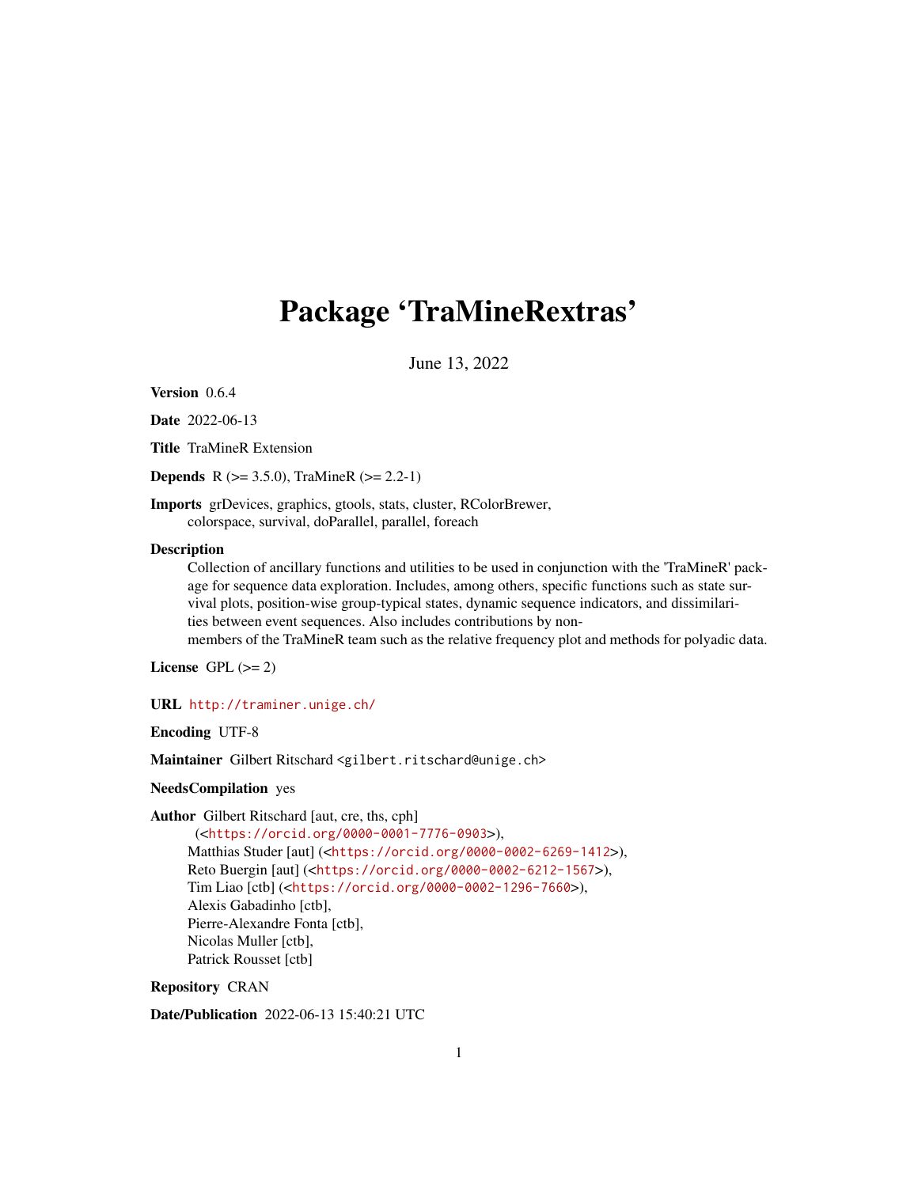# Package 'TraMineRextras'

June 13, 2022

**Version** 0.6.4

**Date** 2022-06-13

**Title** TraMineR Extension

**Depends** R (>= 3.5.0), TraMineR (>= 2.2-1)

**Imports** grDevices, graphics, gtools, stats, cluster, RColorBrewer, colorspace, survival, doParallel, parallel, foreach

**Description**
Collection of ancillary functions and utilities to be used in conjunction with the 'TraMineR' package for sequence data exploration. Includes, among others, specific functions such as state survival plots, position-wise group-typical states, dynamic sequence indicators, and dissimilarities between event sequences. Also includes contributions by non-members of the TraMineR team such as the relative frequency plot and methods for polyadic data.

**License** GPL (>= 2)

**URL** http://traminer.unige.ch/

**Encoding** UTF-8

**Maintainer** Gilbert Ritschard <gilbert.ritschard@unige.ch>

**NeedsCompilation** yes

**Author** Gilbert Ritschard [aut, cre, ths, cph]
(<https://orcid.org/0000-0001-7776-0903>),
Matthias Studer [aut] (<https://orcid.org/0000-0002-6269-1412>),
Reto Buergin [aut] (<https://orcid.org/0000-0002-6212-1567>),
Tim Liao [ctb] (<https://orcid.org/0000-0002-1296-7660>),
Alexis Gabadinho [ctb],
Pierre-Alexandre Fonta [ctb],
Nicolas Muller [ctb],
Patrick Rousset [ctb]

**Repository** CRAN

**Date/Publication** 2022-06-13 15:40:21 UTC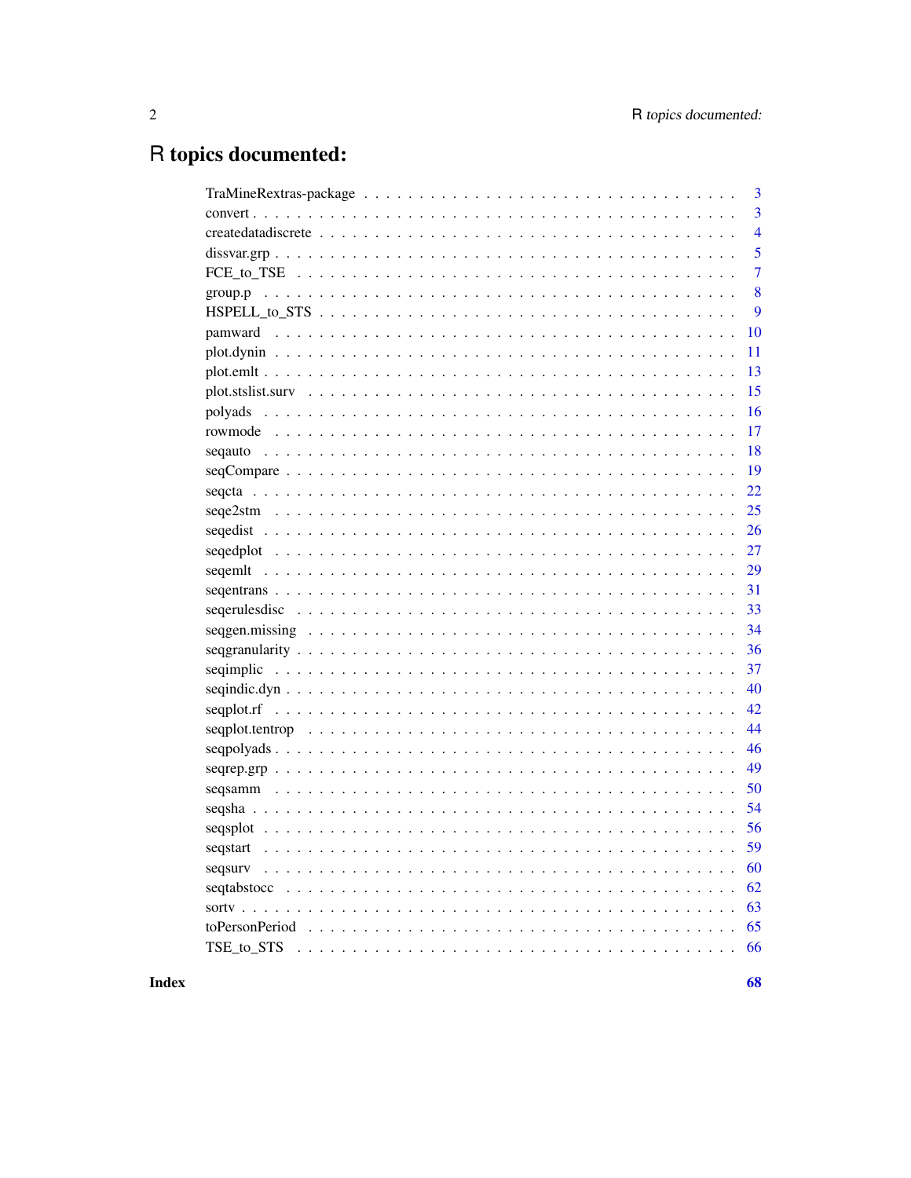# R topics documented:

| | |
|---|---|
| TraMineRextras-package | 3 |
| convert | 3 |
| createdatadiscrete | 4 |
| dissvar.grp | 5 |
| FCE_to_TSE | 7 |
| group.p | 8 |
| HSPELL_to_STS | 9 |
| pamward | 10 |
| plot.dynin | 11 |
| plot.emlt | 13 |
| plot.stslist.surv | 15 |
| polyads | 16 |
| rowmode | 17 |
| seqauto | 18 |
| seqCompare | 19 |
| seqcta | 22 |
| seqe2stm | 25 |
| seqedist | 26 |
| seqedplot | 27 |
| seqemlt | 29 |
| seqentrans | 31 |
| seqerulesdisc | 33 |
| seqgen.missing | 34 |
| seqgranularity | 36 |
| seqimplic | 37 |
| seqindic.dyn | 40 |
| seqplot.rf | 42 |
| seqplot.tentrop | 44 |
| seqpolyads | 46 |
| seqrep.grp | 49 |
| seqsamm | 50 |
| seqsha | 54 |
| seqsplot | 56 |
| seqstart | 59 |
| seqsurv | 60 |
| seqtabstocc | 62 |
| sortv | 63 |
| toPersonPeriod | 65 |
| TSE_to_STS | 66 |
| **Index** | **68** |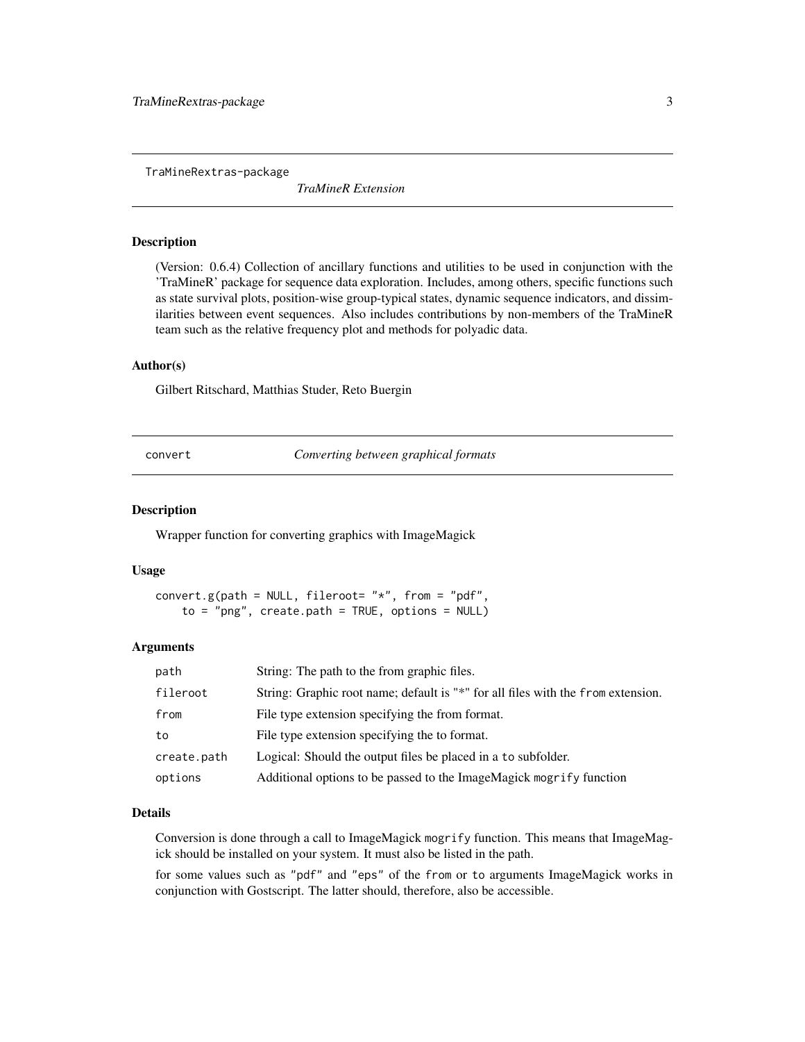## TraMineRextras-package *TraMineR Extension*

### Description

(Version: 0.6.4) Collection of ancillary functions and utilities to be used in conjunction with the 'TraMineR' package for sequence data exploration. Includes, among others, specific functions such as state survival plots, position-wise group-typical states, dynamic sequence indicators, and dissimilarities between event sequences. Also includes contributions by non-members of the TraMineR team such as the relative frequency plot and methods for polyadic data.

### Author(s)

Gilbert Ritschard, Matthias Studer, Reto Buergin

## convert *Converting between graphical formats*

### Description

Wrapper function for converting graphics with ImageMagick

### Usage

```
convert.g(path = NULL, fileroot= "*", from = "pdf",
    to = "png", create.path = TRUE, options = NULL)
```

### Arguments

| | |
|---|---|
| `path` | String: The path to the from graphic files. |
| `fileroot` | String: Graphic root name; default is "*" for all files with the `from` extension. |
| `from` | File type extension specifying the from format. |
| `to` | File type extension specifying the to format. |
| `create.path` | Logical: Should the output files be placed in a `to` subfolder. |
| `options` | Additional options to be passed to the ImageMagick `mogrify` function |

### Details

Conversion is done through a call to ImageMagick `mogrify` function. This means that ImageMagick should be installed on your system. It must also be listed in the path.

for some values such as `"pdf"` and `"eps"` of the `from` or `to` arguments ImageMagick works in conjunction with Gostscript. The latter should, therefore, also be accessible.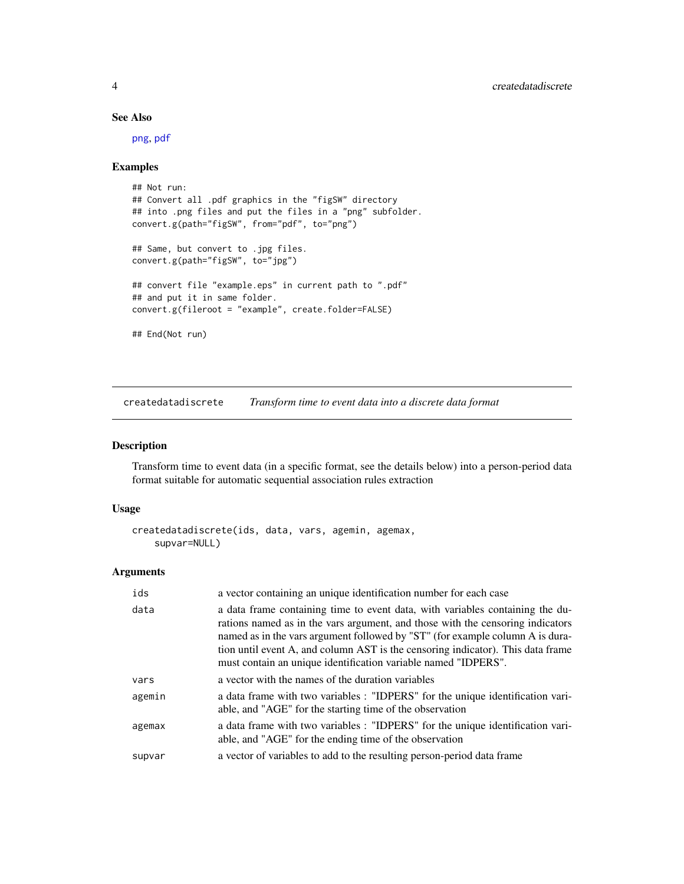## See Also

png, pdf

## Examples

```
## Not run:
## Convert all .pdf graphics in the "figSW" directory
## into .png files and put the files in a "png" subfolder.
convert.g(path="figSW", from="pdf", to="png")

## Same, but convert to .jpg files.
convert.g(path="figSW", to="jpg")

## convert file "example.eps" in current path to ".pdf"
## and put it in same folder.
convert.g(fileroot = "example", create.folder=FALSE)

## End(Not run)
```

---

# createdatadiscrete *Transform time to event data into a discrete data format*

## Description

Transform time to event data (in a specific format, see the details below) into a person-period data format suitable for automatic sequential association rules extraction

## Usage

```
createdatadiscrete(ids, data, vars, agemin, agemax,
    supvar=NULL)
```

## Arguments

| | |
|---|---|
| ids | a vector containing an unique identification number for each case |
| data | a data frame containing time to event data, with variables containing the durations named as in the vars argument, and those with the censoring indicators named as in the vars argument followed by "ST" (for example column A is duration until event A, and column AST is the censoring indicator). This data frame must contain an unique identification variable named "IDPERS". |
| vars | a vector with the names of the duration variables |
| agemin | a data frame with two variables : "IDPERS" for the unique identification variable, and "AGE" for the starting time of the observation |
| agemax | a data frame with two variables : "IDPERS" for the unique identification variable, and "AGE" for the ending time of the observation |
| supvar | a vector of variables to add to the resulting person-period data frame |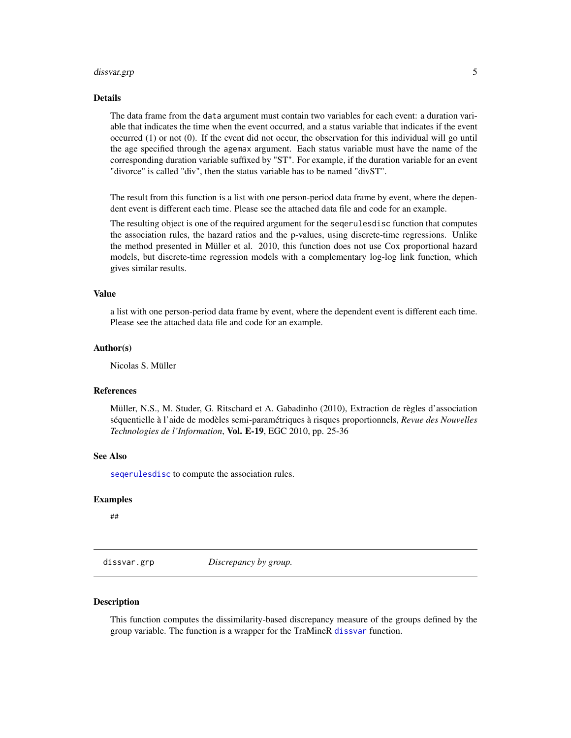## Details

The data frame from the `data` argument must contain two variables for each event: a duration variable that indicates the time when the event occurred, and a status variable that indicates if the event occurred (1) or not (0). If the event did not occur, the observation for this individual will go until the age specified through the `agemax` argument. Each status variable must have the name of the corresponding duration variable suffixed by "ST". For example, if the duration variable for an event "divorce" is called "div", then the status variable has to be named "divST".

The result from this function is a list with one person-period data frame by event, where the dependent event is different each time. Please see the attached data file and code for an example.

The resulting object is one of the required argument for the `seqerulesdisc` function that computes the association rules, the hazard ratios and the p-values, using discrete-time regressions. Unlike the method presented in Müller et al. 2010, this function does not use Cox proportional hazard models, but discrete-time regression models with a complementary log-log link function, which gives similar results.

## Value

a list with one person-period data frame by event, where the dependent event is different each time. Please see the attached data file and code for an example.

## Author(s)

Nicolas S. Müller

## References

Müller, N.S., M. Studer, G. Ritschard et A. Gabadinho (2010), Extraction de règles d'association séquentielle à l'aide de modèles semi-paramétriques à risques proportionnels, *Revue des Nouvelles Technologies de l'Information*, **Vol. E-19**, EGC 2010, pp. 25-36

## See Also

`seqerulesdisc` to compute the association rules.

## Examples

```
##
```

---

# dissvar.grp — *Discrepancy by group.*

## Description

This function computes the dissimilarity-based discrepancy measure of the groups defined by the group variable. The function is a wrapper for the TraMineR `dissvar` function.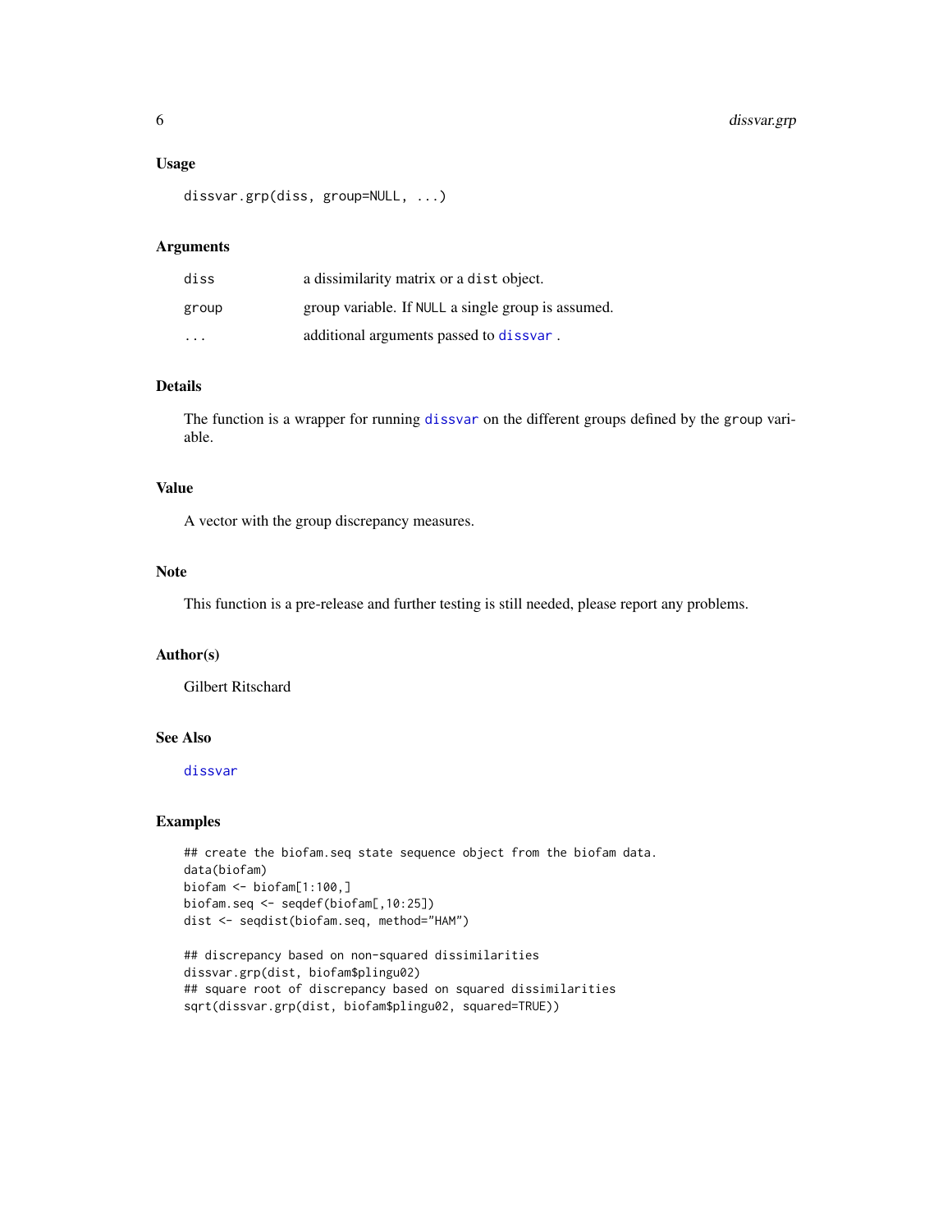## Usage

```
dissvar.grp(diss, group=NULL, ...)
```

## Arguments

| | |
|---|---|
| diss | a dissimilarity matrix or a dist object. |
| group | group variable. If NULL a single group is assumed. |
| ... | additional arguments passed to dissvar. |

## Details

The function is a wrapper for running dissvar on the different groups defined by the group variable.

## Value

A vector with the group discrepancy measures.

## Note

This function is a pre-release and further testing is still needed, please report any problems.

## Author(s)

Gilbert Ritschard

## See Also

dissvar

## Examples

```
## create the biofam.seq state sequence object from the biofam data.
data(biofam)
biofam <- biofam[1:100,]
biofam.seq <- seqdef(biofam[,10:25])
dist <- seqdist(biofam.seq, method="HAM")

## discrepancy based on non-squared dissimilarities
dissvar.grp(dist, biofam$plingu02)
## square root of discrepancy based on squared dissimilarities
sqrt(dissvar.grp(dist, biofam$plingu02, squared=TRUE))
```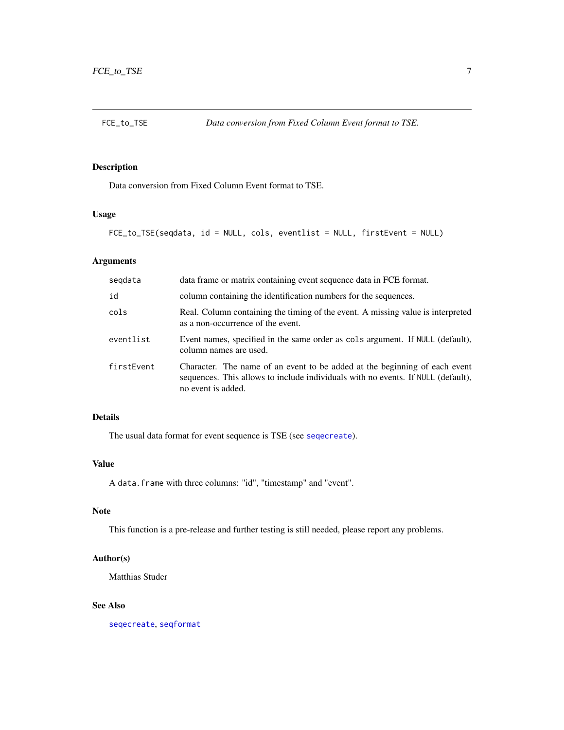FCE_to_TSE — *Data conversion from Fixed Column Event format to TSE.*

## Description

Data conversion from Fixed Column Event format to TSE.

## Usage

```
FCE_to_TSE(seqdata, id = NULL, cols, eventlist = NULL, firstEvent = NULL)
```

## Arguments

| | |
|---|---|
| `seqdata` | data frame or matrix containing event sequence data in FCE format. |
| `id` | column containing the identification numbers for the sequences. |
| `cols` | Real. Column containing the timing of the event. A missing value is interpreted as a non-occurrence of the event. |
| `eventlist` | Event names, specified in the same order as `cols` argument. If `NULL` (default), column names are used. |
| `firstEvent` | Character. The name of an event to be added at the beginning of each event sequences. This allows to include individuals with no events. If `NULL` (default), no event is added. |

## Details

The usual data format for event sequence is TSE (see `seqecreate`).

## Value

A `data.frame` with three columns: "id", "timestamp" and "event".

## Note

This function is a pre-release and further testing is still needed, please report any problems.

## Author(s)

Matthias Studer

## See Also

`seqecreate`, `seqformat`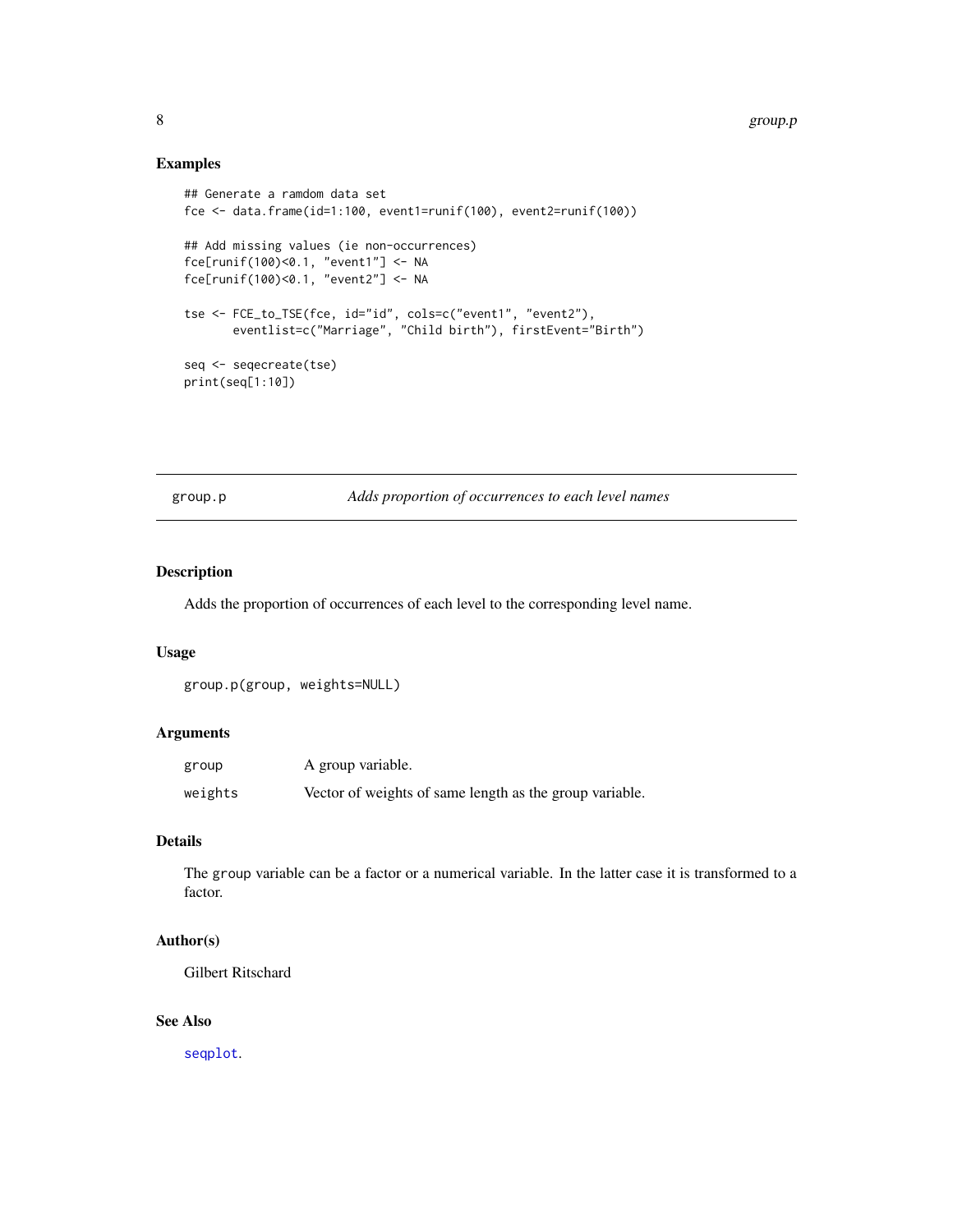## Examples

```
## Generate a ramdom data set
fce <- data.frame(id=1:100, event1=runif(100), event2=runif(100))

## Add missing values (ie non-occurrences)
fce[runif(100)<0.1, "event1"] <- NA
fce[runif(100)<0.1, "event2"] <- NA

tse <- FCE_to_TSE(fce, id="id", cols=c("event1", "event2"),
       eventlist=c("Marriage", "Child birth"), firstEvent="Birth")

seq <- seqecreate(tse)
print(seq[1:10])
```

---

# group.p — *Adds proportion of occurrences to each level names*

## Description

Adds the proportion of occurrences of each level to the corresponding level name.

## Usage

```
group.p(group, weights=NULL)
```

## Arguments

| | |
|---|---|
| `group` | A group variable. |
| `weights` | Vector of weights of same length as the group variable. |

## Details

The `group` variable can be a factor or a numerical variable. In the latter case it is transformed to a factor.

## Author(s)

Gilbert Ritschard

## See Also

`seqplot`.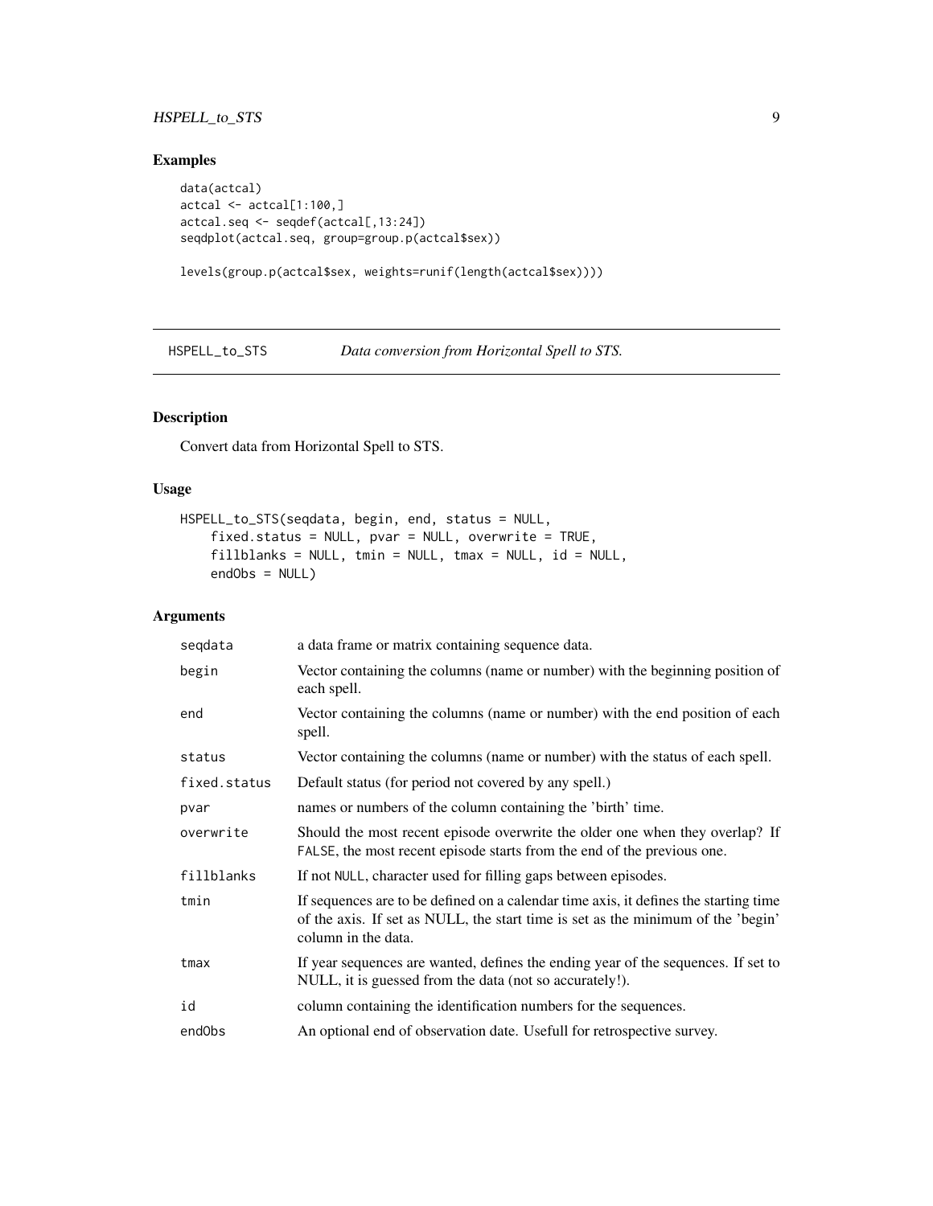## Examples

```
data(actcal)
actcal <- actcal[1:100,]
actcal.seq <- seqdef(actcal[,13:24])
seqdplot(actcal.seq, group=group.p(actcal$sex))

levels(group.p(actcal$sex, weights=runif(length(actcal$sex))))
```

---

# HSPELL_to_STS — *Data conversion from Horizontal Spell to STS.*

---

## Description

Convert data from Horizontal Spell to STS.

## Usage

```
HSPELL_to_STS(seqdata, begin, end, status = NULL,
    fixed.status = NULL, pvar = NULL, overwrite = TRUE,
    fillblanks = NULL, tmin = NULL, tmax = NULL, id = NULL,
    endObs = NULL)
```

## Arguments

| | |
|---|---|
| seqdata | a data frame or matrix containing sequence data. |
| begin | Vector containing the columns (name or number) with the beginning position of each spell. |
| end | Vector containing the columns (name or number) with the end position of each spell. |
| status | Vector containing the columns (name or number) with the status of each spell. |
| fixed.status | Default status (for period not covered by any spell.) |
| pvar | names or numbers of the column containing the 'birth' time. |
| overwrite | Should the most recent episode overwrite the older one when they overlap? If FALSE, the most recent episode starts from the end of the previous one. |
| fillblanks | If not NULL, character used for filling gaps between episodes. |
| tmin | If sequences are to be defined on a calendar time axis, it defines the starting time of the axis. If set as NULL, the start time is set as the minimum of the 'begin' column in the data. |
| tmax | If year sequences are wanted, defines the ending year of the sequences. If set to NULL, it is guessed from the data (not so accurately!). |
| id | column containing the identification numbers for the sequences. |
| endObs | An optional end of observation date. Usefull for retrospective survey. |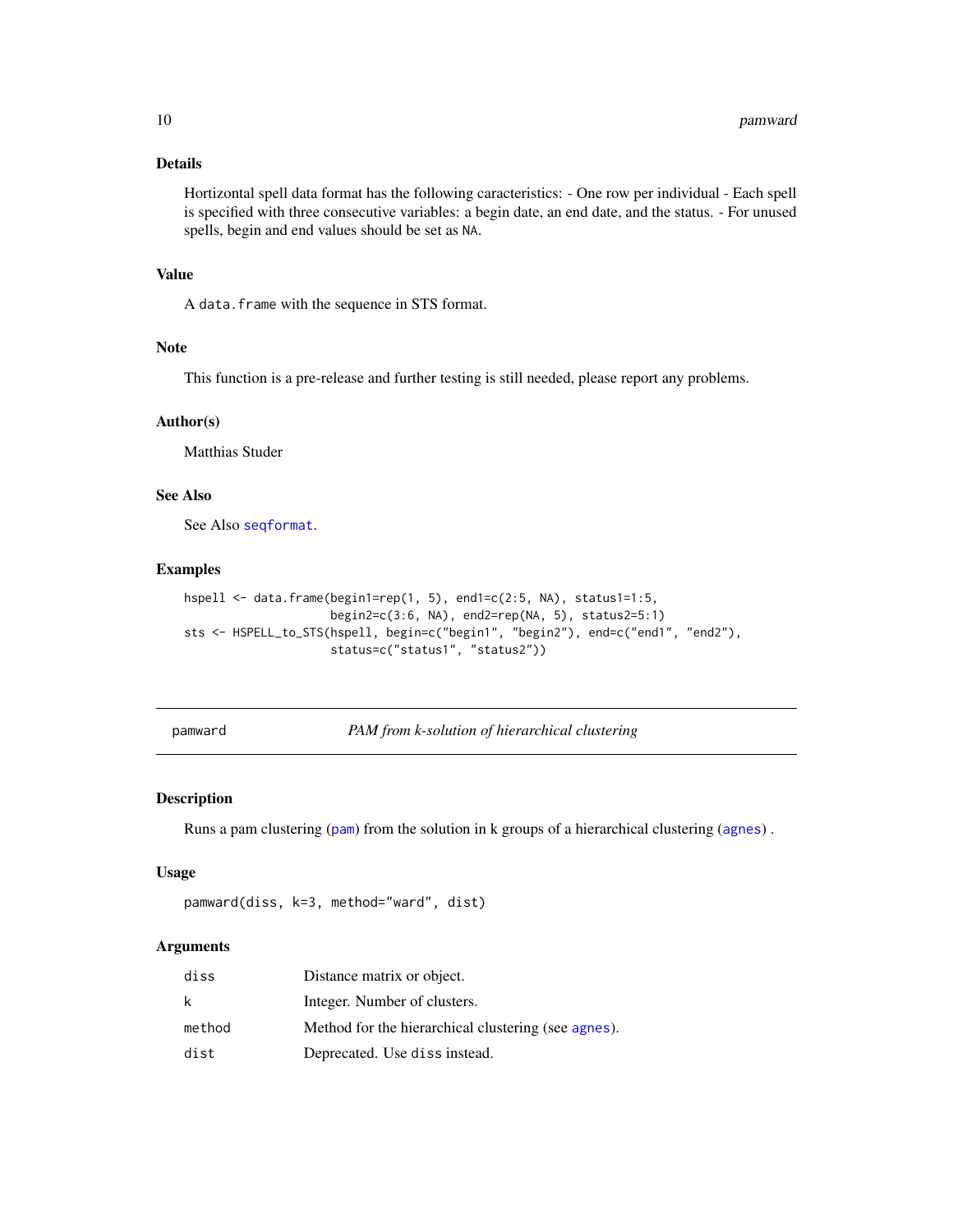### Details

Hortizontal spell data format has the following caracteristics: - One row per individual - Each spell is specified with three consecutive variables: a begin date, an end date, and the status. - For unused spells, begin and end values should be set as NA.

### Value

A data.frame with the sequence in STS format.

### Note

This function is a pre-release and further testing is still needed, please report any problems.

### Author(s)

Matthias Studer

### See Also

See Also seqformat.

### Examples

```
hspell <- data.frame(begin1=rep(1, 5), end1=c(2:5, NA), status1=1:5,
                     begin2=c(3:6, NA), end2=rep(NA, 5), status2=5:1)
sts <- HSPELL_to_STS(hspell, begin=c("begin1", "begin2"), end=c("end1", "end2"),
                     status=c("status1", "status2"))
```

---

## pamward &nbsp;&nbsp;&nbsp;&nbsp; *PAM from k-solution of hierarchical clustering*

### Description

Runs a pam clustering (pam) from the solution in k groups of a hierarchical clustering (agnes) .

### Usage

```
pamward(diss, k=3, method="ward", dist)
```

### Arguments

| | |
|---|---|
| diss | Distance matrix or object. |
| k | Integer. Number of clusters. |
| method | Method for the hierarchical clustering (see agnes). |
| dist | Deprecated. Use diss instead. |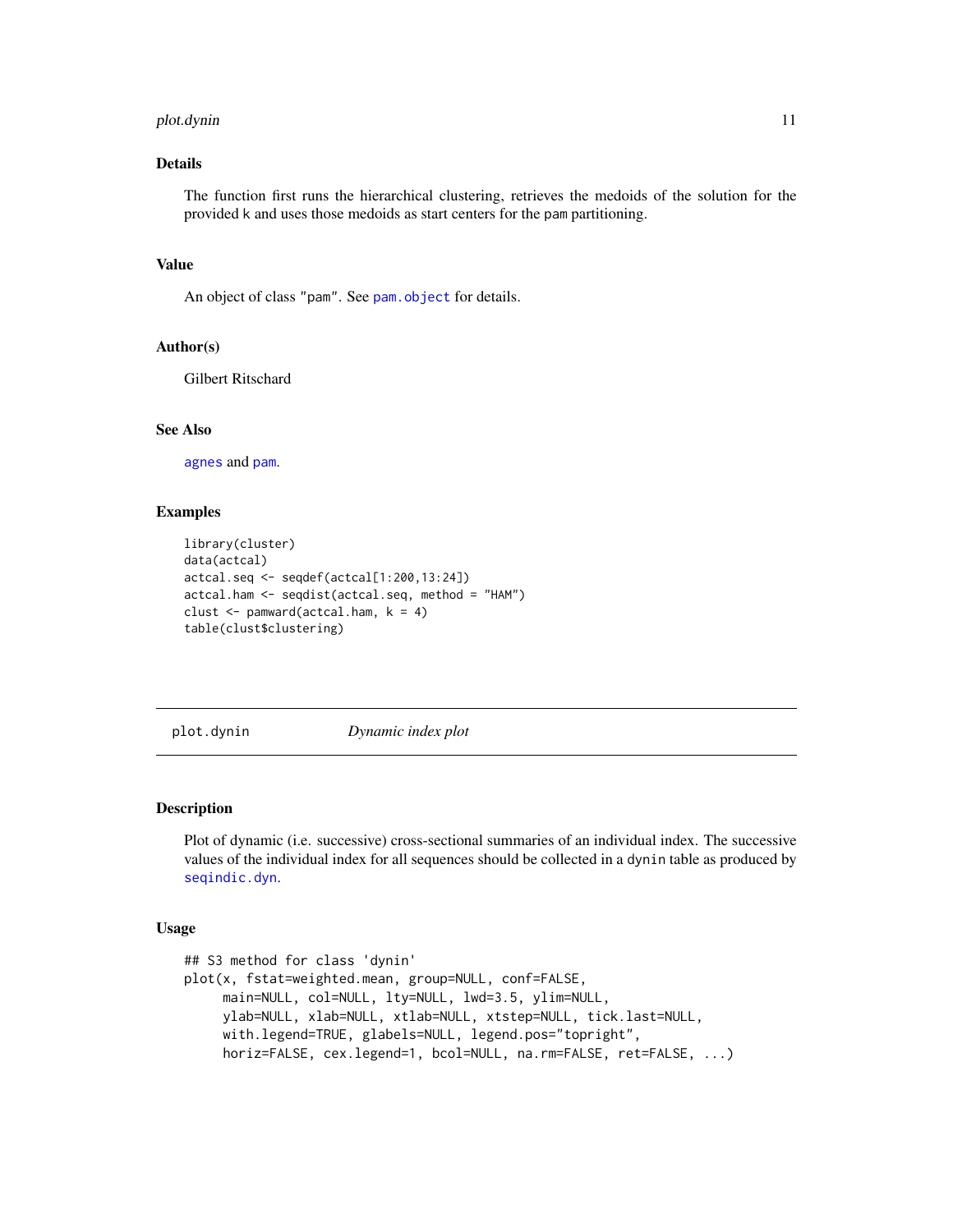### Details

The function first runs the hierarchical clustering, retrieves the medoids of the solution for the provided k and uses those medoids as start centers for the pam partitioning.

### Value

An object of class "pam". See pam.object for details.

### Author(s)

Gilbert Ritschard

### See Also

agnes and pam.

### Examples

```
library(cluster)
data(actcal)
actcal.seq <- seqdef(actcal[1:200,13:24])
actcal.ham <- seqdist(actcal.seq, method = "HAM")
clust <- pamward(actcal.ham, k = 4)
table(clust$clustering)
```

---

## plot.dynin — *Dynamic index plot*

---

### Description

Plot of dynamic (i.e. successive) cross-sectional summaries of an individual index. The successive values of the individual index for all sequences should be collected in a dynin table as produced by seqindic.dyn.

### Usage

```
## S3 method for class 'dynin'
plot(x, fstat=weighted.mean, group=NULL, conf=FALSE,
     main=NULL, col=NULL, lty=NULL, lwd=3.5, ylim=NULL,
     ylab=NULL, xlab=NULL, xtlab=NULL, xtstep=NULL, tick.last=NULL,
     with.legend=TRUE, glabels=NULL, legend.pos="topright",
     horiz=FALSE, cex.legend=1, bcol=NULL, na.rm=FALSE, ret=FALSE, ...)
```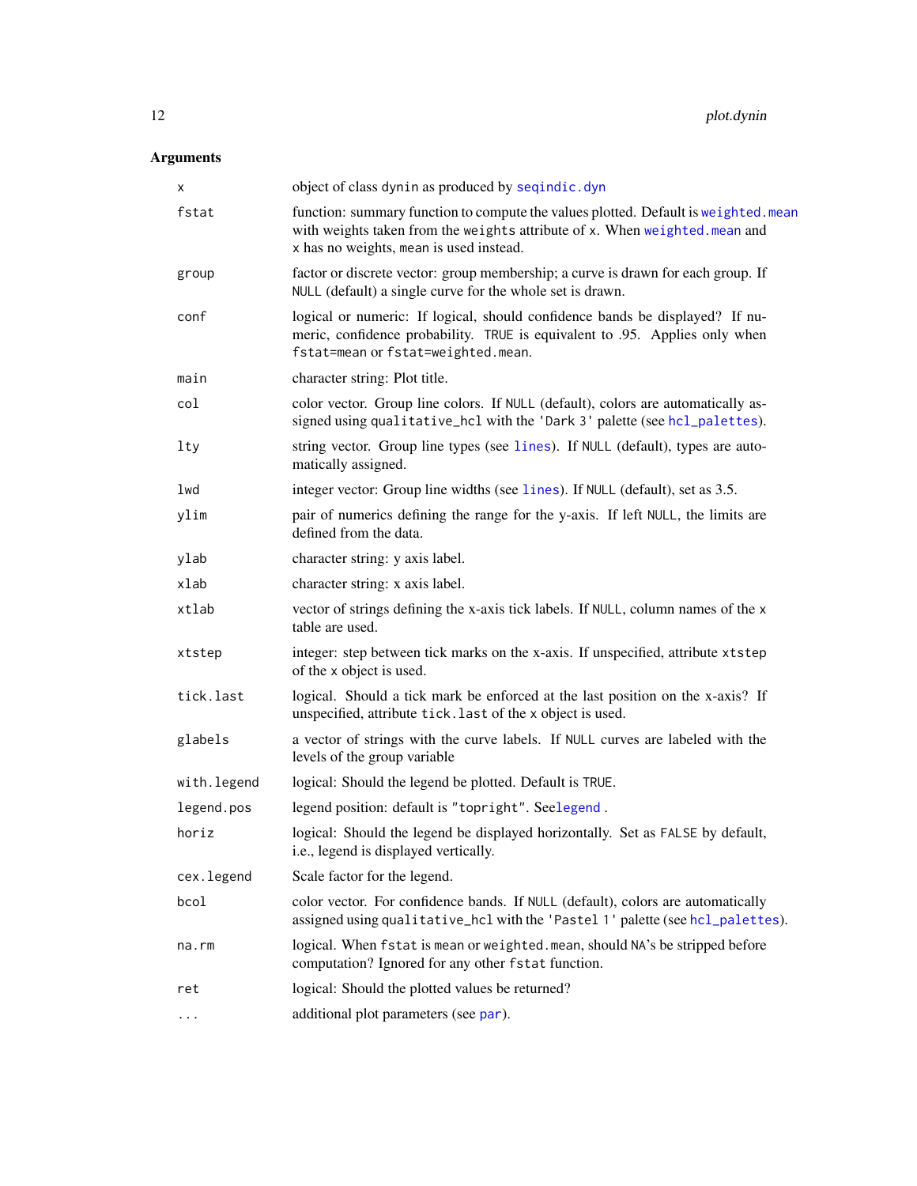## Arguments

| | |
|---|---|
| `x` | object of class `dynin` as produced by `seqindic.dyn` |
| `fstat` | function: summary function to compute the values plotted. Default is `weighted.mean` with weights taken from the `weights` attribute of `x`. When `weighted.mean` and `x` has no weights, `mean` is used instead. |
| `group` | factor or discrete vector: group membership; a curve is drawn for each group. If `NULL` (default) a single curve for the whole set is drawn. |
| `conf` | logical or numeric: If logical, should confidence bands be displayed? If numeric, confidence probability. `TRUE` is equivalent to .95. Applies only when `fstat=mean` or `fstat=weighted.mean`. |
| `main` | character string: Plot title. |
| `col` | color vector. Group line colors. If `NULL` (default), colors are automatically assigned using `qualitative_hcl` with the `'Dark 3'` palette (see `hcl_palettes`). |
| `lty` | string vector. Group line types (see `lines`). If `NULL` (default), types are automatically assigned. |
| `lwd` | integer vector: Group line widths (see `lines`). If `NULL` (default), set as 3.5. |
| `ylim` | pair of numerics defining the range for the y-axis. If left `NULL`, the limits are defined from the data. |
| `ylab` | character string: y axis label. |
| `xlab` | character string: x axis label. |
| `xtlab` | vector of strings defining the x-axis tick labels. If `NULL`, column names of the `x` table are used. |
| `xtstep` | integer: step between tick marks on the x-axis. If unspecified, attribute `xtstep` of the `x` object is used. |
| `tick.last` | logical. Should a tick mark be enforced at the last position on the x-axis? If unspecified, attribute `tick.last` of the `x` object is used. |
| `glabels` | a vector of strings with the curve labels. If `NULL` curves are labeled with the levels of the group variable |
| `with.legend` | logical: Should the legend be plotted. Default is `TRUE`. |
| `legend.pos` | legend position: default is `"topright"`. See`legend` . |
| `horiz` | logical: Should the legend be displayed horizontally. Set as `FALSE` by default, i.e., legend is displayed vertically. |
| `cex.legend` | Scale factor for the legend. |
| `bcol` | color vector. For confidence bands. If `NULL` (default), colors are automatically assigned using `qualitative_hcl` with the `'Pastel 1'` palette (see `hcl_palettes`). |
| `na.rm` | logical. When `fstat` is `mean` or `weighted.mean`, should `NA`'s be stripped before computation? Ignored for any other `fstat` function. |
| `ret` | logical: Should the plotted values be returned? |
| `...` | additional plot parameters (see `par`). |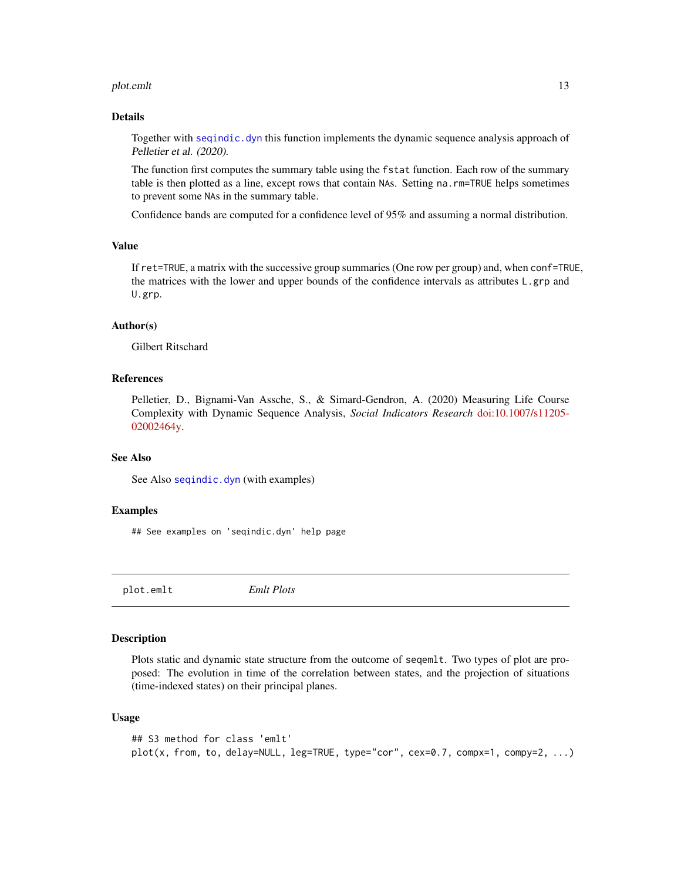### Details

Together with `seqindic.dyn` this function implements the dynamic sequence analysis approach of *Pelletier et al. (2020)*.

The function first computes the summary table using the `fstat` function. Each row of the summary table is then plotted as a line, except rows that contain `NA`s. Setting `na.rm=TRUE` helps sometimes to prevent some `NA`s in the summary table.

Confidence bands are computed for a confidence level of 95% and assuming a normal distribution.

### Value

If `ret=TRUE`, a matrix with the successive group summaries (One row per group) and, when `conf=TRUE`, the matrices with the lower and upper bounds of the confidence intervals as attributes `L.grp` and `U.grp`.

### Author(s)

Gilbert Ritschard

### References

Pelletier, D., Bignami-Van Assche, S., & Simard-Gendron, A. (2020) Measuring Life Course Complexity with Dynamic Sequence Analysis, *Social Indicators Research* doi:10.1007/s11205-02002464y.

### See Also

See Also `seqindic.dyn` (with examples)

### Examples

```
## See examples on 'seqindic.dyn' help page
```

---

## plot.emlt — *Emlt Plots*

---

### Description

Plots static and dynamic state structure from the outcome of `seqemlt`. Two types of plot are proposed: The evolution in time of the correlation between states, and the projection of situations (time-indexed states) on their principal planes.

### Usage

```
## S3 method for class 'emlt'
plot(x, from, to, delay=NULL, leg=TRUE, type="cor", cex=0.7, compx=1, compy=2, ...)
```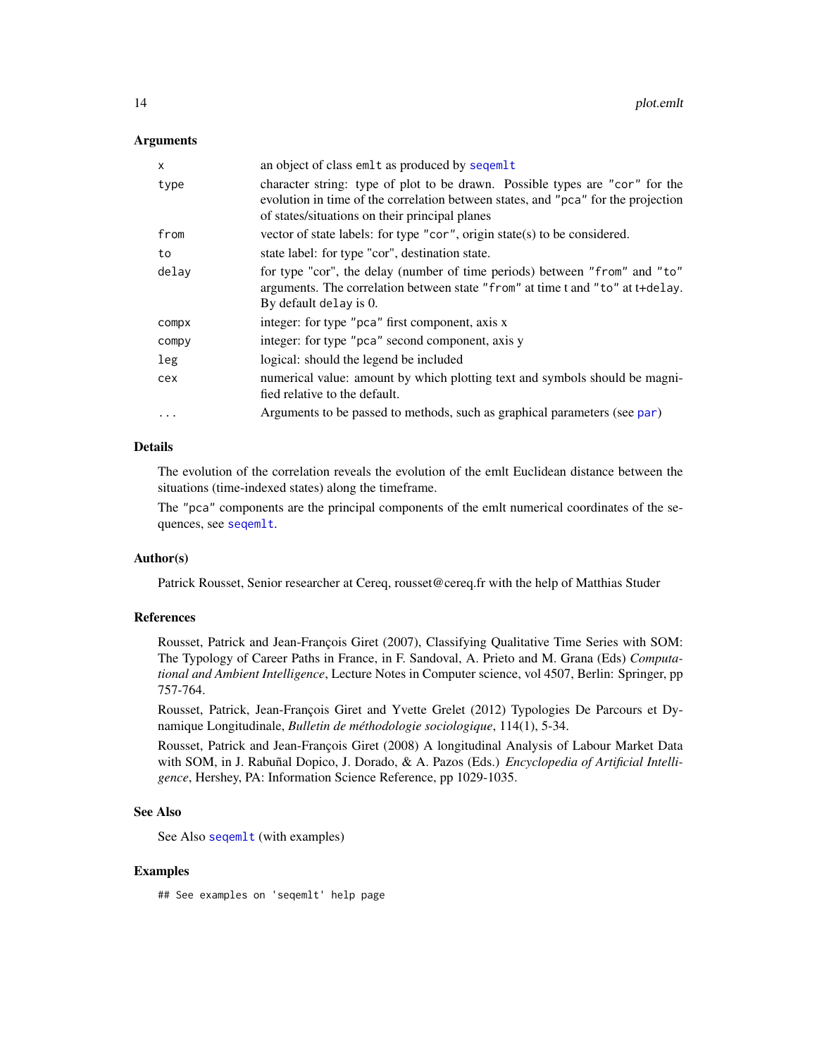### Arguments

| | |
|---|---|
| `x` | an object of class `emlt` as produced by `seqemlt` |
| `type` | character string: type of plot to be drawn. Possible types are `"cor"` for the evolution in time of the correlation between states, and `"pca"` for the projection of states/situations on their principal planes |
| `from` | vector of state labels: for type `"cor"`, origin state(s) to be considered. |
| `to` | state label: for type "cor", destination state. |
| `delay` | for type `"cor"`, the delay (number of time periods) between `"from"` and `"to"` arguments. The correlation between state `"from"` at time t and `"to"` at `t+delay`. By default `delay` is 0. |
| `compx` | integer: for type `"pca"` first component, axis x |
| `compy` | integer: for type `"pca"` second component, axis y |
| `leg` | logical: should the legend be included |
| `cex` | numerical value: amount by which plotting text and symbols should be magnified relative to the default. |
| `...` | Arguments to be passed to methods, such as graphical parameters (see `par`) |

### Details

The evolution of the correlation reveals the evolution of the emlt Euclidean distance between the situations (time-indexed states) along the timeframe.

The `"pca"` components are the principal components of the emlt numerical coordinates of the sequences, see `seqemlt`.

### Author(s)

Patrick Rousset, Senior researcher at Cereq, rousset@cereq.fr with the help of Matthias Studer

### References

Rousset, Patrick and Jean-François Giret (2007), Classifying Qualitative Time Series with SOM: The Typology of Career Paths in France, in F. Sandoval, A. Prieto and M. Grana (Eds) *Computational and Ambient Intelligence*, Lecture Notes in Computer science, vol 4507, Berlin: Springer, pp 757-764.

Rousset, Patrick, Jean-François Giret and Yvette Grelet (2012) Typologies De Parcours et Dynamique Longitudinale, *Bulletin de méthodologie sociologique*, 114(1), 5-34.

Rousset, Patrick and Jean-François Giret (2008) A longitudinal Analysis of Labour Market Data with SOM, in J. Rabuñal Dopico, J. Dorado, & A. Pazos (Eds.) *Encyclopedia of Artificial Intelligence*, Hershey, PA: Information Science Reference, pp 1029-1035.

### See Also

See Also `seqemlt` (with examples)

### Examples

```
## See examples on 'seqemlt' help page
```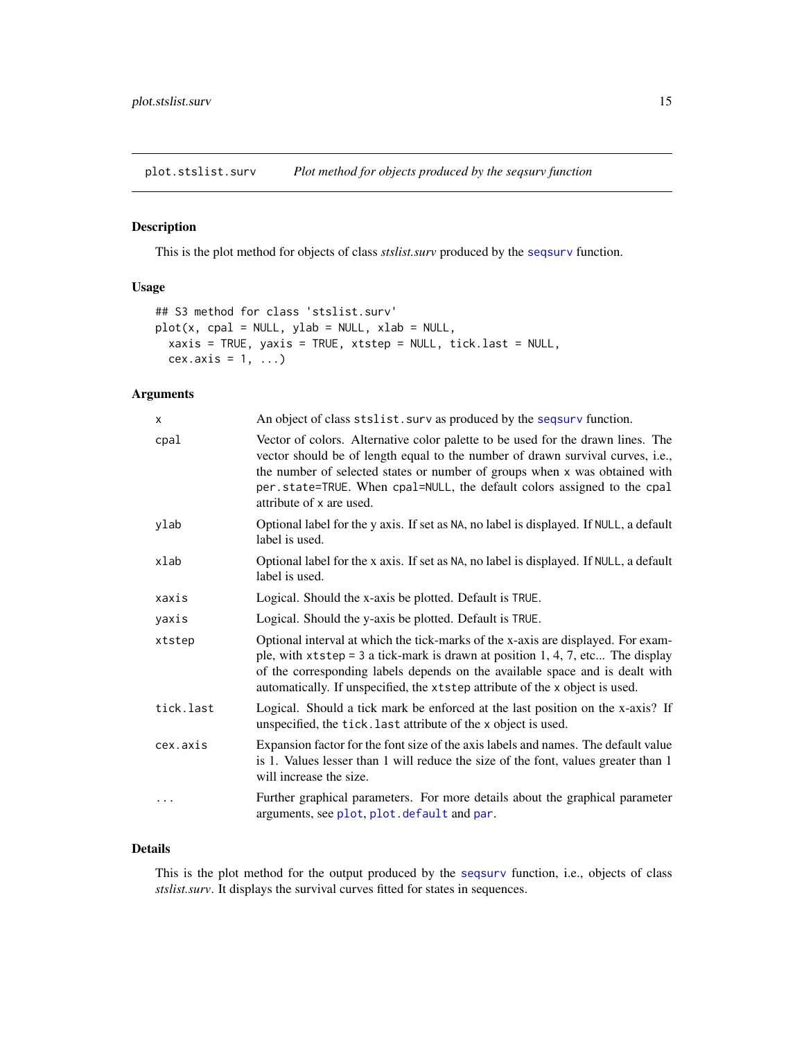## plot.stslist.surv *Plot method for objects produced by the seqsurv function*

### Description

This is the plot method for objects of class *stslist.surv* produced by the seqsurv function.

### Usage

```
## S3 method for class 'stslist.surv'
plot(x, cpal = NULL, ylab = NULL, xlab = NULL,
  xaxis = TRUE, yaxis = TRUE, xtstep = NULL, tick.last = NULL,
  cex.axis = 1, ...)
```

### Arguments

| | |
|---|---|
| x | An object of class stslist.surv as produced by the seqsurv function. |
| cpal | Vector of colors. Alternative color palette to be used for the drawn lines. The vector should be of length equal to the number of drawn survival curves, i.e., the number of selected states or number of groups when x was obtained with per.state=TRUE. When cpal=NULL, the default colors assigned to the cpal attribute of x are used. |
| ylab | Optional label for the y axis. If set as NA, no label is displayed. If NULL, a default label is used. |
| xlab | Optional label for the x axis. If set as NA, no label is displayed. If NULL, a default label is used. |
| xaxis | Logical. Should the x-axis be plotted. Default is TRUE. |
| yaxis | Logical. Should the y-axis be plotted. Default is TRUE. |
| xtstep | Optional interval at which the tick-marks of the x-axis are displayed. For example, with xtstep = 3 a tick-mark is drawn at position 1, 4, 7, etc... The display of the corresponding labels depends on the available space and is dealt with automatically. If unspecified, the xtstep attribute of the x object is used. |
| tick.last | Logical. Should a tick mark be enforced at the last position on the x-axis? If unspecified, the tick.last attribute of the x object is used. |
| cex.axis | Expansion factor for the font size of the axis labels and names. The default value is 1. Values lesser than 1 will reduce the size of the font, values greater than 1 will increase the size. |
| ... | Further graphical parameters. For more details about the graphical parameter arguments, see plot, plot.default and par. |

### Details

This is the plot method for the output produced by the seqsurv function, i.e., objects of class *stslist.surv*. It displays the survival curves fitted for states in sequences.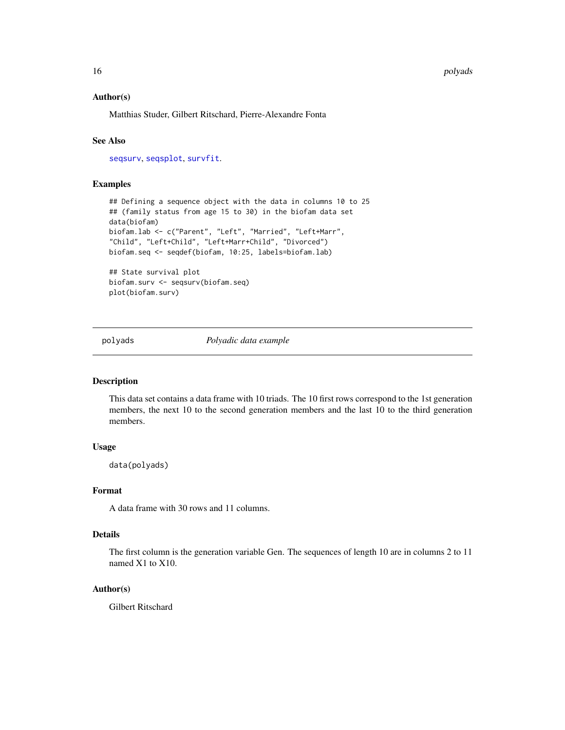### Author(s)

Matthias Studer, Gilbert Ritschard, Pierre-Alexandre Fonta

### See Also

seqsurv, seqsplot, survfit.

### Examples

```
## Defining a sequence object with the data in columns 10 to 25
## (family status from age 15 to 30) in the biofam data set
data(biofam)
biofam.lab <- c("Parent", "Left", "Married", "Left+Marr",
"Child", "Left+Child", "Left+Marr+Child", "Divorced")
biofam.seq <- seqdef(biofam, 10:25, labels=biofam.lab)

## State survival plot
biofam.surv <- seqsurv(biofam.seq)
plot(biofam.surv)
```

---

## polyads — *Polyadic data example*

### Description

This data set contains a data frame with 10 triads. The 10 first rows correspond to the 1st generation members, the next 10 to the second generation members and the last 10 to the third generation members.

### Usage

```
data(polyads)
```

### Format

A data frame with 30 rows and 11 columns.

### Details

The first column is the generation variable Gen. The sequences of length 10 are in columns 2 to 11 named X1 to X10.

### Author(s)

Gilbert Ritschard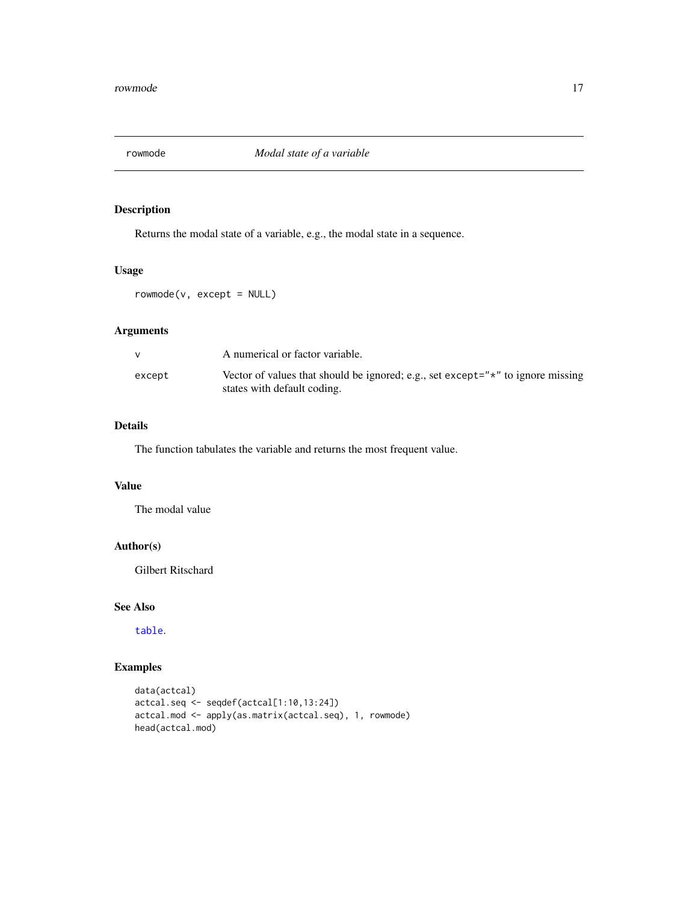## rowmode — *Modal state of a variable*

### Description

Returns the modal state of a variable, e.g., the modal state in a sequence.

### Usage

```
rowmode(v, except = NULL)
```

### Arguments

| | |
|---|---|
| `v` | A numerical or factor variable. |
| `except` | Vector of values that should be ignored; e.g., set `except="*"` to ignore missing states with default coding. |

### Details

The function tabulates the variable and returns the most frequent value.

### Value

The modal value

### Author(s)

Gilbert Ritschard

### See Also

`table`.

### Examples

```
data(actcal)
actcal.seq <- seqdef(actcal[1:10,13:24])
actcal.mod <- apply(as.matrix(actcal.seq), 1, rowmode)
head(actcal.mod)
```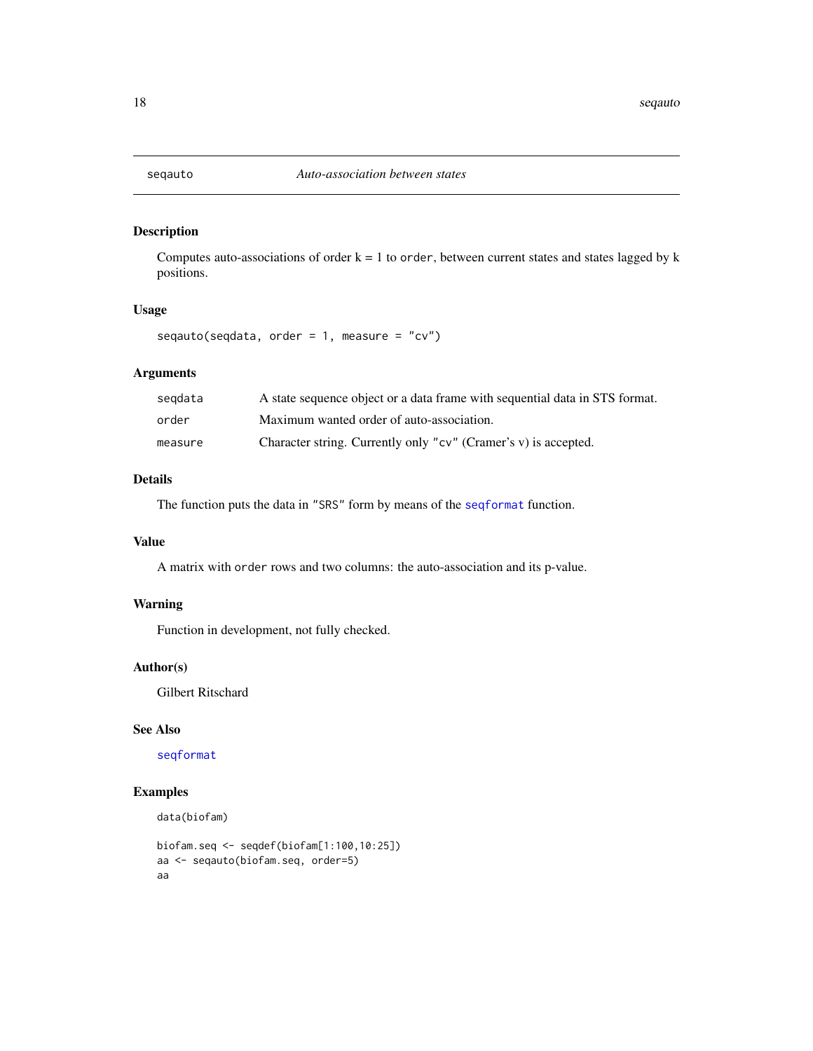## seqauto — *Auto-association between states*

### Description

Computes auto-associations of order k = 1 to `order`, between current states and states lagged by k positions.

### Usage

```
seqauto(seqdata, order = 1, measure = "cv")
```

### Arguments

| | |
|---|---|
| `seqdata` | A state sequence object or a data frame with sequential data in STS format. |
| `order` | Maximum wanted order of auto-association. |
| `measure` | Character string. Currently only `"cv"` (Cramer's v) is accepted. |

### Details

The function puts the data in `"SRS"` form by means of the `seqformat` function.

### Value

A matrix with `order` rows and two columns: the auto-association and its p-value.

### Warning

Function in development, not fully checked.

### Author(s)

Gilbert Ritschard

### See Also

`seqformat`

### Examples

```
data(biofam)

biofam.seq <- seqdef(biofam[1:100,10:25])
aa <- seqauto(biofam.seq, order=5)
aa
```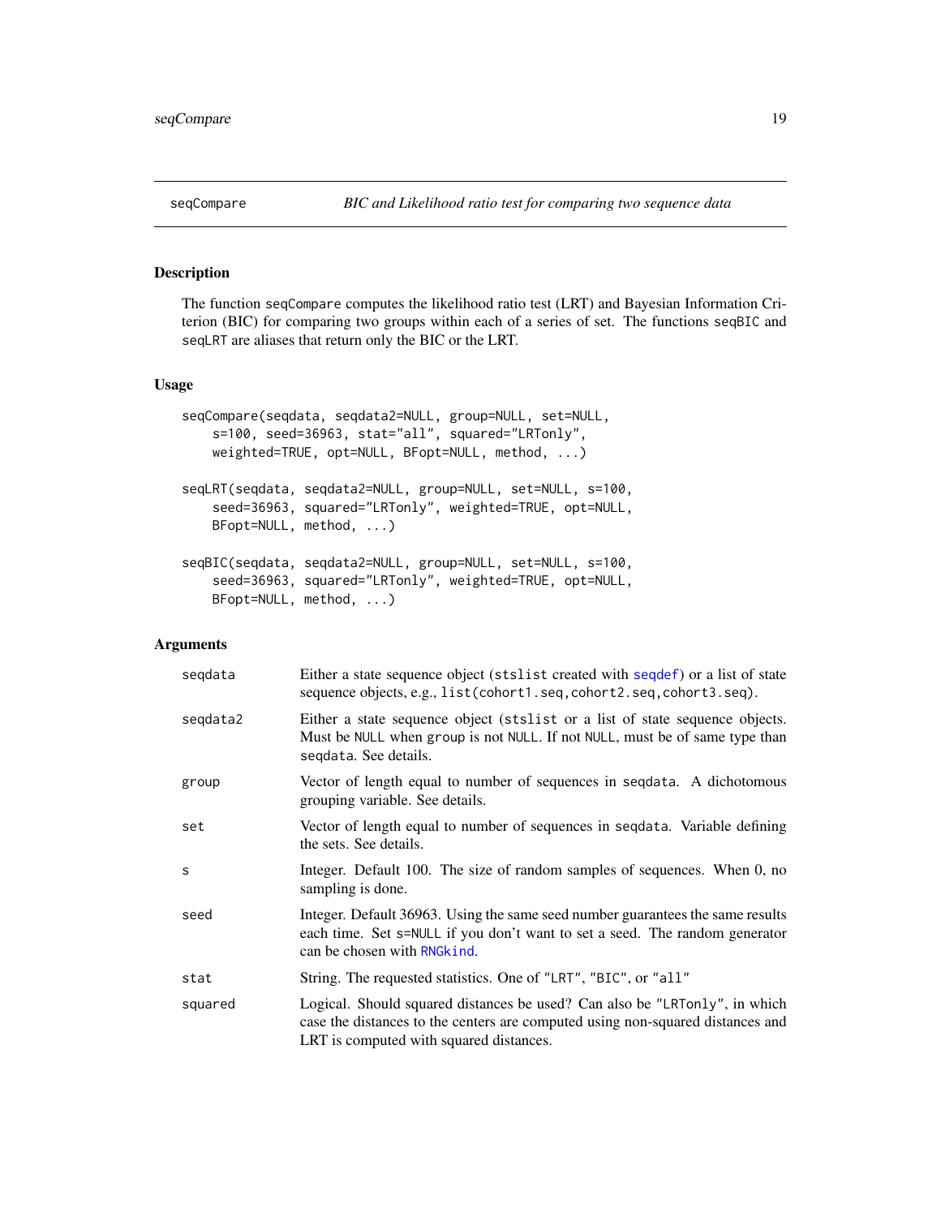# seqCompare — BIC and Likelihood ratio test for comparing two sequence data

## Description

The function `seqCompare` computes the likelihood ratio test (LRT) and Bayesian Information Criterion (BIC) for comparing two groups within each of a series of set. The functions `seqBIC` and `seqLRT` are aliases that return only the BIC or the LRT.

## Usage

```
seqCompare(seqdata, seqdata2=NULL, group=NULL, set=NULL,
    s=100, seed=36963, stat="all", squared="LRTonly",
    weighted=TRUE, opt=NULL, BFopt=NULL, method, ...)

seqLRT(seqdata, seqdata2=NULL, group=NULL, set=NULL, s=100,
    seed=36963, squared="LRTonly", weighted=TRUE, opt=NULL,
    BFopt=NULL, method, ...)

seqBIC(seqdata, seqdata2=NULL, group=NULL, set=NULL, s=100,
    seed=36963, squared="LRTonly", weighted=TRUE, opt=NULL,
    BFopt=NULL, method, ...)
```

## Arguments

| Argument | Description |
|---|---|
| `seqdata` | Either a state sequence object (`stslist` created with `seqdef`) or a list of state sequence objects, e.g., `list(cohort1.seq,cohort2.seq,cohort3.seq)`. |
| `seqdata2` | Either a state sequence object (`stslist` or a list of state sequence objects. Must be `NULL` when `group` is not `NULL`. If not `NULL`, must be of same type than `seqdata`. See details. |
| `group` | Vector of length equal to number of sequences in `seqdata`. A dichotomous grouping variable. See details. |
| `set` | Vector of length equal to number of sequences in `seqdata`. Variable defining the sets. See details. |
| `s` | Integer. Default 100. The size of random samples of sequences. When 0, no sampling is done. |
| `seed` | Integer. Default 36963. Using the same seed number guarantees the same results each time. Set `s=NULL` if you don't want to set a seed. The random generator can be chosen with `RNGkind`. |
| `stat` | String. The requested statistics. One of `"LRT"`, `"BIC"`, or `"all"` |
| `squared` | Logical. Should squared distances be used? Can also be `"LRTonly"`, in which case the distances to the centers are computed using non-squared distances and LRT is computed with squared distances. |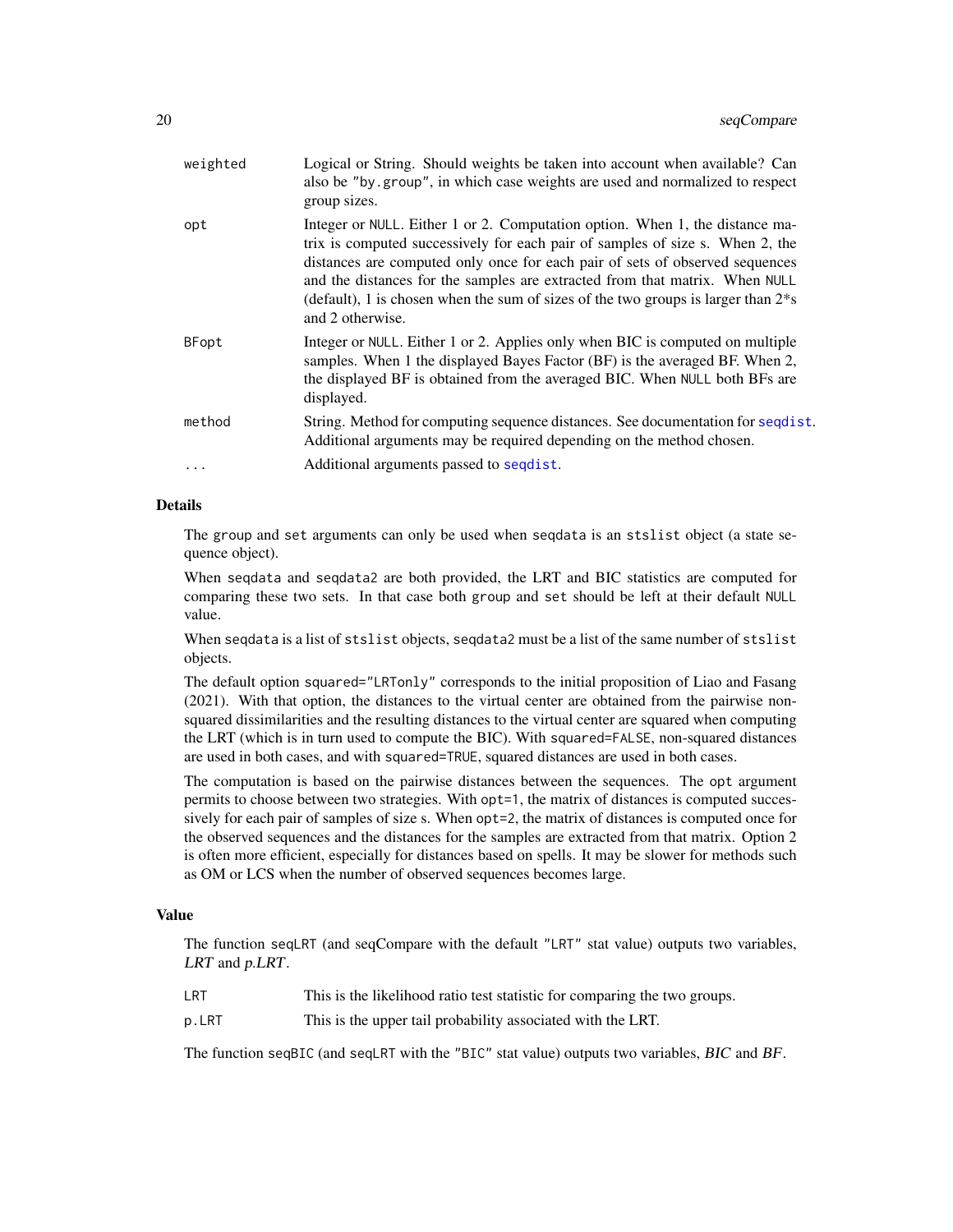| | |
|---|---|
| `weighted` | Logical or String. Should weights be taken into account when available? Can also be `"by.group"`, in which case weights are used and normalized to respect group sizes. |
| `opt` | Integer or `NULL`. Either 1 or 2. Computation option. When 1, the distance matrix is computed successively for each pair of samples of size s. When 2, the distances are computed only once for each pair of sets of observed sequences and the distances for the samples are extracted from that matrix. When `NULL` (default), 1 is chosen when the sum of sizes of the two groups is larger than 2*s and 2 otherwise. |
| `BFopt` | Integer or `NULL`. Either 1 or 2. Applies only when BIC is computed on multiple samples. When 1 the displayed Bayes Factor (BF) is the averaged BF. When 2, the displayed BF is obtained from the averaged BIC. When `NULL` both BFs are displayed. |
| `method` | String. Method for computing sequence distances. See documentation for `seqdist`. Additional arguments may be required depending on the method chosen. |
| `...` | Additional arguments passed to `seqdist`. |

## Details

The `group` and `set` arguments can only be used when `seqdata` is an `stslist` object (a state sequence object).

When `seqdata` and `seqdata2` are both provided, the LRT and BIC statistics are computed for comparing these two sets. In that case both `group` and `set` should be left at their default `NULL` value.

When `seqdata` is a list of `stslist` objects, `seqdata2` must be a list of the same number of `stslist` objects.

The default option `squared="LRTonly"` corresponds to the initial proposition of Liao and Fasang (2021). With that option, the distances to the virtual center are obtained from the pairwise non-squared dissimilarities and the resulting distances to the virtual center are squared when computing the LRT (which is in turn used to compute the BIC). With `squared=FALSE`, non-squared distances are used in both cases, and with `squared=TRUE`, squared distances are used in both cases.

The computation is based on the pairwise distances between the sequences. The `opt` argument permits to choose between two strategies. With `opt=1`, the matrix of distances is computed successively for each pair of samples of size s. When `opt=2`, the matrix of distances is computed once for the observed sequences and the distances for the samples are extracted from that matrix. Option 2 is often more efficient, especially for distances based on spells. It may be slower for methods such as OM or LCS when the number of observed sequences becomes large.

## Value

The function `seqLRT` (and seqCompare with the default `"LRT"` stat value) outputs two variables, *LRT* and *p.LRT*.

| | |
|---|---|
| `LRT` | This is the likelihood ratio test statistic for comparing the two groups. |
| `p.LRT` | This is the upper tail probability associated with the LRT. |

The function `seqBIC` (and `seqLRT` with the `"BIC"` stat value) outputs two variables, *BIC* and *BF*.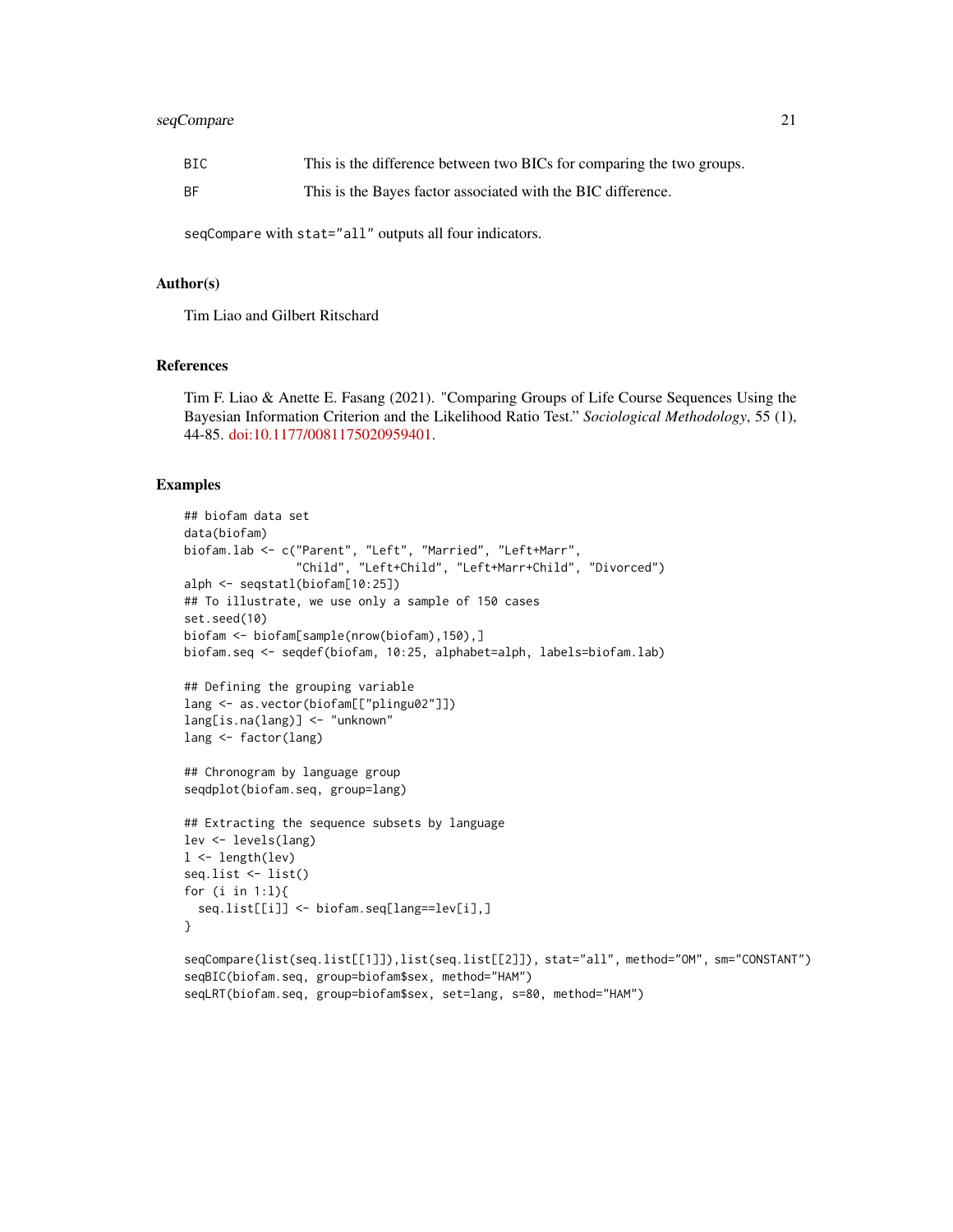| | |
|---|---|
| BIC | This is the difference between two BICs for comparing the two groups. |
| BF | This is the Bayes factor associated with the BIC difference. |

seqCompare with stat="all" outputs all four indicators.

## Author(s)

Tim Liao and Gilbert Ritschard

## References

Tim F. Liao & Anette E. Fasang (2021). "Comparing Groups of Life Course Sequences Using the Bayesian Information Criterion and the Likelihood Ratio Test." *Sociological Methodology*, 55 (1), 44-85. doi:10.1177/0081175020959401.

## Examples

```
## biofam data set
data(biofam)
biofam.lab <- c("Parent", "Left", "Married", "Left+Marr",
                "Child", "Left+Child", "Left+Marr+Child", "Divorced")
alph <- seqstatl(biofam[10:25])
## To illustrate, we use only a sample of 150 cases
set.seed(10)
biofam <- biofam[sample(nrow(biofam),150),]
biofam.seq <- seqdef(biofam, 10:25, alphabet=alph, labels=biofam.lab)

## Defining the grouping variable
lang <- as.vector(biofam[["plingu02"]])
lang[is.na(lang)] <- "unknown"
lang <- factor(lang)

## Chronogram by language group
seqdplot(biofam.seq, group=lang)

## Extracting the sequence subsets by language
lev <- levels(lang)
l <- length(lev)
seq.list <- list()
for (i in 1:l){
  seq.list[[i]] <- biofam.seq[lang==lev[i],]
}

seqCompare(list(seq.list[[1]]),list(seq.list[[2]]), stat="all", method="OM", sm="CONSTANT")
seqBIC(biofam.seq, group=biofam$sex, method="HAM")
seqLRT(biofam.seq, group=biofam$sex, set=lang, s=80, method="HAM")
```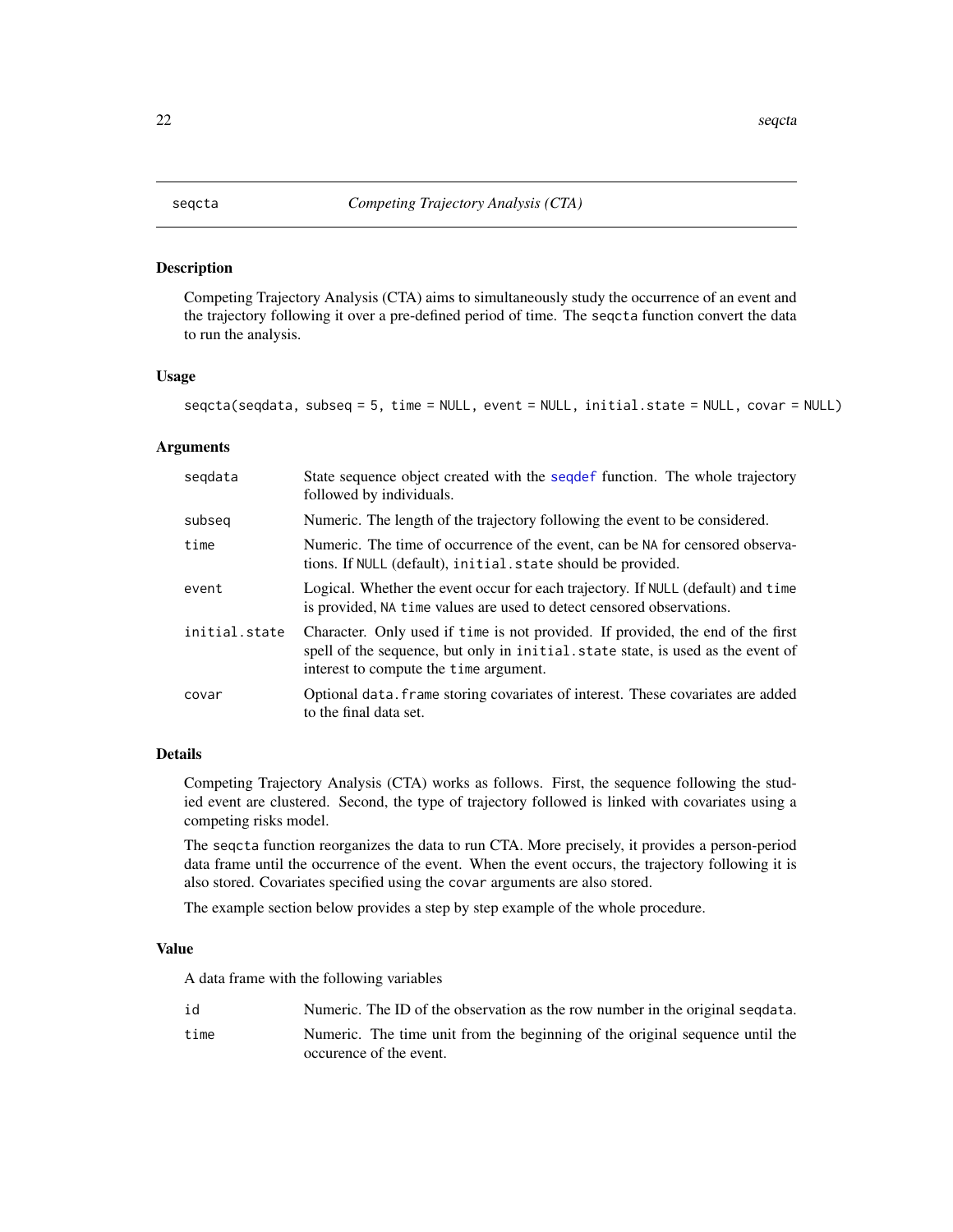# seqcta — *Competing Trajectory Analysis (CTA)*

## Description

Competing Trajectory Analysis (CTA) aims to simultaneously study the occurrence of an event and the trajectory following it over a pre-defined period of time. The `seqcta` function convert the data to run the analysis.

## Usage

```
seqcta(seqdata, subseq = 5, time = NULL, event = NULL, initial.state = NULL, covar = NULL)
```

## Arguments

| | |
|---|---|
| `seqdata` | State sequence object created with the `seqdef` function. The whole trajectory followed by individuals. |
| `subseq` | Numeric. The length of the trajectory following the event to be considered. |
| `time` | Numeric. The time of occurrence of the event, can be `NA` for censored observations. If `NULL` (default), `initial.state` should be provided. |
| `event` | Logical. Whether the event occur for each trajectory. If `NULL` (default) and `time` is provided, `NA` `time` values are used to detect censored observations. |
| `initial.state` | Character. Only used if `time` is not provided. If provided, the end of the first spell of the sequence, but only in `initial.state` state, is used as the event of interest to compute the `time` argument. |
| `covar` | Optional `data.frame` storing covariates of interest. These covariates are added to the final data set. |

## Details

Competing Trajectory Analysis (CTA) works as follows. First, the sequence following the studied event are clustered. Second, the type of trajectory followed is linked with covariates using a competing risks model.

The `seqcta` function reorganizes the data to run CTA. More precisely, it provides a person-period data frame until the occurrence of the event. When the event occurs, the trajectory following it is also stored. Covariates specified using the `covar` arguments are also stored.

The example section below provides a step by step example of the whole procedure.

## Value

A data frame with the following variables

| | |
|---|---|
| `id` | Numeric. The ID of the observation as the row number in the original `seqdata`. |
| `time` | Numeric. The time unit from the beginning of the original sequence until the occurence of the event. |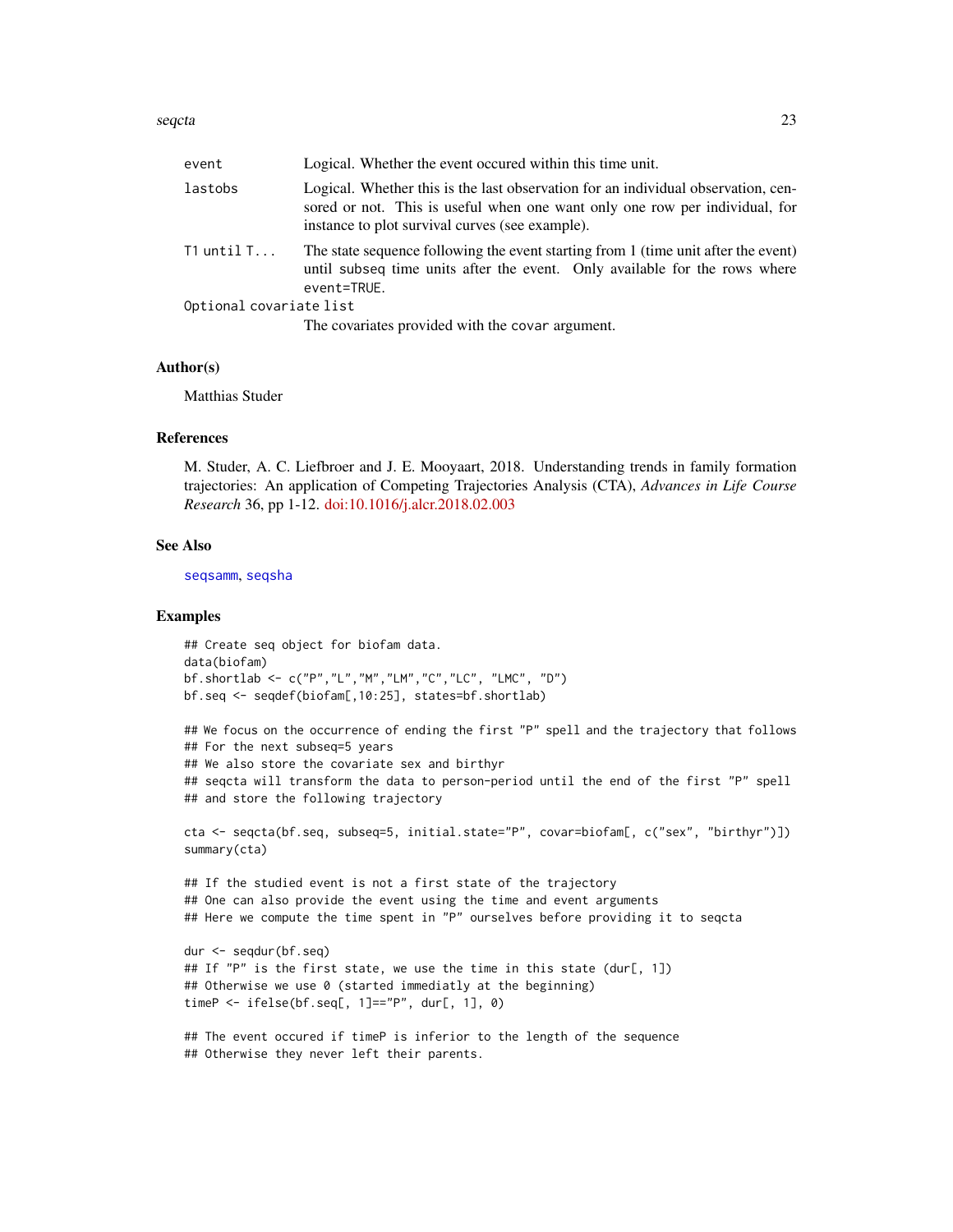| | |
|---|---|
| `event` | Logical. Whether the event occured within this time unit. |
| `lastobs` | Logical. Whether this is the last observation for an individual observation, censored or not. This is useful when one want only one row per individual, for instance to plot survival curves (see example). |
| `T1 until T...` | The state sequence following the event starting from 1 (time unit after the event) until `subseq` time units after the event. Only available for the rows where `event=TRUE`. |
| `Optional covariate list` | The covariates provided with the `covar` argument. |

## Author(s)

Matthias Studer

## References

M. Studer, A. C. Liefbroer and J. E. Mooyaart, 2018. Understanding trends in family formation trajectories: An application of Competing Trajectories Analysis (CTA), *Advances in Life Course Research* 36, pp 1-12. doi:10.1016/j.alcr.2018.02.003

## See Also

`seqsamm`, `seqsha`

## Examples

```
## Create seq object for biofam data.
data(biofam)
bf.shortlab <- c("P","L","M","LM","C","LC", "LMC", "D")
bf.seq <- seqdef(biofam[,10:25], states=bf.shortlab)

## We focus on the occurrence of ending the first "P" spell and the trajectory that follows
## For the next subseq=5 years
## We also store the covariate sex and birthyr
## seqcta will transform the data to person-period until the end of the first "P" spell
## and store the following trajectory

cta <- seqcta(bf.seq, subseq=5, initial.state="P", covar=biofam[, c("sex", "birthyr")])
summary(cta)

## If the studied event is not a first state of the trajectory
## One can also provide the event using the time and event arguments
## Here we compute the time spent in "P" ourselves before providing it to seqcta

dur <- seqdur(bf.seq)
## If "P" is the first state, we use the time in this state (dur[, 1])
## Otherwise we use 0 (started immediatly at the beginning)
timeP <- ifelse(bf.seq[, 1]=="P", dur[, 1], 0)

## The event occured if timeP is inferior to the length of the sequence
## Otherwise they never left their parents.
```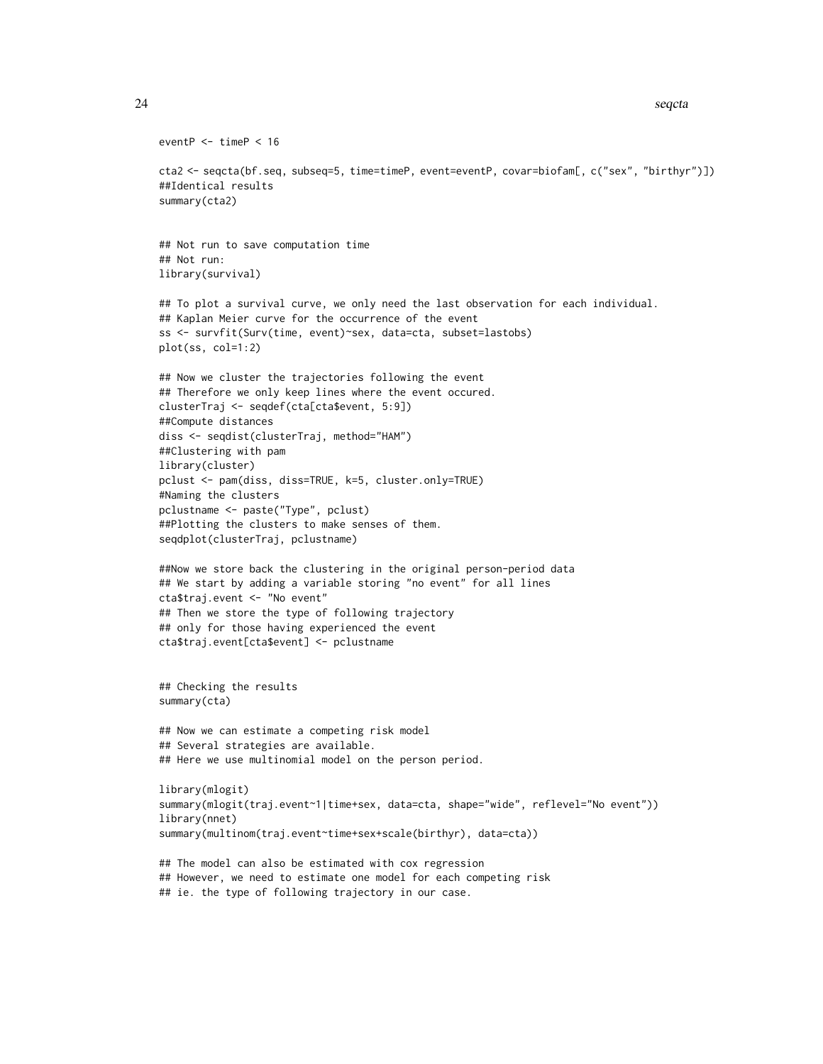```
eventP <- timeP < 16

cta2 <- seqcta(bf.seq, subseq=5, time=timeP, event=eventP, covar=biofam[, c("sex", "birthyr")])
##Identical results
summary(cta2)


## Not run to save computation time
## Not run:
library(survival)

## To plot a survival curve, we only need the last observation for each individual.
## Kaplan Meier curve for the occurrence of the event
ss <- survfit(Surv(time, event)~sex, data=cta, subset=lastobs)
plot(ss, col=1:2)

## Now we cluster the trajectories following the event
## Therefore we only keep lines where the event occured.
clusterTraj <- seqdef(cta[cta$event, 5:9])
##Compute distances
diss <- seqdist(clusterTraj, method="HAM")
##Clustering with pam
library(cluster)
pclust <- pam(diss, diss=TRUE, k=5, cluster.only=TRUE)
#Naming the clusters
pclustname <- paste("Type", pclust)
##Plotting the clusters to make senses of them.
seqdplot(clusterTraj, pclustname)

##Now we store back the clustering in the original person-period data
## We start by adding a variable storing "no event" for all lines
cta$traj.event <- "No event"
## Then we store the type of following trajectory
## only for those having experienced the event
cta$traj.event[cta$event] <- pclustname


## Checking the results
summary(cta)

## Now we can estimate a competing risk model
## Several strategies are available.
## Here we use multinomial model on the person period.

library(mlogit)
summary(mlogit(traj.event~1|time+sex, data=cta, shape="wide", reflevel="No event"))
library(nnet)
summary(multinom(traj.event~time+sex+scale(birthyr), data=cta))

## The model can also be estimated with cox regression
## However, we need to estimate one model for each competing risk
## ie. the type of following trajectory in our case.
```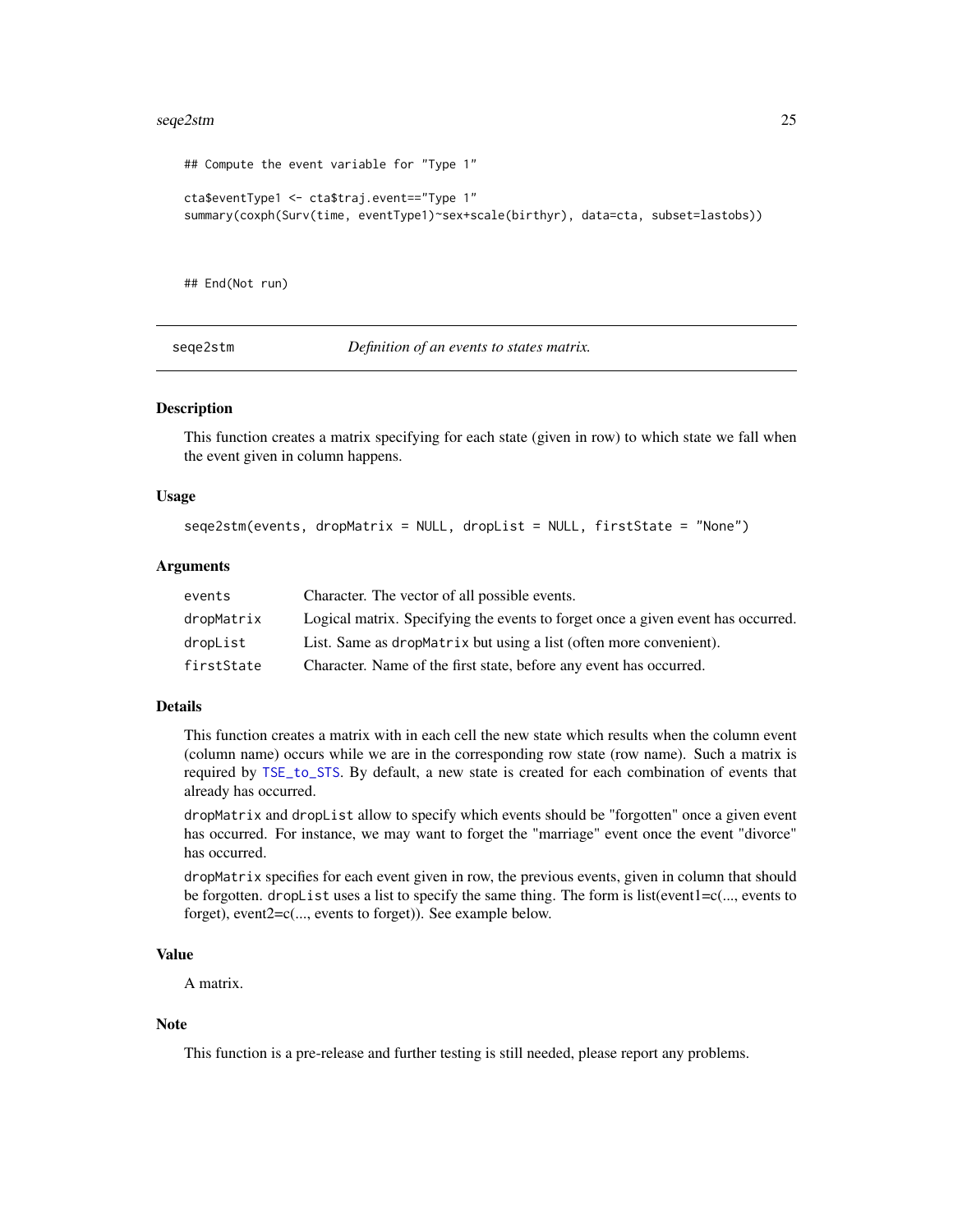```
## Compute the event variable for "Type 1"

cta$eventType1 <- cta$traj.event=="Type 1"
summary(coxph(Surv(time, eventType1)~sex+scale(birthyr), data=cta, subset=lastobs))



## End(Not run)
```

---

## seqe2stm — *Definition of an events to states matrix.*

---

### Description

This function creates a matrix specifying for each state (given in row) to which state we fall when the event given in column happens.

### Usage

```
seqe2stm(events, dropMatrix = NULL, dropList = NULL, firstState = "None")
```

### Arguments

| | |
|---|---|
| `events` | Character. The vector of all possible events. |
| `dropMatrix` | Logical matrix. Specifying the events to forget once a given event has occurred. |
| `dropList` | List. Same as `dropMatrix` but using a list (often more convenient). |
| `firstState` | Character. Name of the first state, before any event has occurred. |

### Details

This function creates a matrix with in each cell the new state which results when the column event (column name) occurs while we are in the corresponding row state (row name). Such a matrix is required by `TSE_to_STS`. By default, a new state is created for each combination of events that already has occurred.

`dropMatrix` and `dropList` allow to specify which events should be "forgotten" once a given event has occurred. For instance, we may want to forget the "marriage" event once the event "divorce" has occurred.

`dropMatrix` specifies for each event given in row, the previous events, given in column that should be forgotten. `dropList` uses a list to specify the same thing. The form is list(event1=c(..., events to forget), event2=c(..., events to forget)). See example below.

### Value

A matrix.

### Note

This function is a pre-release and further testing is still needed, please report any problems.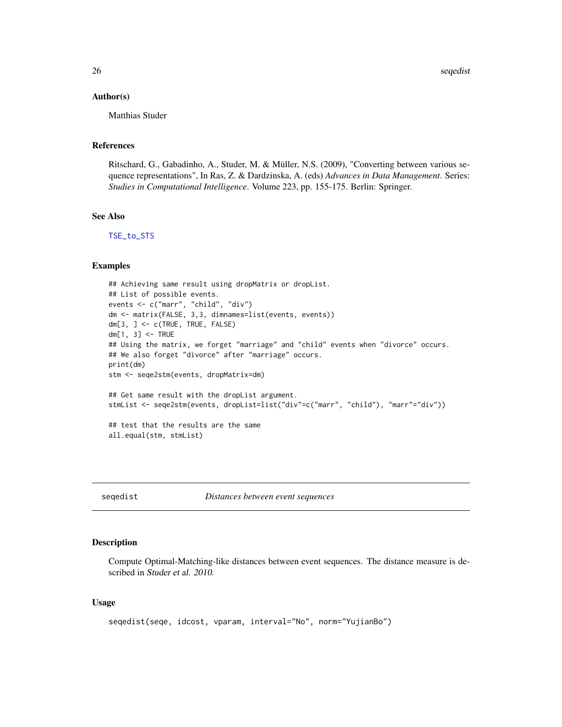## Author(s)

Matthias Studer

## References

Ritschard, G., Gabadinho, A., Studer, M. & Müller, N.S. (2009), "Converting between various sequence representations", In Ras, Z. & Dardzinska, A. (eds) *Advances in Data Management*. Series: *Studies in Computational Intelligence*. Volume 223, pp. 155-175. Berlin: Springer.

## See Also

TSE_to_STS

## Examples

```
## Achieving same result using dropMatrix or dropList.
## List of possible events.
events <- c("marr", "child", "div")
dm <- matrix(FALSE, 3,3, dimnames=list(events, events))
dm[3, ] <- c(TRUE, TRUE, FALSE)
dm[1, 3] <- TRUE
## Using the matrix, we forget "marriage" and "child" events when "divorce" occurs.
## We also forget "divorce" after "marriage" occurs.
print(dm)
stm <- seqe2stm(events, dropMatrix=dm)

## Get same result with the dropList argument.
stmList <- seqe2stm(events, dropList=list("div"=c("marr", "child"), "marr"="div"))

## test that the results are the same
all.equal(stm, stmList)
```

---

# seqedist — *Distances between event sequences*

## Description

Compute Optimal-Matching-like distances between event sequences. The distance measure is described in Studer et al. 2010.

## Usage

```
seqedist(seqe, idcost, vparam, interval="No", norm="YujianBo")
```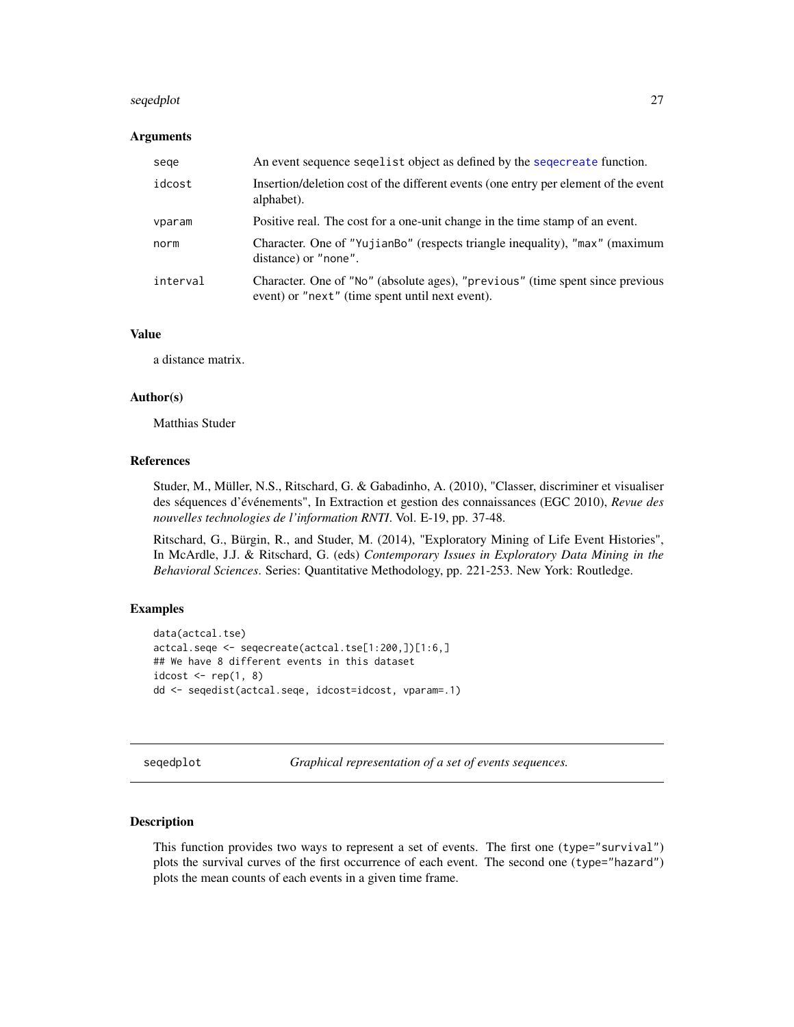### Arguments

| | |
|---|---|
| `seqe` | An event sequence `seqelist` object as defined by the `seqecreate` function. |
| `idcost` | Insertion/deletion cost of the different events (one entry per element of the event alphabet). |
| `vparam` | Positive real. The cost for a one-unit change in the time stamp of an event. |
| `norm` | Character. One of `"YujianBo"` (respects triangle inequality), `"max"` (maximum distance) or `"none"`. |
| `interval` | Character. One of `"No"` (absolute ages), `"previous"` (time spent since previous event) or `"next"` (time spent until next event). |

### Value

a distance matrix.

### Author(s)

Matthias Studer

### References

Studer, M., Müller, N.S., Ritschard, G. & Gabadinho, A. (2010), "Classer, discriminer et visualiser des séquences d'événements", In Extraction et gestion des connaissances (EGC 2010), *Revue des nouvelles technologies de l'information RNTI*. Vol. E-19, pp. 37-48.

Ritschard, G., Bürgin, R., and Studer, M. (2014), "Exploratory Mining of Life Event Histories", In McArdle, J.J. & Ritschard, G. (eds) *Contemporary Issues in Exploratory Data Mining in the Behavioral Sciences*. Series: Quantitative Methodology, pp. 221-253. New York: Routledge.

### Examples

```
data(actcal.tse)
actcal.seqe <- seqecreate(actcal.tse[1:200,])[1:6,]
## We have 8 different events in this dataset
idcost <- rep(1, 8)
dd <- seqedist(actcal.seqe, idcost=idcost, vparam=.1)
```

---

## seqedplot — *Graphical representation of a set of events sequences.*

### Description

This function provides two ways to represent a set of events. The first one (`type="survival"`) plots the survival curves of the first occurrence of each event. The second one (`type="hazard"`) plots the mean counts of each events in a given time frame.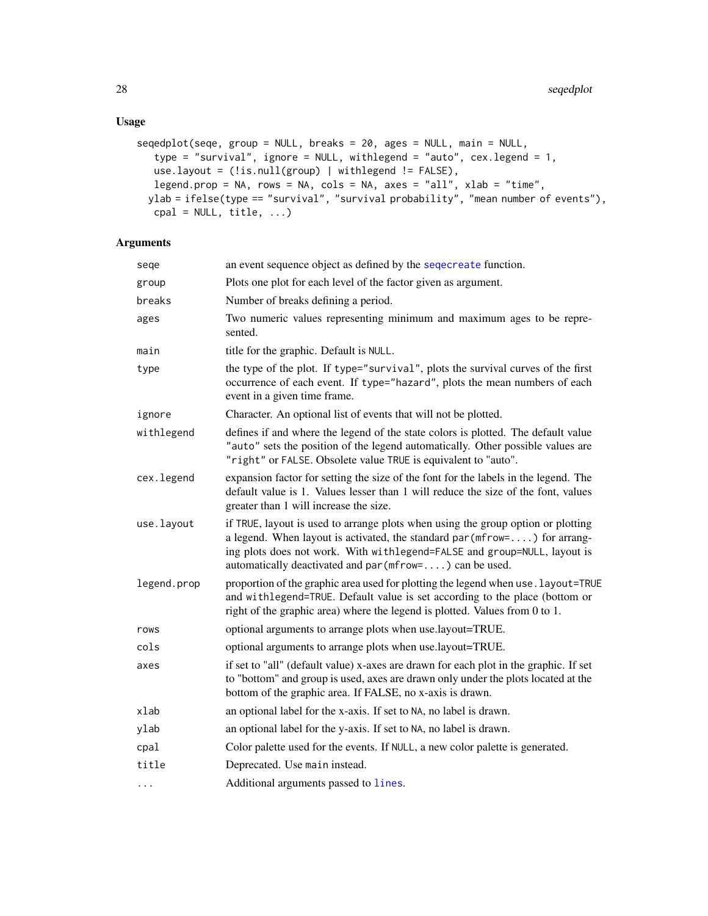## Usage

```
seqedplot(seqe, group = NULL, breaks = 20, ages = NULL, main = NULL,
   type = "survival", ignore = NULL, withlegend = "auto", cex.legend = 1,
   use.layout = (!is.null(group) | withlegend != FALSE),
   legend.prop = NA, rows = NA, cols = NA, axes = "all", xlab = "time",
  ylab = ifelse(type == "survival", "survival probability", "mean number of events"),
   cpal = NULL, title, ...)
```

## Arguments

| | |
|---|---|
| `seqe` | an event sequence object as defined by the `seqecreate` function. |
| `group` | Plots one plot for each level of the factor given as argument. |
| `breaks` | Number of breaks defining a period. |
| `ages` | Two numeric values representing minimum and maximum ages to be represented. |
| `main` | title for the graphic. Default is `NULL`. |
| `type` | the type of the plot. If `type="survival"`, plots the survival curves of the first occurrence of each event. If `type="hazard"`, plots the mean numbers of each event in a given time frame. |
| `ignore` | Character. An optional list of events that will not be plotted. |
| `withlegend` | defines if and where the legend of the state colors is plotted. The default value `"auto"` sets the position of the legend automatically. Other possible values are `"right"` or `FALSE`. Obsolete value `TRUE` is equivalent to "auto". |
| `cex.legend` | expansion factor for setting the size of the font for the labels in the legend. The default value is 1. Values lesser than 1 will reduce the size of the font, values greater than 1 will increase the size. |
| `use.layout` | if `TRUE`, layout is used to arrange plots when using the group option or plotting a legend. When layout is activated, the standard `par(mfrow=....)` for arranging plots does not work. With `withlegend=FALSE` and `group=NULL`, layout is automatically deactivated and `par(mfrow=....)` can be used. |
| `legend.prop` | proportion of the graphic area used for plotting the legend when `use.layout=TRUE` and `withlegend=TRUE`. Default value is set according to the place (bottom or right of the graphic area) where the legend is plotted. Values from 0 to 1. |
| `rows` | optional arguments to arrange plots when use.layout=TRUE. |
| `cols` | optional arguments to arrange plots when use.layout=TRUE. |
| `axes` | if set to "all" (default value) x-axes are drawn for each plot in the graphic. If set to "bottom" and group is used, axes are drawn only under the plots located at the bottom of the graphic area. If FALSE, no x-axis is drawn. |
| `xlab` | an optional label for the x-axis. If set to `NA`, no label is drawn. |
| `ylab` | an optional label for the y-axis. If set to `NA`, no label is drawn. |
| `cpal` | Color palette used for the events. If `NULL`, a new color palette is generated. |
| `title` | Deprecated. Use `main` instead. |
| `...` | Additional arguments passed to `lines`. |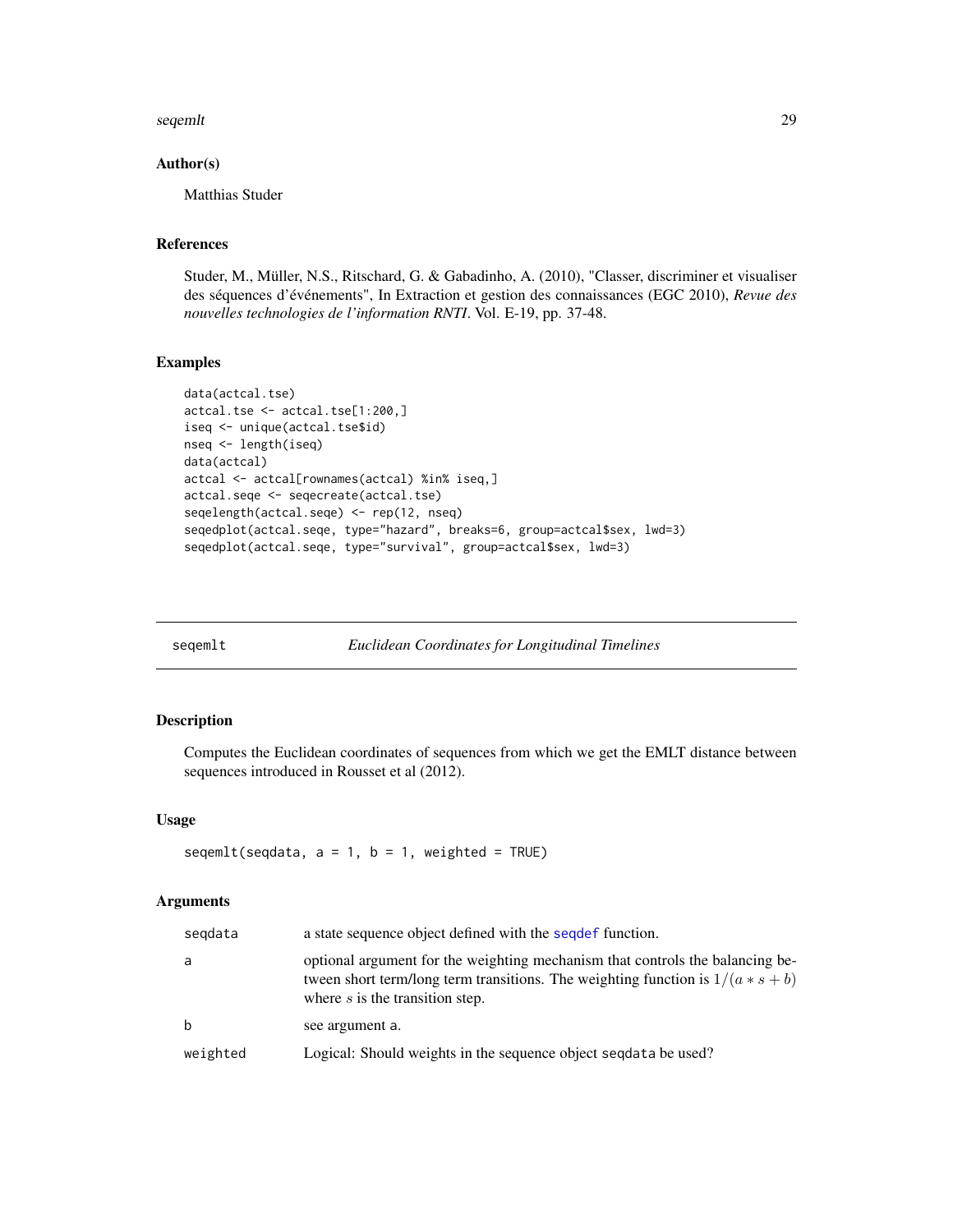### Author(s)

Matthias Studer

### References

Studer, M., Müller, N.S., Ritschard, G. & Gabadinho, A. (2010), "Classer, discriminer et visualiser des séquences d'événements", In Extraction et gestion des connaissances (EGC 2010), *Revue des nouvelles technologies de l'information RNTI*. Vol. E-19, pp. 37-48.

### Examples

```
data(actcal.tse)
actcal.tse <- actcal.tse[1:200,]
iseq <- unique(actcal.tse$id)
nseq <- length(iseq)
data(actcal)
actcal <- actcal[rownames(actcal) %in% iseq,]
actcal.seqe <- seqecreate(actcal.tse)
seqelength(actcal.seqe) <- rep(12, nseq)
seqedplot(actcal.seqe, type="hazard", breaks=6, group=actcal$sex, lwd=3)
seqedplot(actcal.seqe, type="survival", group=actcal$sex, lwd=3)
```

---

## seqemlt — *Euclidean Coordinates for Longitudinal Timelines*

---

### Description

Computes the Euclidean coordinates of sequences from which we get the EMLT distance between sequences introduced in Rousset et al (2012).

### Usage

```
seqemlt(seqdata, a = 1, b = 1, weighted = TRUE)
```

### Arguments

| | |
|---|---|
| seqdata | a state sequence object defined with the seqdef function. |
| a | optional argument for the weighting mechanism that controls the balancing between short term/long term transitions. The weighting function is $1/(a*s+b)$ where $s$ is the transition step. |
| b | see argument a. |
| weighted | Logical: Should weights in the sequence object seqdata be used? |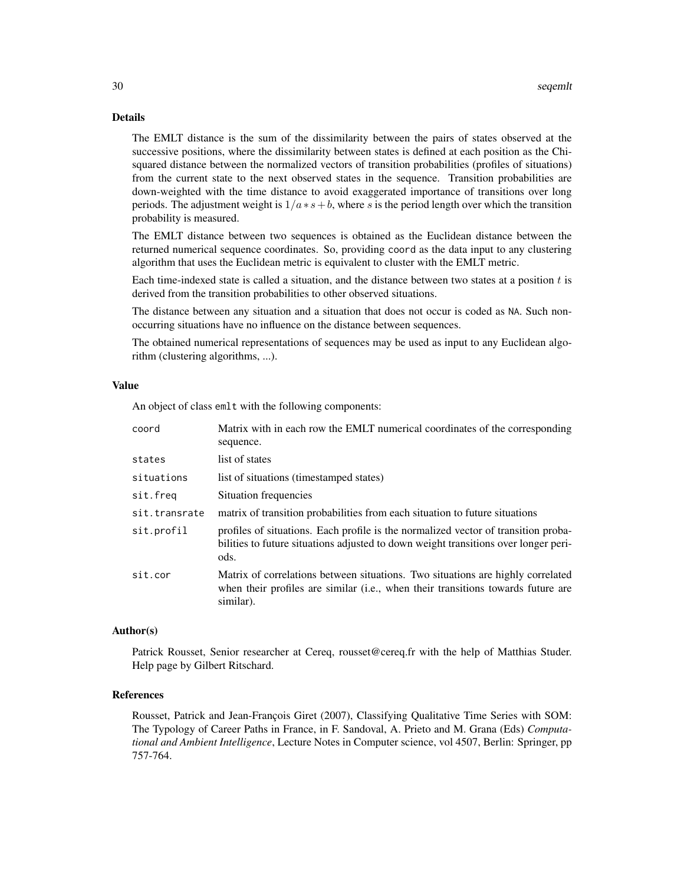## Details

The EMLT distance is the sum of the dissimilarity between the pairs of states observed at the successive positions, where the dissimilarity between states is defined at each position as the Chi-squared distance between the normalized vectors of transition probabilities (profiles of situations) from the current state to the next observed states in the sequence. Transition probabilities are down-weighted with the time distance to avoid exaggerated importance of transitions over long periods. The adjustment weight is $1/a * s + b$, where $s$ is the period length over which the transition probability is measured.

The EMLT distance between two sequences is obtained as the Euclidean distance between the returned numerical sequence coordinates. So, providing `coord` as the data input to any clustering algorithm that uses the Euclidean metric is equivalent to cluster with the EMLT metric.

Each time-indexed state is called a situation, and the distance between two states at a position $t$ is derived from the transition probabilities to other observed situations.

The distance between any situation and a situation that does not occur is coded as `NA`. Such non-occurring situations have no influence on the distance between sequences.

The obtained numerical representations of sequences may be used as input to any Euclidean algorithm (clustering algorithms, ...).

## Value

An object of class `emlt` with the following components:

| | |
|---|---|
| `coord` | Matrix with in each row the EMLT numerical coordinates of the corresponding sequence. |
| `states` | list of states |
| `situations` | list of situations (timestamped states) |
| `sit.freq` | Situation frequencies |
| `sit.transrate` | matrix of transition probabilities from each situation to future situations |
| `sit.profil` | profiles of situations. Each profile is the normalized vector of transition probabilities to future situations adjusted to down weight transitions over longer periods. |
| `sit.cor` | Matrix of correlations between situations. Two situations are highly correlated when their profiles are similar (i.e., when their transitions towards future are similar). |

## Author(s)

Patrick Rousset, Senior researcher at Cereq, rousset@cereq.fr with the help of Matthias Studer. Help page by Gilbert Ritschard.

## References

Rousset, Patrick and Jean-François Giret (2007), Classifying Qualitative Time Series with SOM: The Typology of Career Paths in France, in F. Sandoval, A. Prieto and M. Grana (Eds) *Computational and Ambient Intelligence*, Lecture Notes in Computer science, vol 4507, Berlin: Springer, pp 757-764.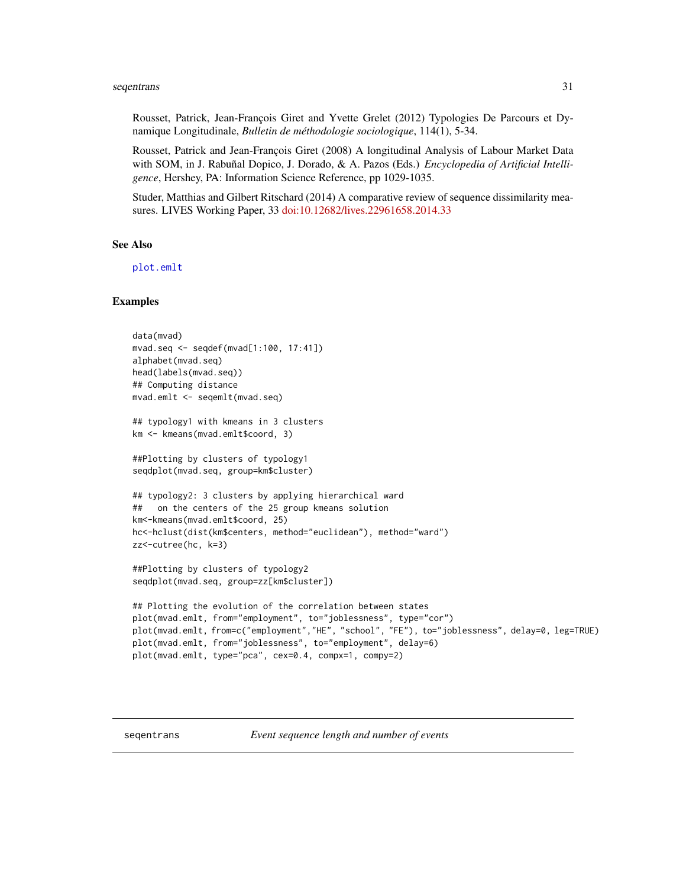Rousset, Patrick, Jean-François Giret and Yvette Grelet (2012) Typologies De Parcours et Dynamique Longitudinale, *Bulletin de méthodologie sociologique*, 114(1), 5-34.

Rousset, Patrick and Jean-François Giret (2008) A longitudinal Analysis of Labour Market Data with SOM, in J. Rabuñal Dopico, J. Dorado, & A. Pazos (Eds.) *Encyclopedia of Artificial Intelligence*, Hershey, PA: Information Science Reference, pp 1029-1035.

Studer, Matthias and Gilbert Ritschard (2014) A comparative review of sequence dissimilarity measures. LIVES Working Paper, 33 doi:10.12682/lives.22961658.2014.33

## See Also

`plot.emlt`

## Examples

```
data(mvad)
mvad.seq <- seqdef(mvad[1:100, 17:41])
alphabet(mvad.seq)
head(labels(mvad.seq))
## Computing distance
mvad.emlt <- seqemlt(mvad.seq)

## typology1 with kmeans in 3 clusters
km <- kmeans(mvad.emlt$coord, 3)

##Plotting by clusters of typology1
seqdplot(mvad.seq, group=km$cluster)

## typology2: 3 clusters by applying hierarchical ward
##   on the centers of the 25 group kmeans solution
km<-kmeans(mvad.emlt$coord, 25)
hc<-hclust(dist(km$centers, method="euclidean"), method="ward")
zz<-cutree(hc, k=3)

##Plotting by clusters of typology2
seqdplot(mvad.seq, group=zz[km$cluster])

## Plotting the evolution of the correlation between states
plot(mvad.emlt, from="employment", to="joblessness", type="cor")
plot(mvad.emlt, from=c("employment","HE", "school", "FE"), to="joblessness", delay=0, leg=TRUE)
plot(mvad.emlt, from="joblessness", to="employment", delay=6)
plot(mvad.emlt, type="pca", cex=0.4, compx=1, compy=2)
```

---

# seqentrans — *Event sequence length and number of events*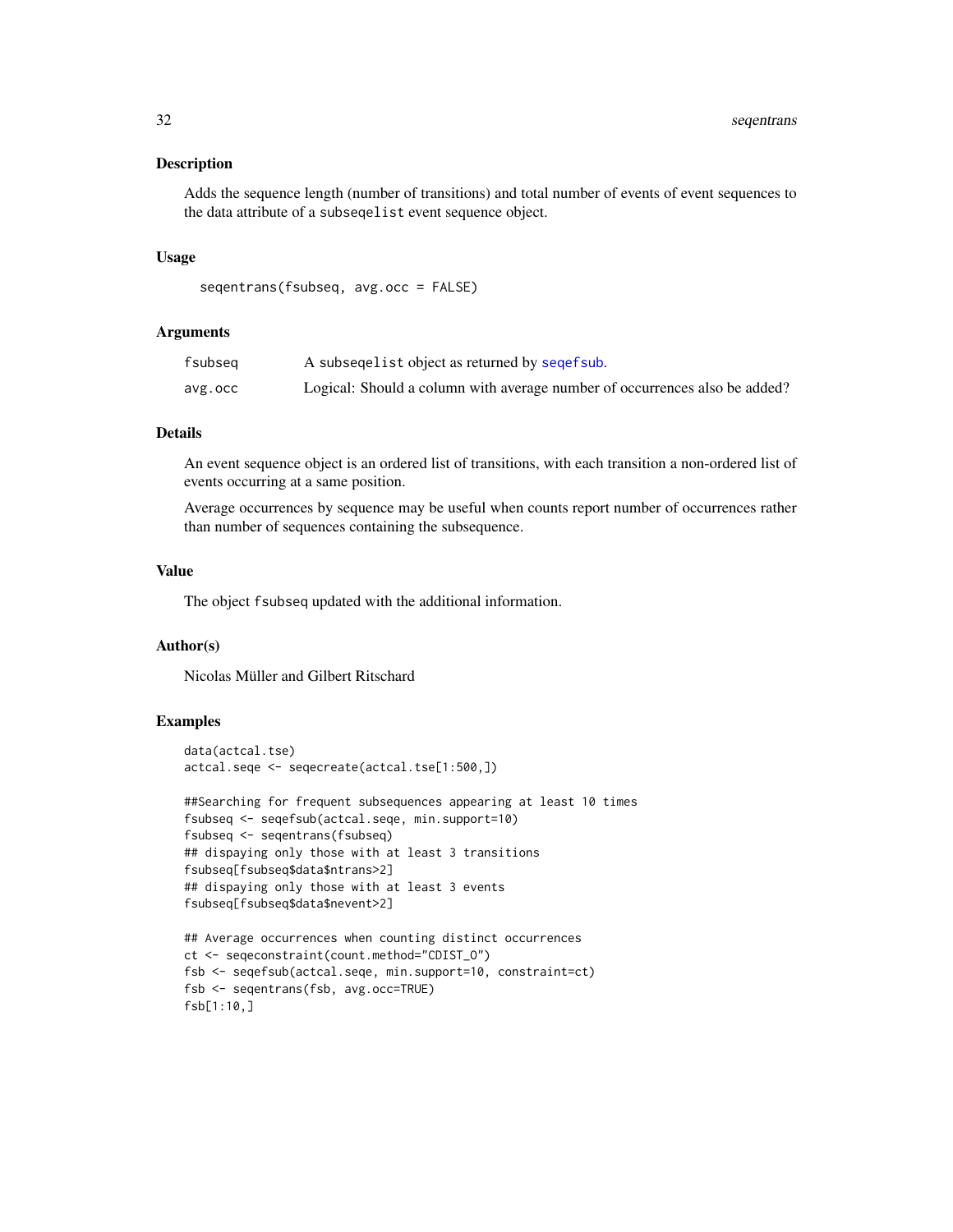## Description

Adds the sequence length (number of transitions) and total number of events of event sequences to the data attribute of a subseqelist event sequence object.

## Usage

```
seqentrans(fsubseq, avg.occ = FALSE)
```

## Arguments

| | |
|---|---|
| fsubseq | A subseqelist object as returned by seqefsub. |
| avg.occ | Logical: Should a column with average number of occurrences also be added? |

## Details

An event sequence object is an ordered list of transitions, with each transition a non-ordered list of events occurring at a same position.

Average occurrences by sequence may be useful when counts report number of occurrences rather than number of sequences containing the subsequence.

## Value

The object fsubseq updated with the additional information.

## Author(s)

Nicolas Müller and Gilbert Ritschard

## Examples

```
data(actcal.tse)
actcal.seqe <- seqecreate(actcal.tse[1:500,])

##Searching for frequent subsequences appearing at least 10 times
fsubseq <- seqefsub(actcal.seqe, min.support=10)
fsubseq <- seqentrans(fsubseq)
## dispaying only those with at least 3 transitions
fsubseq[fsubseq$data$ntrans>2]
## dispaying only those with at least 3 events
fsubseq[fsubseq$data$nevent>2]

## Average occurrences when counting distinct occurrences
ct <- seqeconstraint(count.method="CDIST_O")
fsb <- seqefsub(actcal.seqe, min.support=10, constraint=ct)
fsb <- seqentrans(fsb, avg.occ=TRUE)
fsb[1:10,]
```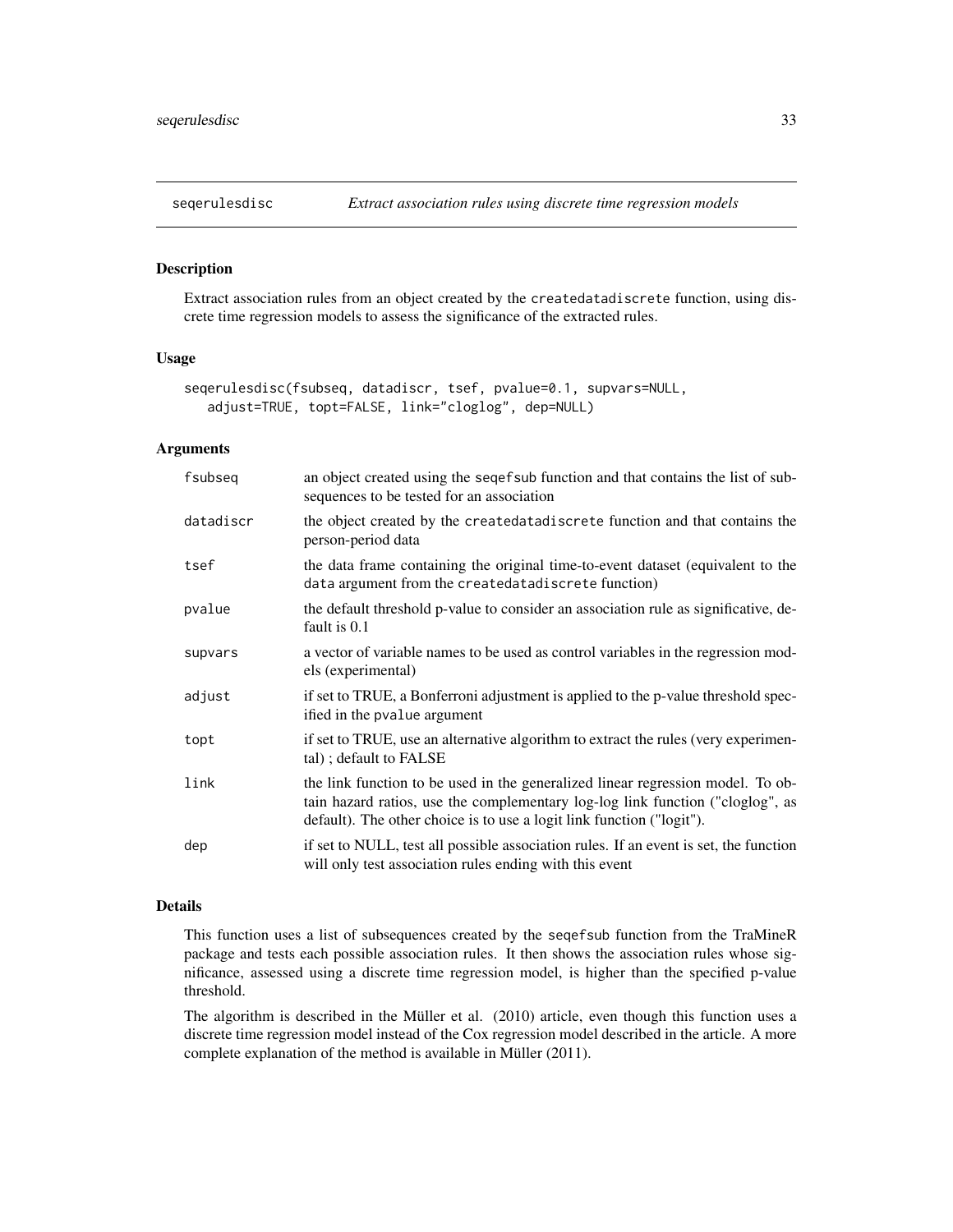# seqerulesdisc — *Extract association rules using discrete time regression models*

## Description

Extract association rules from an object created by the `createdatadiscrete` function, using discrete time regression models to assess the significance of the extracted rules.

## Usage

```
seqerulesdisc(fsubseq, datadiscr, tsef, pvalue=0.1, supvars=NULL,
   adjust=TRUE, topt=FALSE, link="cloglog", dep=NULL)
```

## Arguments

| | |
|---|---|
| `fsubseq` | an object created using the `seqefsub` function and that contains the list of subsequences to be tested for an association |
| `datadiscr` | the object created by the `createdatadiscrete` function and that contains the person-period data |
| `tsef` | the data frame containing the original time-to-event dataset (equivalent to the `data` argument from the `createdatadiscrete` function) |
| `pvalue` | the default threshold p-value to consider an association rule as significative, default is 0.1 |
| `supvars` | a vector of variable names to be used as control variables in the regression models (experimental) |
| `adjust` | if set to TRUE, a Bonferroni adjustment is applied to the p-value threshold specified in the `pvalue` argument |
| `topt` | if set to TRUE, use an alternative algorithm to extract the rules (very experimental) ; default to FALSE |
| `link` | the link function to be used in the generalized linear regression model. To obtain hazard ratios, use the complementary log-log link function ("cloglog", as default). The other choice is to use a logit link function ("logit"). |
| `dep` | if set to NULL, test all possible association rules. If an event is set, the function will only test association rules ending with this event |

## Details

This function uses a list of subsequences created by the `seqefsub` function from the TraMineR package and tests each possible association rules. It then shows the association rules whose significance, assessed using a discrete time regression model, is higher than the specified p-value threshold.

The algorithm is described in the Müller et al. (2010) article, even though this function uses a discrete time regression model instead of the Cox regression model described in the article. A more complete explanation of the method is available in Müller (2011).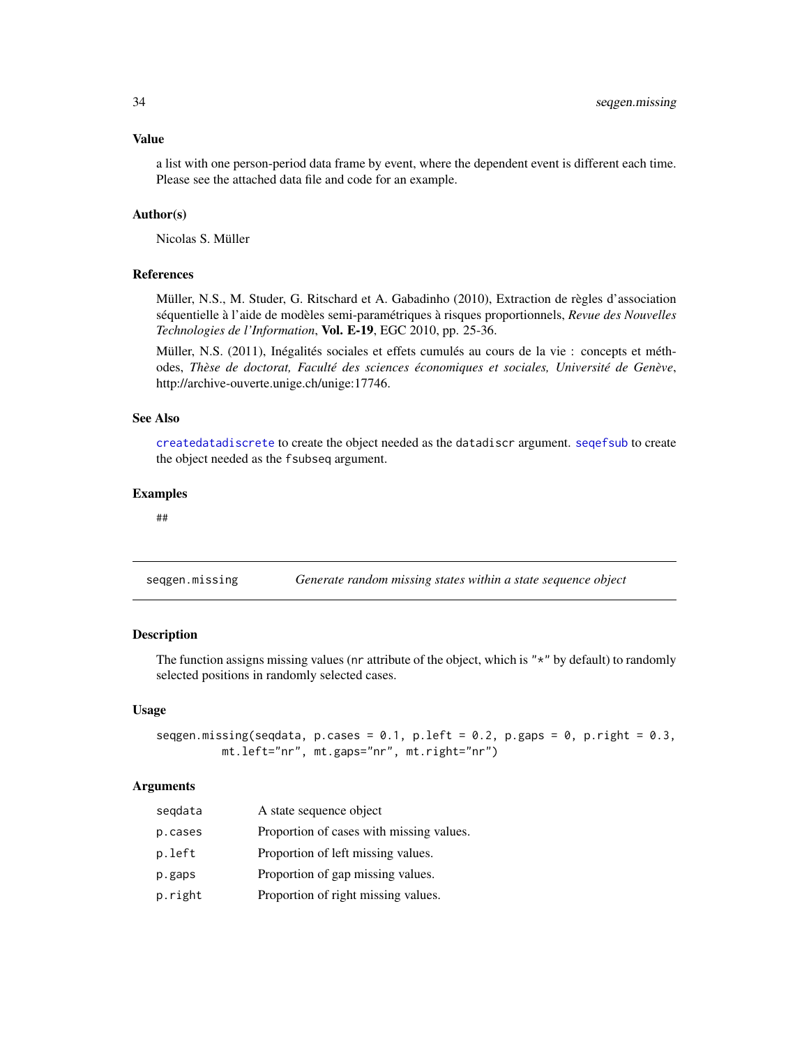### Value

a list with one person-period data frame by event, where the dependent event is different each time. Please see the attached data file and code for an example.

### Author(s)

Nicolas S. Müller

### References

Müller, N.S., M. Studer, G. Ritschard et A. Gabadinho (2010), Extraction de règles d'association séquentielle à l'aide de modèles semi-paramétriques à risques proportionnels, *Revue des Nouvelles Technologies de l'Information*, **Vol. E-19**, EGC 2010, pp. 25-36.

Müller, N.S. (2011), Inégalités sociales et effets cumulés au cours de la vie : concepts et méthodes, *Thèse de doctorat, Faculté des sciences économiques et sociales, Université de Genève*, http://archive-ouverte.unige.ch/unige:17746.

### See Also

`createdatadiscrete` to create the object needed as the `datadiscr` argument. `seqefsub` to create the object needed as the `fsubseq` argument.

### Examples

```
##
```

---

## seqgen.missing — *Generate random missing states within a state sequence object*

### Description

The function assigns missing values (`nr` attribute of the object, which is `"*"` by default) to randomly selected positions in randomly selected cases.

### Usage

```
seqgen.missing(seqdata, p.cases = 0.1, p.left = 0.2, p.gaps = 0, p.right = 0.3,
          mt.left="nr", mt.gaps="nr", mt.right="nr")
```

### Arguments

| | |
|---|---|
| `seqdata` | A state sequence object |
| `p.cases` | Proportion of cases with missing values. |
| `p.left` | Proportion of left missing values. |
| `p.gaps` | Proportion of gap missing values. |
| `p.right` | Proportion of right missing values. |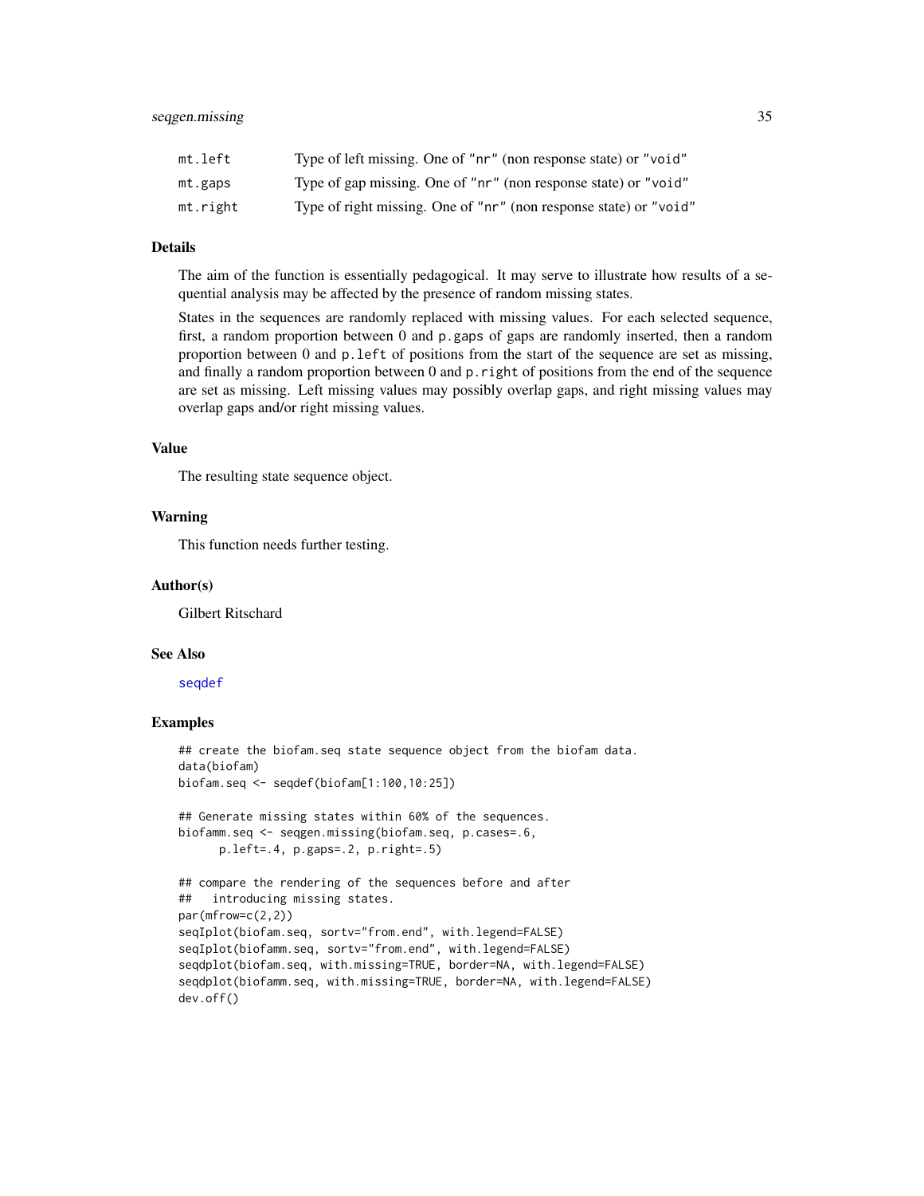| | |
|---|---|
| `mt.left` | Type of left missing. One of `"nr"` (non response state) or `"void"` |
| `mt.gaps` | Type of gap missing. One of `"nr"` (non response state) or `"void"` |
| `mt.right` | Type of right missing. One of `"nr"` (non response state) or `"void"` |

## Details

The aim of the function is essentially pedagogical. It may serve to illustrate how results of a sequential analysis may be affected by the presence of random missing states.

States in the sequences are randomly replaced with missing values. For each selected sequence, first, a random proportion between 0 and `p.gaps` of gaps are randomly inserted, then a random proportion between 0 and `p.left` of positions from the start of the sequence are set as missing, and finally a random proportion between 0 and `p.right` of positions from the end of the sequence are set as missing. Left missing values may possibly overlap gaps, and right missing values may overlap gaps and/or right missing values.

## Value

The resulting state sequence object.

## Warning

This function needs further testing.

## Author(s)

Gilbert Ritschard

## See Also

seqdef

## Examples

```
## create the biofam.seq state sequence object from the biofam data.
data(biofam)
biofam.seq <- seqdef(biofam[1:100,10:25])

## Generate missing states within 60% of the sequences.
biofamm.seq <- seqgen.missing(biofam.seq, p.cases=.6,
      p.left=.4, p.gaps=.2, p.right=.5)

## compare the rendering of the sequences before and after
##   introducing missing states.
par(mfrow=c(2,2))
seqIplot(biofam.seq, sortv="from.end", with.legend=FALSE)
seqIplot(biofamm.seq, sortv="from.end", with.legend=FALSE)
seqdplot(biofam.seq, with.missing=TRUE, border=NA, with.legend=FALSE)
seqdplot(biofamm.seq, with.missing=TRUE, border=NA, with.legend=FALSE)
dev.off()
```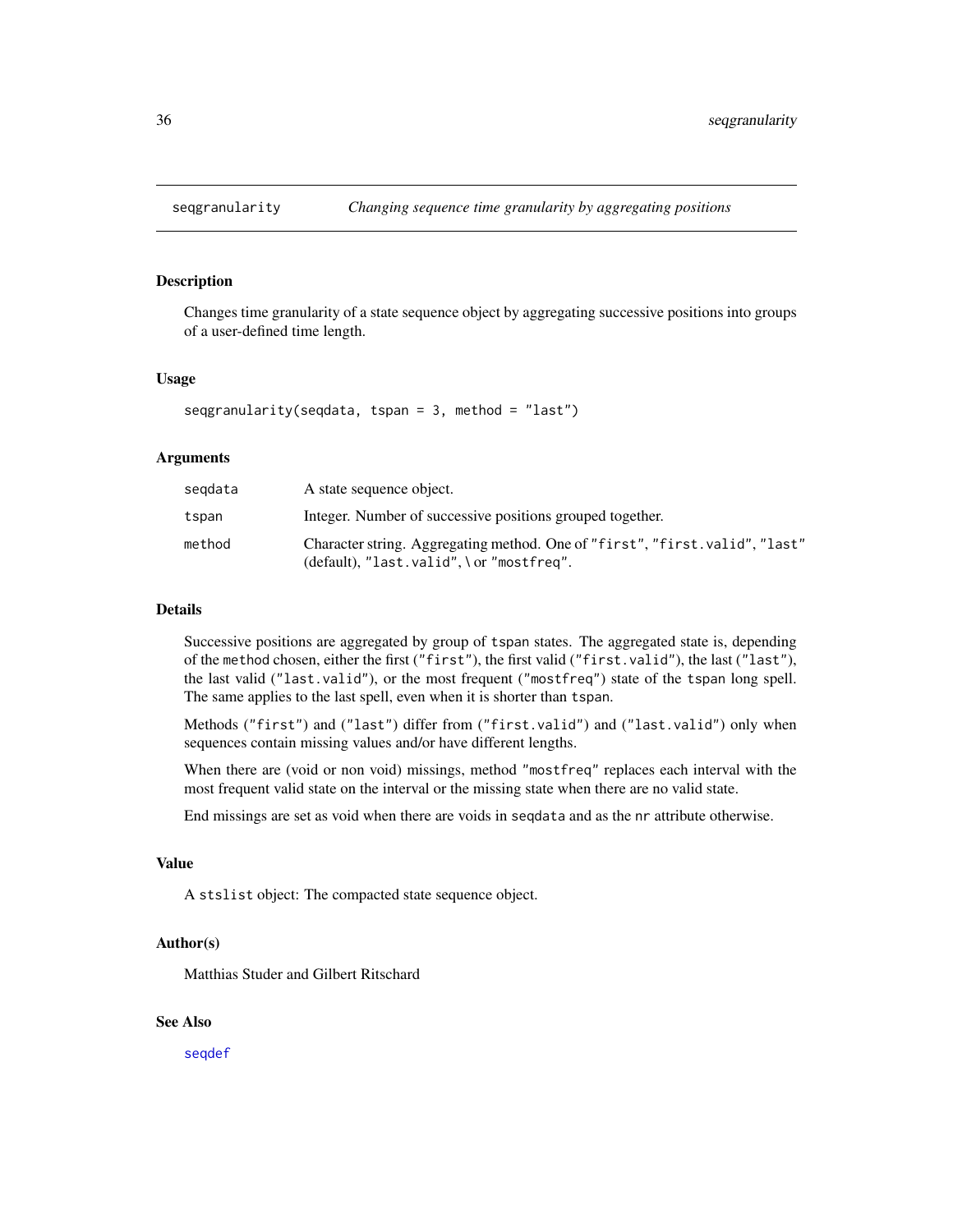## seqgranularity — *Changing sequence time granularity by aggregating positions*

### Description

Changes time granularity of a state sequence object by aggregating successive positions into groups of a user-defined time length.

### Usage

```
seqgranularity(seqdata, tspan = 3, method = "last")
```

### Arguments

| | |
|---|---|
| seqdata | A state sequence object. |
| tspan | Integer. Number of successive positions grouped together. |
| method | Character string. Aggregating method. One of "first", "first.valid", "last" (default), "last.valid", \ or "mostfreq". |

### Details

Successive positions are aggregated by group of `tspan` states. The aggregated state is, depending of the `method` chosen, either the first ("first"), the first valid ("first.valid"), the last ("last"), the last valid ("last.valid"), or the most frequent ("mostfreq") state of the `tspan` long spell. The same applies to the last spell, even when it is shorter than `tspan`.

Methods ("first") and ("last") differ from ("first.valid") and ("last.valid") only when sequences contain missing values and/or have different lengths.

When there are (void or non void) missings, method "mostfreq" replaces each interval with the most frequent valid state on the interval or the missing state when there are no valid state.

End missings are set as void when there are voids in `seqdata` and as the `nr` attribute otherwise.

### Value

A `stslist` object: The compacted state sequence object.

### Author(s)

Matthias Studer and Gilbert Ritschard

### See Also

seqdef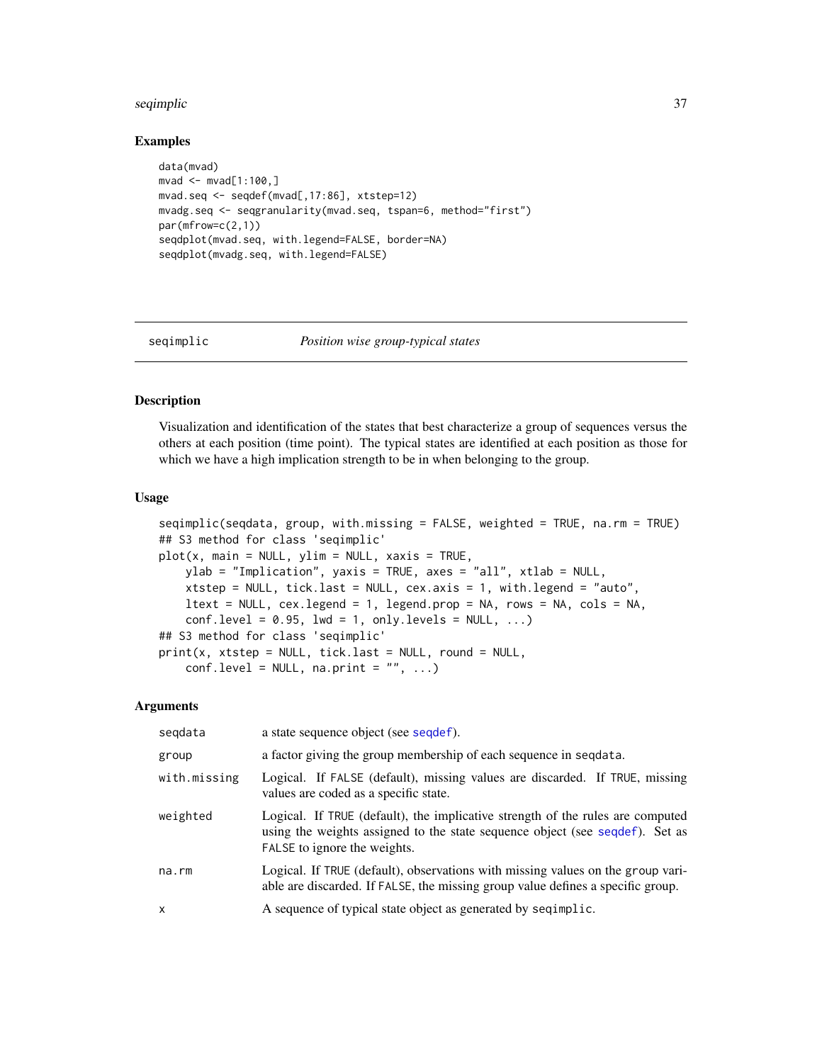## Examples

```
data(mvad)
mvad <- mvad[1:100,]
mvad.seq <- seqdef(mvad[,17:86], xtstep=12)
mvadg.seq <- seqgranularity(mvad.seq, tspan=6, method="first")
par(mfrow=c(2,1))
seqdplot(mvad.seq, with.legend=FALSE, border=NA)
seqdplot(mvadg.seq, with.legend=FALSE)
```

---

seqimplic *Position wise group-typical states*

---

## Description

Visualization and identification of the states that best characterize a group of sequences versus the others at each position (time point). The typical states are identified at each position as those for which we have a high implication strength to be in when belonging to the group.

## Usage

```
seqimplic(seqdata, group, with.missing = FALSE, weighted = TRUE, na.rm = TRUE)
## S3 method for class 'seqimplic'
plot(x, main = NULL, ylim = NULL, xaxis = TRUE,
    ylab = "Implication", yaxis = TRUE, axes = "all", xtlab = NULL,
    xtstep = NULL, tick.last = NULL, cex.axis = 1, with.legend = "auto",
    ltext = NULL, cex.legend = 1, legend.prop = NA, rows = NA, cols = NA,
    conf.level = 0.95, lwd = 1, only.levels = NULL, ...)
## S3 method for class 'seqimplic'
print(x, xtstep = NULL, tick.last = NULL, round = NULL,
    conf.level = NULL, na.print = "", ...)
```

## Arguments

| | |
|---|---|
| seqdata | a state sequence object (see seqdef). |
| group | a factor giving the group membership of each sequence in seqdata. |
| with.missing | Logical. If FALSE (default), missing values are discarded. If TRUE, missing values are coded as a specific state. |
| weighted | Logical. If TRUE (default), the implicative strength of the rules are computed using the weights assigned to the state sequence object (see seqdef). Set as FALSE to ignore the weights. |
| na.rm | Logical. If TRUE (default), observations with missing values on the group variable are discarded. If FALSE, the missing group value defines a specific group. |
| x | A sequence of typical state object as generated by seqimplic. |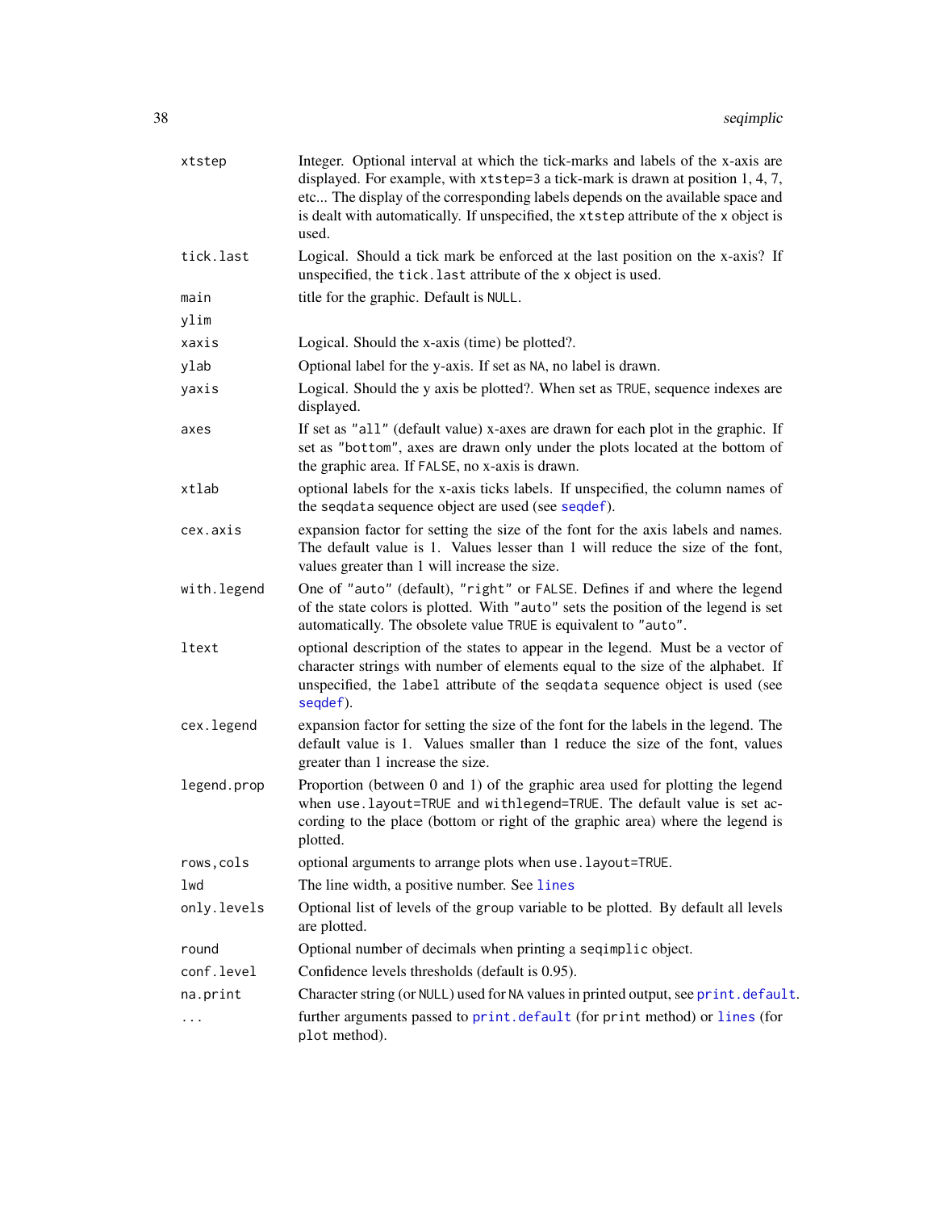| | |
|---|---|
| `xtstep` | Integer. Optional interval at which the tick-marks and labels of the x-axis are displayed. For example, with `xtstep=3` a tick-mark is drawn at position 1, 4, 7, etc... The display of the corresponding labels depends on the available space and is dealt with automatically. If unspecified, the `xtstep` attribute of the `x` object is used. |
| `tick.last` | Logical. Should a tick mark be enforced at the last position on the x-axis? If unspecified, the `tick.last` attribute of the `x` object is used. |
| `main` | title for the graphic. Default is `NULL`. |
| `ylim` | |
| `xaxis` | Logical. Should the x-axis (time) be plotted?. |
| `ylab` | Optional label for the y-axis. If set as `NA`, no label is drawn. |
| `yaxis` | Logical. Should the y axis be plotted?. When set as `TRUE`, sequence indexes are displayed. |
| `axes` | If set as `"all"` (default value) x-axes are drawn for each plot in the graphic. If set as `"bottom"`, axes are drawn only under the plots located at the bottom of the graphic area. If `FALSE`, no x-axis is drawn. |
| `xtlab` | optional labels for the x-axis ticks labels. If unspecified, the column names of the `seqdata` sequence object are used (see `seqdef`). |
| `cex.axis` | expansion factor for setting the size of the font for the axis labels and names. The default value is 1. Values lesser than 1 will reduce the size of the font, values greater than 1 will increase the size. |
| `with.legend` | One of `"auto"` (default), `"right"` or `FALSE`. Defines if and where the legend of the state colors is plotted. With `"auto"` sets the position of the legend is set automatically. The obsolete value `TRUE` is equivalent to `"auto"`. |
| `ltext` | optional description of the states to appear in the legend. Must be a vector of character strings with number of elements equal to the size of the alphabet. If unspecified, the `label` attribute of the `seqdata` sequence object is used (see `seqdef`). |
| `cex.legend` | expansion factor for setting the size of the font for the labels in the legend. The default value is 1. Values smaller than 1 reduce the size of the font, values greater than 1 increase the size. |
| `legend.prop` | Proportion (between 0 and 1) of the graphic area used for plotting the legend when `use.layout=TRUE` and `withlegend=TRUE`. The default value is set according to the place (bottom or right of the graphic area) where the legend is plotted. |
| `rows,cols` | optional arguments to arrange plots when `use.layout=TRUE`. |
| `lwd` | The line width, a positive number. See `lines` |
| `only.levels` | Optional list of levels of the `group` variable to be plotted. By default all levels are plotted. |
| `round` | Optional number of decimals when printing a `seqimplic` object. |
| `conf.level` | Confidence levels thresholds (default is 0.95). |
| `na.print` | Character string (or `NULL`) used for `NA` values in printed output, see `print.default`. |
| `...` | further arguments passed to `print.default` (for `print` method) or `lines` (for `plot` method). |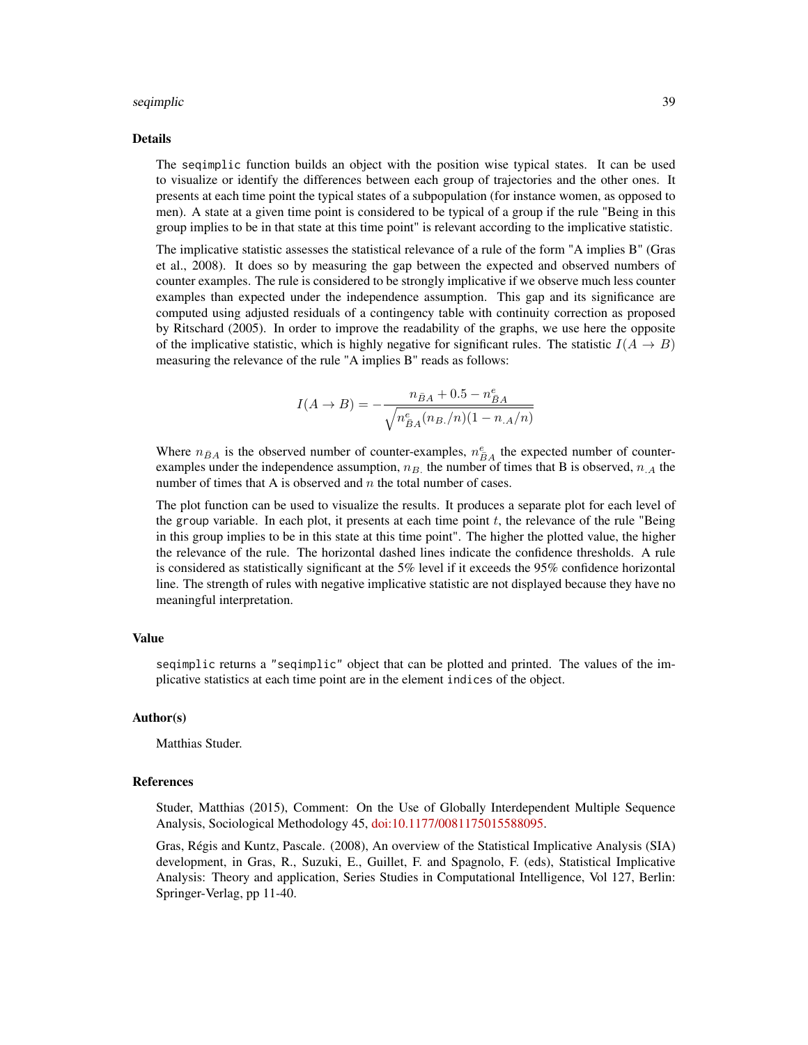## Details

The `seqimplic` function builds an object with the position wise typical states. It can be used to visualize or identify the differences between each group of trajectories and the other ones. It presents at each time point the typical states of a subpopulation (for instance women, as opposed to men). A state at a given time point is considered to be typical of a group if the rule "Being in this group implies to be in that state at this time point" is relevant according to the implicative statistic.

The implicative statistic assesses the statistical relevance of a rule of the form "A implies B" (Gras et al., 2008). It does so by measuring the gap between the expected and observed numbers of counter examples. The rule is considered to be strongly implicative if we observe much less counter examples than expected under the independence assumption. This gap and its significance are computed using adjusted residuals of a contingency table with continuity correction as proposed by Ritschard (2005). In order to improve the readability of the graphs, we use here the opposite of the implicative statistic, which is highly negative for significant rules. The statistic $I(A \rightarrow B)$ measuring the relevance of the rule "A implies B" reads as follows:

$$I(A \rightarrow B) = -\frac{n_{\bar{B}A} + 0.5 - n^e_{\bar{B}A}}{\sqrt{n^e_{\bar{B}A}(n_{B.}/n)(1 - n_{.A}/n)}}$$

Where $n_{\bar{B}A}$ is the observed number of counter-examples, $n^e_{\bar{B}A}$ the expected number of counter-examples under the independence assumption, $n_{B.}$ the number of times that B is observed, $n_{.A}$ the number of times that A is observed and $n$ the total number of cases.

The plot function can be used to visualize the results. It produces a separate plot for each level of the `group` variable. In each plot, it presents at each time point $t$, the relevance of the rule "Being in this group implies to be in this state at this time point". The higher the plotted value, the higher the relevance of the rule. The horizontal dashed lines indicate the confidence thresholds. A rule is considered as statistically significant at the 5% level if it exceeds the 95% confidence horizontal line. The strength of rules with negative implicative statistic are not displayed because they have no meaningful interpretation.

## Value

`seqimplic` returns a `"seqimplic"` object that can be plotted and printed. The values of the implicative statistics at each time point are in the element `indices` of the object.

## Author(s)

Matthias Studer.

## References

Studer, Matthias (2015), Comment: On the Use of Globally Interdependent Multiple Sequence Analysis, Sociological Methodology 45, doi:10.1177/0081175015588095.

Gras, Régis and Kuntz, Pascale. (2008), An overview of the Statistical Implicative Analysis (SIA) development, in Gras, R., Suzuki, E., Guillet, F. and Spagnolo, F. (eds), Statistical Implicative Analysis: Theory and application, Series Studies in Computational Intelligence, Vol 127, Berlin: Springer-Verlag, pp 11-40.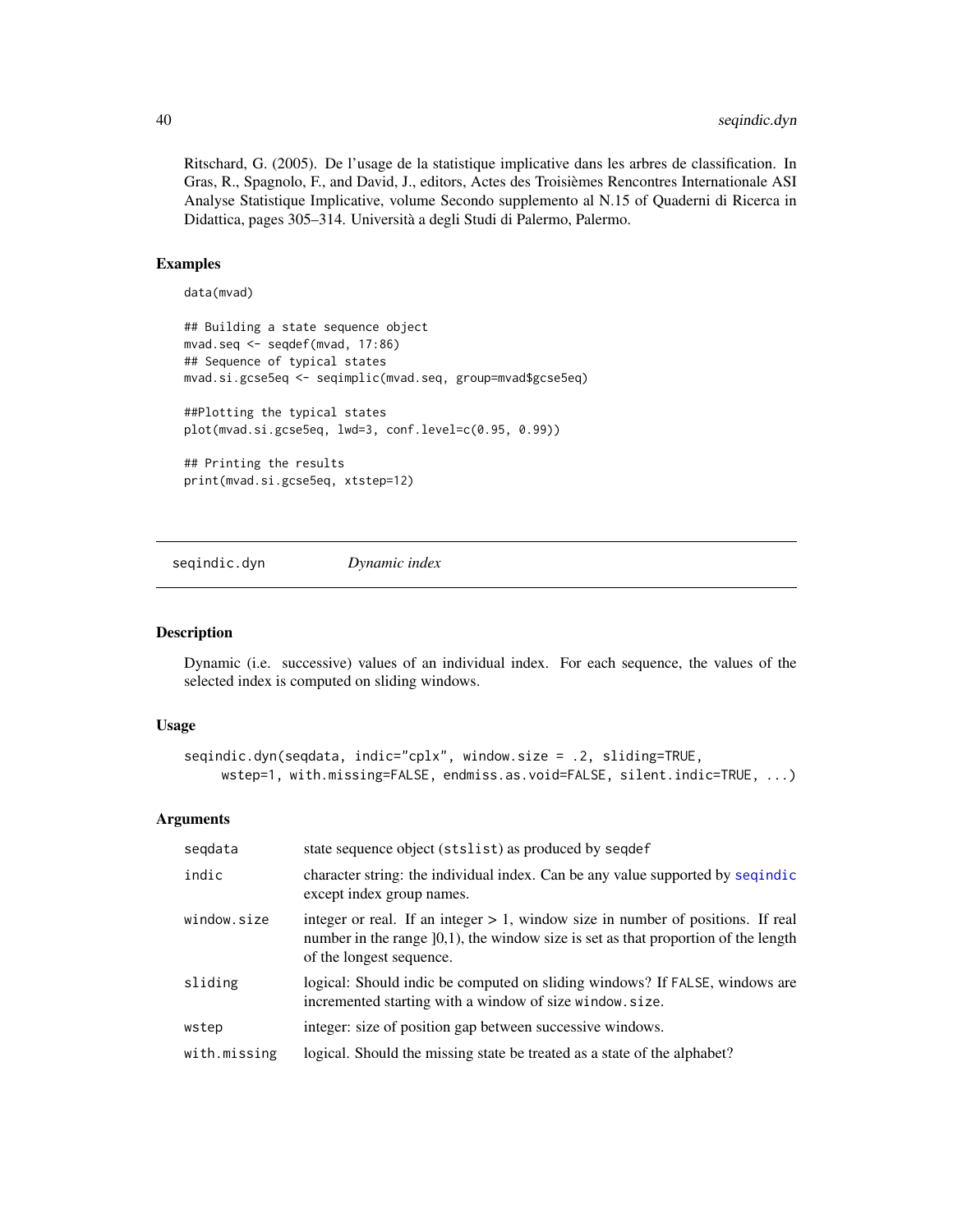Ritschard, G. (2005). De l'usage de la statistique implicative dans les arbres de classification. In Gras, R., Spagnolo, F., and David, J., editors, Actes des Troisièmes Rencontres Internationale ASI Analyse Statistique Implicative, volume Secondo supplemento al N.15 of Quaderni di Ricerca in Didattica, pages 305–314. Università a degli Studi di Palermo, Palermo.

### Examples

```
data(mvad)

## Building a state sequence object
mvad.seq <- seqdef(mvad, 17:86)
## Sequence of typical states
mvad.si.gcse5eq <- seqimplic(mvad.seq, group=mvad$gcse5eq)

##Plotting the typical states
plot(mvad.si.gcse5eq, lwd=3, conf.level=c(0.95, 0.99))

## Printing the results
print(mvad.si.gcse5eq, xtstep=12)
```

---

## seqindic.dyn *Dynamic index*

### Description

Dynamic (i.e. successive) values of an individual index. For each sequence, the values of the selected index is computed on sliding windows.

### Usage

```
seqindic.dyn(seqdata, indic="cplx", window.size = .2, sliding=TRUE,
     wstep=1, with.missing=FALSE, endmiss.as.void=FALSE, silent.indic=TRUE, ...)
```

### Arguments

| | |
|---|---|
| `seqdata` | state sequence object (`stslist`) as produced by `seqdef` |
| `indic` | character string: the individual index. Can be any value supported by `seqindic` except index group names. |
| `window.size` | integer or real. If an integer > 1, window size in number of positions. If real number in the range ]0,1), the window size is set as that proportion of the length of the longest sequence. |
| `sliding` | logical: Should indic be computed on sliding windows? If `FALSE`, windows are incremented starting with a window of size `window.size`. |
| `wstep` | integer: size of position gap between successive windows. |
| `with.missing` | logical. Should the missing state be treated as a state of the alphabet? |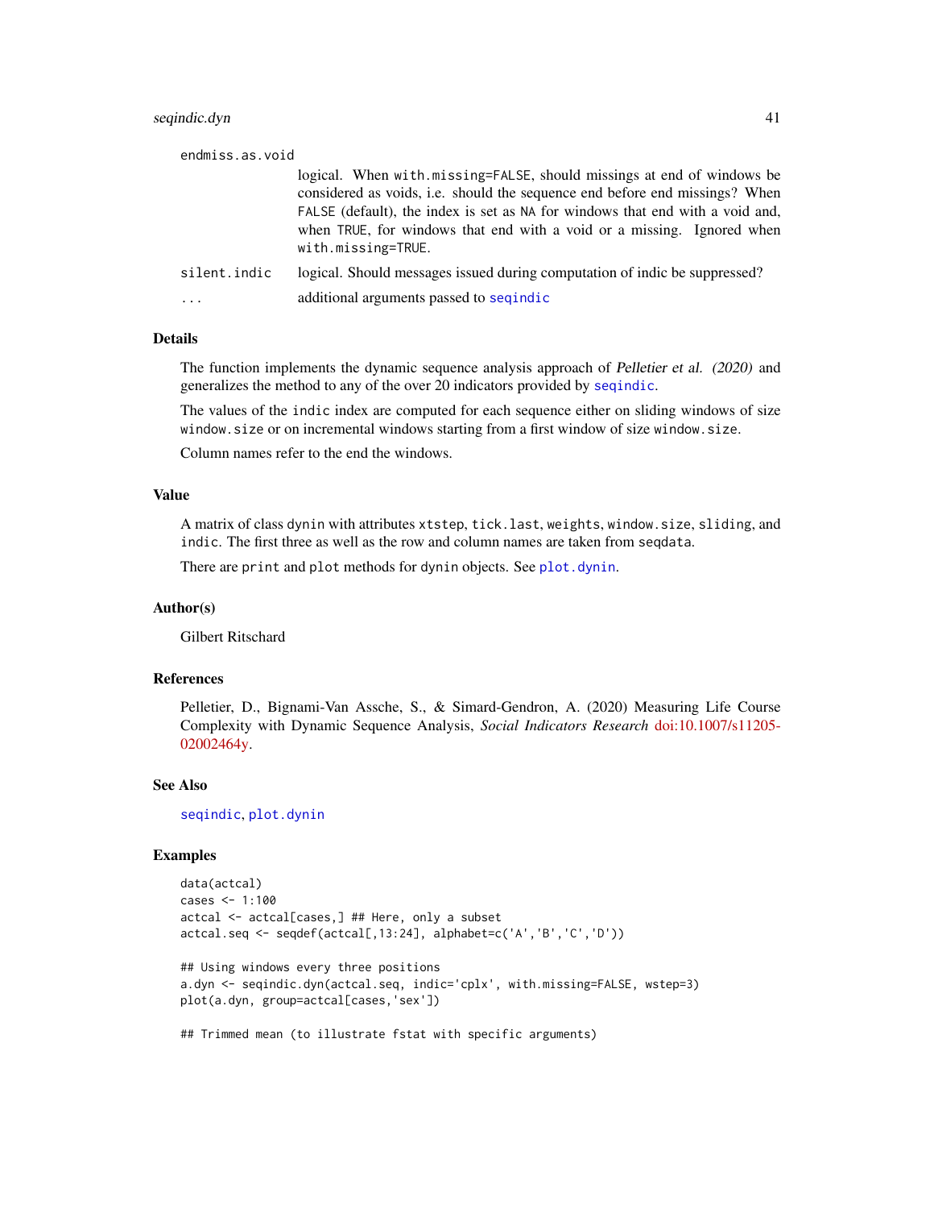endmiss.as.void
: logical. When `with.missing=FALSE`, should missings at end of windows be considered as voids, i.e. should the sequence end before end missings? When `FALSE` (default), the index is set as `NA` for windows that end with a void and, when `TRUE`, for windows that end with a void or a missing. Ignored when `with.missing=TRUE`.

silent.indic
: logical. Should messages issued during computation of indic be suppressed?

...
: additional arguments passed to `seqindic`

## Details

The function implements the dynamic sequence analysis approach of *Pelletier et al. (2020)* and generalizes the method to any of the over 20 indicators provided by `seqindic`.

The values of the `indic` index are computed for each sequence either on sliding windows of size `window.size` or on incremental windows starting from a first window of size `window.size`.

Column names refer to the end the windows.

## Value

A matrix of class `dynin` with attributes `xtstep`, `tick.last`, `weights`, `window.size`, `sliding`, and `indic`. The first three as well as the row and column names are taken from `seqdata`.

There are `print` and `plot` methods for `dynin` objects. See `plot.dynin`.

## Author(s)

Gilbert Ritschard

## References

Pelletier, D., Bignami-Van Assche, S., & Simard-Gendron, A. (2020) Measuring Life Course Complexity with Dynamic Sequence Analysis, *Social Indicators Research* doi:10.1007/s11205-02002464y.

## See Also

`seqindic`, `plot.dynin`

## Examples

```
data(actcal)
cases <- 1:100
actcal <- actcal[cases,] ## Here, only a subset
actcal.seq <- seqdef(actcal[,13:24], alphabet=c('A','B','C','D'))

## Using windows every three positions
a.dyn <- seqindic.dyn(actcal.seq, indic='cplx', with.missing=FALSE, wstep=3)
plot(a.dyn, group=actcal[cases,'sex'])

## Trimmed mean (to illustrate fstat with specific arguments)
```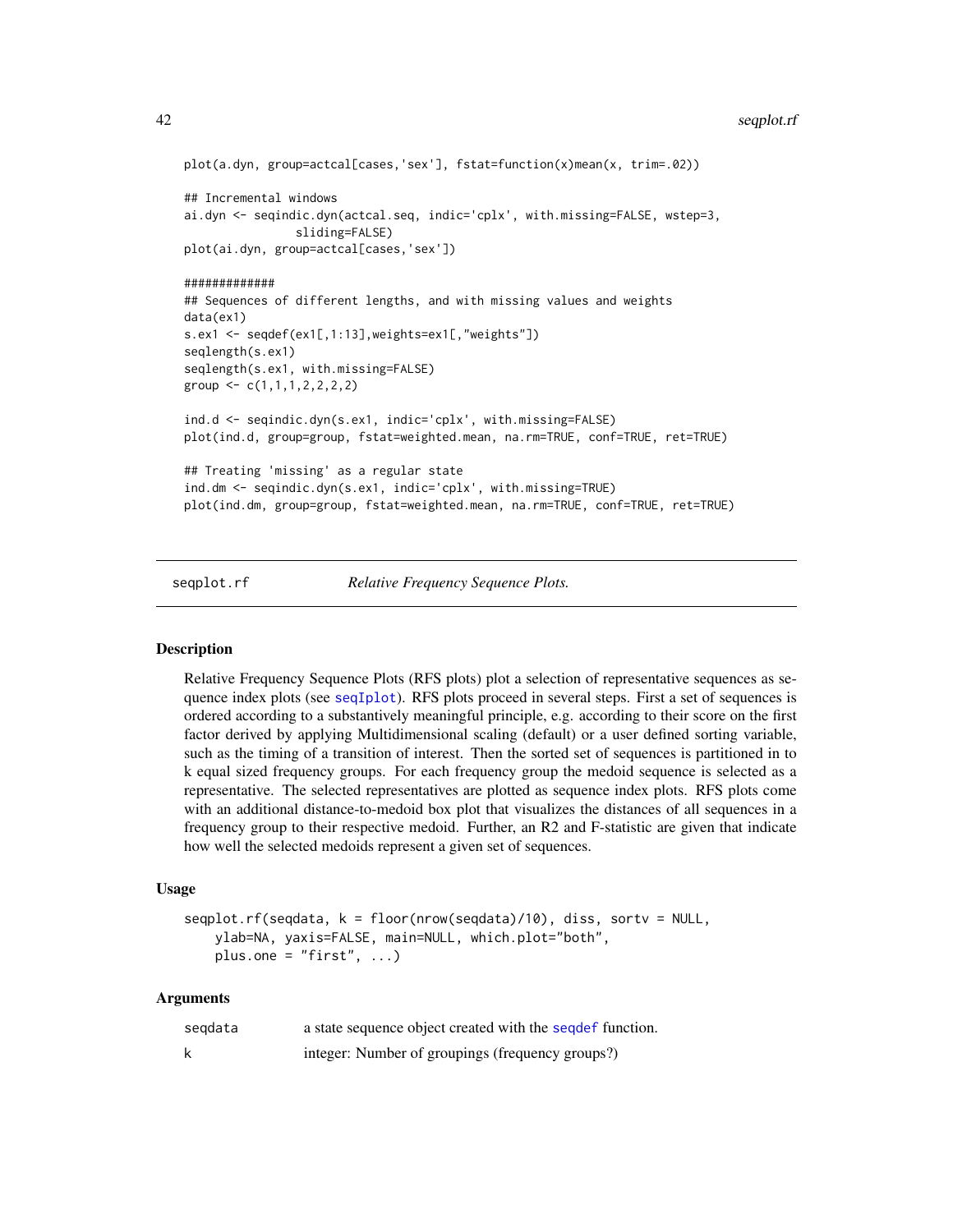```
plot(a.dyn, group=actcal[cases,'sex'], fstat=function(x)mean(x, trim=.02))

## Incremental windows
ai.dyn <- seqindic.dyn(actcal.seq, indic='cplx', with.missing=FALSE, wstep=3,
               sliding=FALSE)
plot(ai.dyn, group=actcal[cases,'sex'])

#############
## Sequences of different lengths, and with missing values and weights
data(ex1)
s.ex1 <- seqdef(ex1[,1:13],weights=ex1[,"weights"])
seqlength(s.ex1)
seqlength(s.ex1, with.missing=FALSE)
group <- c(1,1,1,2,2,2,2)

ind.d <- seqindic.dyn(s.ex1, indic='cplx', with.missing=FALSE)
plot(ind.d, group=group, fstat=weighted.mean, na.rm=TRUE, conf=TRUE, ret=TRUE)

## Treating 'missing' as a regular state
ind.dm <- seqindic.dyn(s.ex1, indic='cplx', with.missing=TRUE)
plot(ind.dm, group=group, fstat=weighted.mean, na.rm=TRUE, conf=TRUE, ret=TRUE)
```

---

## seqplot.rf — *Relative Frequency Sequence Plots.*

---

### Description

Relative Frequency Sequence Plots (RFS plots) plot a selection of representative sequences as sequence index plots (see seqIplot). RFS plots proceed in several steps. First a set of sequences is ordered according to a substantively meaningful principle, e.g. according to their score on the first factor derived by applying Multidimensional scaling (default) or a user defined sorting variable, such as the timing of a transition of interest. Then the sorted set of sequences is partitioned in to k equal sized frequency groups. For each frequency group the medoid sequence is selected as a representative. The selected representatives are plotted as sequence index plots. RFS plots come with an additional distance-to-medoid box plot that visualizes the distances of all sequences in a frequency group to their respective medoid. Further, an R2 and F-statistic are given that indicate how well the selected medoids represent a given set of sequences.

### Usage

```
seqplot.rf(seqdata, k = floor(nrow(seqdata)/10), diss, sortv = NULL,
    ylab=NA, yaxis=FALSE, main=NULL, which.plot="both",
    plus.one = "first", ...)
```

### Arguments

| | |
|---|---|
| `seqdata` | a state sequence object created with the seqdef function. |
| `k` | integer: Number of groupings (frequency groups?) |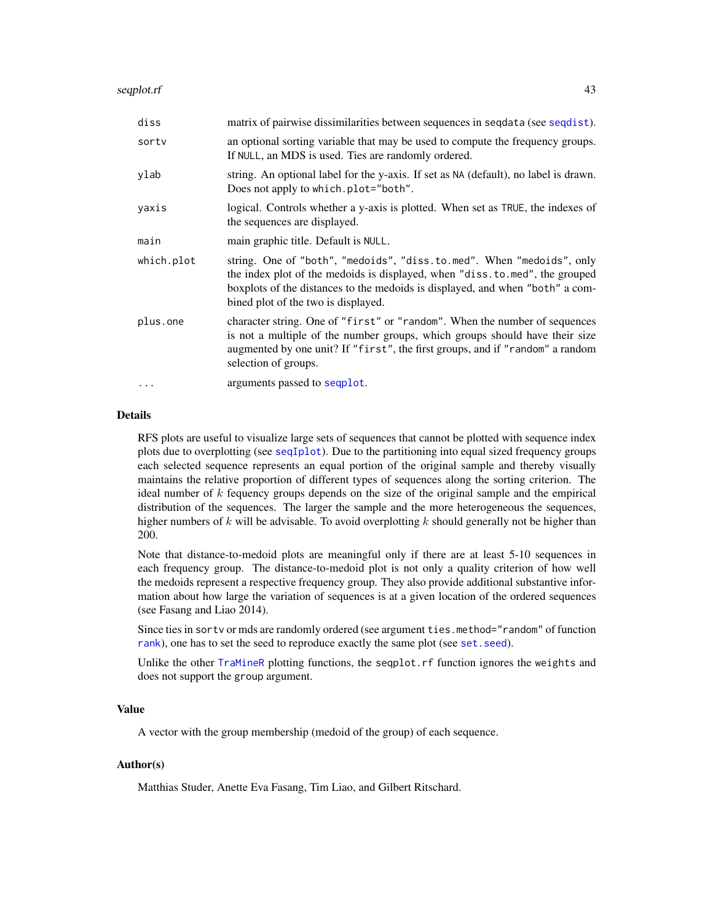| | |
|---|---|
| `diss` | matrix of pairwise dissimilarities between sequences in `seqdata` (see `seqdist`). |
| `sortv` | an optional sorting variable that may be used to compute the frequency groups. If `NULL`, an MDS is used. Ties are randomly ordered. |
| `ylab` | string. An optional label for the y-axis. If set as `NA` (default), no label is drawn. Does not apply to `which.plot="both"`. |
| `yaxis` | logical. Controls whether a y-axis is plotted. When set as `TRUE`, the indexes of the sequences are displayed. |
| `main` | main graphic title. Default is `NULL`. |
| `which.plot` | string. One of `"both"`, `"medoids"`, `"diss.to.med"`. When `"medoids"`, only the index plot of the medoids is displayed, when `"diss.to.med"`, the grouped boxplots of the distances to the medoids is displayed, and when `"both"` a combined plot of the two is displayed. |
| `plus.one` | character string. One of `"first"` or `"random"`. When the number of sequences is not a multiple of the number groups, which groups should have their size augmented by one unit? If `"first"`, the first groups, and if `"random"` a random selection of groups. |
| `...` | arguments passed to `seqplot`. |

## Details

RFS plots are useful to visualize large sets of sequences that cannot be plotted with sequence index plots due to overplotting (see `seqIplot`). Due to the partitioning into equal sized frequency groups each selected sequence represents an equal portion of the original sample and thereby visually maintains the relative proportion of different types of sequences along the sorting criterion. The ideal number of $k$ fequency groups depends on the size of the original sample and the empirical distribution of the sequences. The larger the sample and the more heterogeneous the sequences, higher numbers of $k$ will be advisable. To avoid overplotting $k$ should generally not be higher than 200.

Note that distance-to-medoid plots are meaningful only if there are at least 5-10 sequences in each frequency group. The distance-to-medoid plot is not only a quality criterion of how well the medoids represent a respective frequency group. They also provide additional substantive information about how large the variation of sequences is at a given location of the ordered sequences (see Fasang and Liao 2014).

Since ties in `sortv` or mds are randomly ordered (see argument `ties.method="random"` of function `rank`), one has to set the seed to reproduce exactly the same plot (see `set.seed`).

Unlike the other `TraMineR` plotting functions, the `seqplot.rf` function ignores the `weights` and does not support the `group` argument.

## Value

A vector with the group membership (medoid of the group) of each sequence.

## Author(s)

Matthias Studer, Anette Eva Fasang, Tim Liao, and Gilbert Ritschard.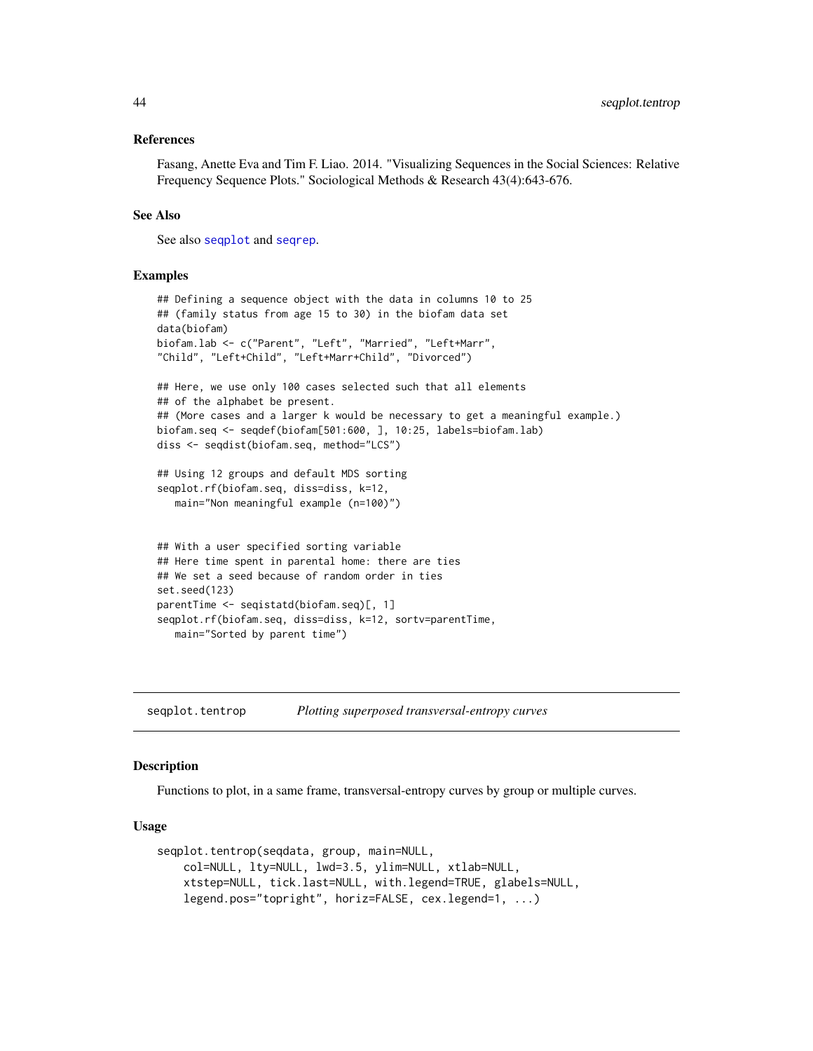### References

Fasang, Anette Eva and Tim F. Liao. 2014. "Visualizing Sequences in the Social Sciences: Relative Frequency Sequence Plots." Sociological Methods & Research 43(4):643-676.

### See Also

See also seqplot and seqrep.

### Examples

```
## Defining a sequence object with the data in columns 10 to 25
## (family status from age 15 to 30) in the biofam data set
data(biofam)
biofam.lab <- c("Parent", "Left", "Married", "Left+Marr",
"Child", "Left+Child", "Left+Marr+Child", "Divorced")

## Here, we use only 100 cases selected such that all elements
## of the alphabet be present.
## (More cases and a larger k would be necessary to get a meaningful example.)
biofam.seq <- seqdef(biofam[501:600, ], 10:25, labels=biofam.lab)
diss <- seqdist(biofam.seq, method="LCS")

## Using 12 groups and default MDS sorting
seqplot.rf(biofam.seq, diss=diss, k=12,
   main="Non meaningful example (n=100)")


## With a user specified sorting variable
## Here time spent in parental home: there are ties
## We set a seed because of random order in ties
set.seed(123)
parentTime <- seqistatd(biofam.seq)[, 1]
seqplot.rf(biofam.seq, diss=diss, k=12, sortv=parentTime,
   main="Sorted by parent time")
```

---

## seqplot.tentrop *Plotting superposed transversal-entropy curves*

---

### Description

Functions to plot, in a same frame, transversal-entropy curves by group or multiple curves.

### Usage

```
seqplot.tentrop(seqdata, group, main=NULL,
    col=NULL, lty=NULL, lwd=3.5, ylim=NULL, xtlab=NULL,
    xtstep=NULL, tick.last=NULL, with.legend=TRUE, glabels=NULL,
    legend.pos="topright", horiz=FALSE, cex.legend=1, ...)
```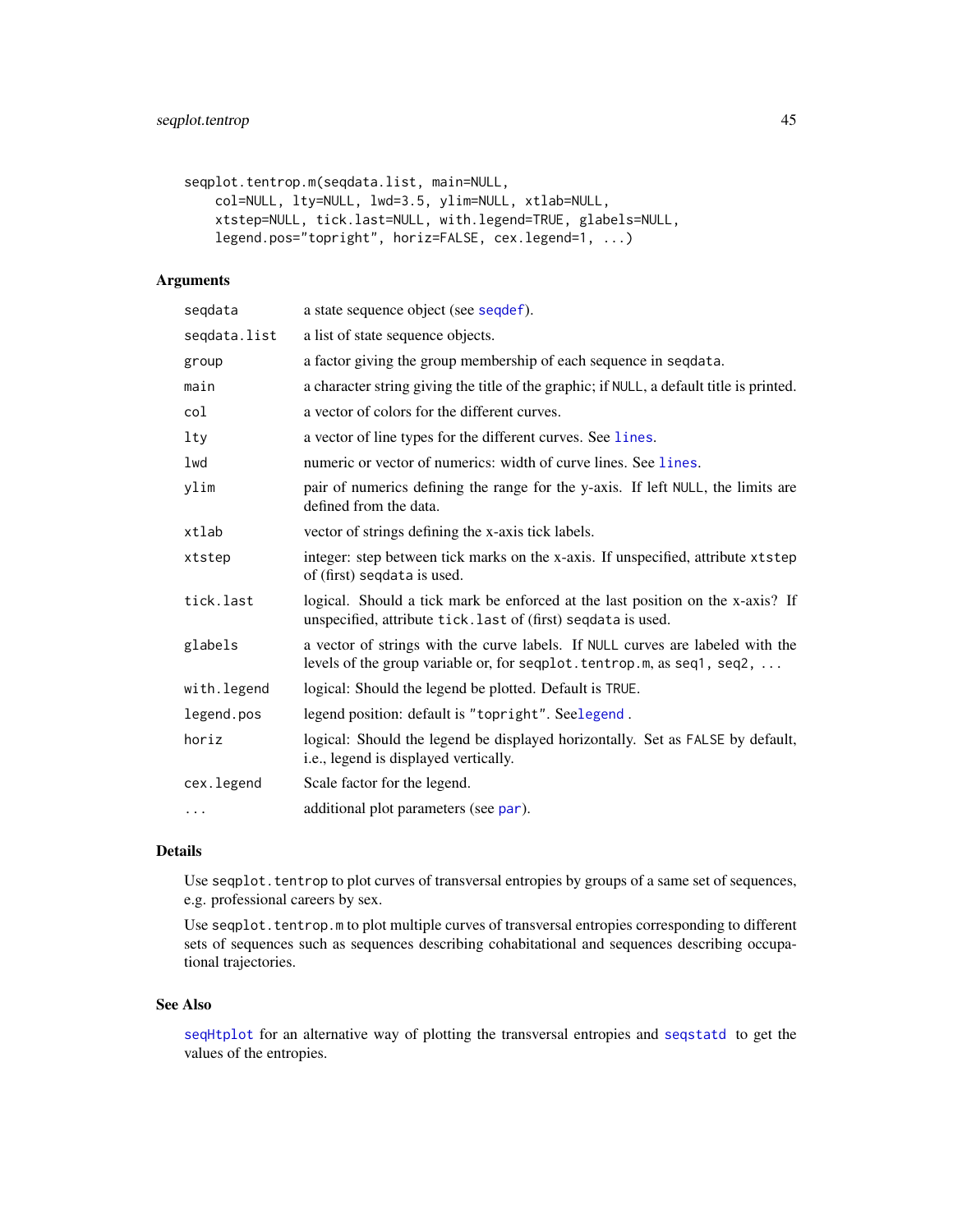```
seqplot.tentrop.m(seqdata.list, main=NULL,
    col=NULL, lty=NULL, lwd=3.5, ylim=NULL, xtlab=NULL,
    xtstep=NULL, tick.last=NULL, with.legend=TRUE, glabels=NULL,
    legend.pos="topright", horiz=FALSE, cex.legend=1, ...)
```

### Arguments

| | |
|---|---|
| `seqdata` | a state sequence object (see `seqdef`). |
| `seqdata.list` | a list of state sequence objects. |
| `group` | a factor giving the group membership of each sequence in `seqdata`. |
| `main` | a character string giving the title of the graphic; if `NULL`, a default title is printed. |
| `col` | a vector of colors for the different curves. |
| `lty` | a vector of line types for the different curves. See `lines`. |
| `lwd` | numeric or vector of numerics: width of curve lines. See `lines`. |
| `ylim` | pair of numerics defining the range for the y-axis. If left `NULL`, the limits are defined from the data. |
| `xtlab` | vector of strings defining the x-axis tick labels. |
| `xtstep` | integer: step between tick marks on the x-axis. If unspecified, attribute `xtstep` of (first) `seqdata` is used. |
| `tick.last` | logical. Should a tick mark be enforced at the last position on the x-axis? If unspecified, attribute `tick.last` of (first) `seqdata` is used. |
| `glabels` | a vector of strings with the curve labels. If `NULL` curves are labeled with the levels of the group variable or, for `seqplot.tentrop.m`, as `seq1`, `seq2`, ... |
| `with.legend` | logical: Should the legend be plotted. Default is `TRUE`. |
| `legend.pos` | legend position: default is `"topright"`. See`legend` . |
| `horiz` | logical: Should the legend be displayed horizontally. Set as `FALSE` by default, i.e., legend is displayed vertically. |
| `cex.legend` | Scale factor for the legend. |
| `...` | additional plot parameters (see `par`). |

### Details

Use `seqplot.tentrop` to plot curves of transversal entropies by groups of a same set of sequences, e.g. professional careers by sex.

Use `seqplot.tentrop.m` to plot multiple curves of transversal entropies corresponding to different sets of sequences such as sequences describing cohabitational and sequences describing occupational trajectories.

### See Also

`seqHtplot` for an alternative way of plotting the transversal entropies and `seqstatd` to get the values of the entropies.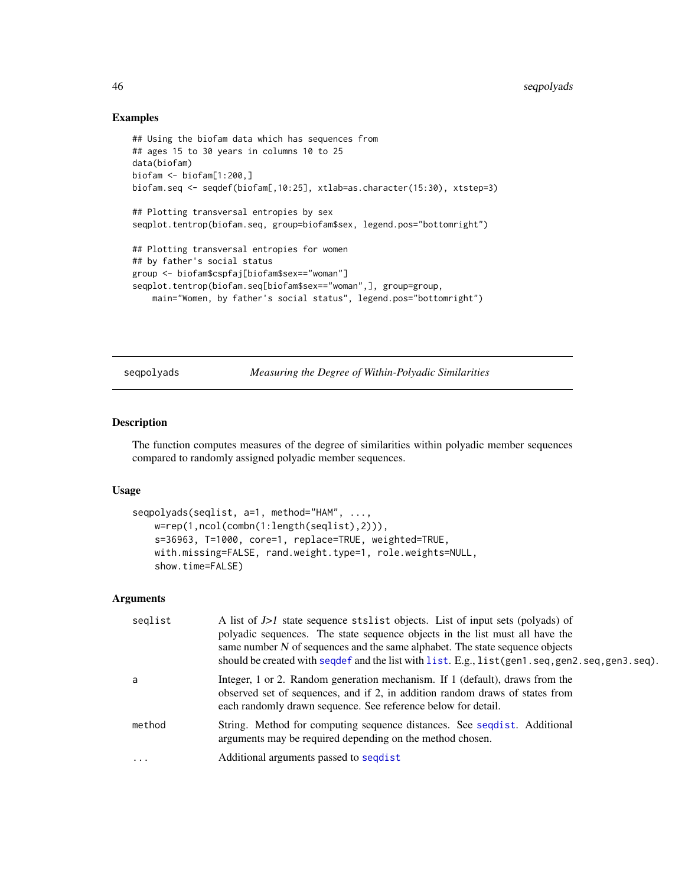## Examples

```
## Using the biofam data which has sequences from
## ages 15 to 30 years in columns 10 to 25
data(biofam)
biofam <- biofam[1:200,]
biofam.seq <- seqdef(biofam[,10:25], xtlab=as.character(15:30), xtstep=3)

## Plotting transversal entropies by sex
seqplot.tentrop(biofam.seq, group=biofam$sex, legend.pos="bottomright")

## Plotting transversal entropies for women
## by father's social status
group <- biofam$cspfaj[biofam$sex=="woman"]
seqplot.tentrop(biofam.seq[biofam$sex=="woman",], group=group,
    main="Women, by father's social status", legend.pos="bottomright")
```

---

# seqpolyads — *Measuring the Degree of Within-Polyadic Similarities*

## Description

The function computes measures of the degree of similarities within polyadic member sequences compared to randomly assigned polyadic member sequences.

## Usage

```
seqpolyads(seqlist, a=1, method="HAM", ...,
    w=rep(1,ncol(combn(1:length(seqlist),2))),
    s=36963, T=1000, core=1, replace=TRUE, weighted=TRUE,
    with.missing=FALSE, rand.weight.type=1, role.weights=NULL,
    show.time=FALSE)
```

## Arguments

| | |
|---|---|
| seqlist | A list of *J>1* state sequence stslist objects. List of input sets (polyads) of polyadic sequences. The state sequence objects in the list must all have the same number *N* of sequences and the same alphabet. The state sequence objects should be created with seqdef and the list with list. E.g., list(gen1.seq,gen2.seq,gen3.seq). |
| a | Integer, 1 or 2. Random generation mechanism. If 1 (default), draws from the observed set of sequences, and if 2, in addition random draws of states from each randomly drawn sequence. See reference below for detail. |
| method | String. Method for computing sequence distances. See seqdist. Additional arguments may be required depending on the method chosen. |
| ... | Additional arguments passed to seqdist |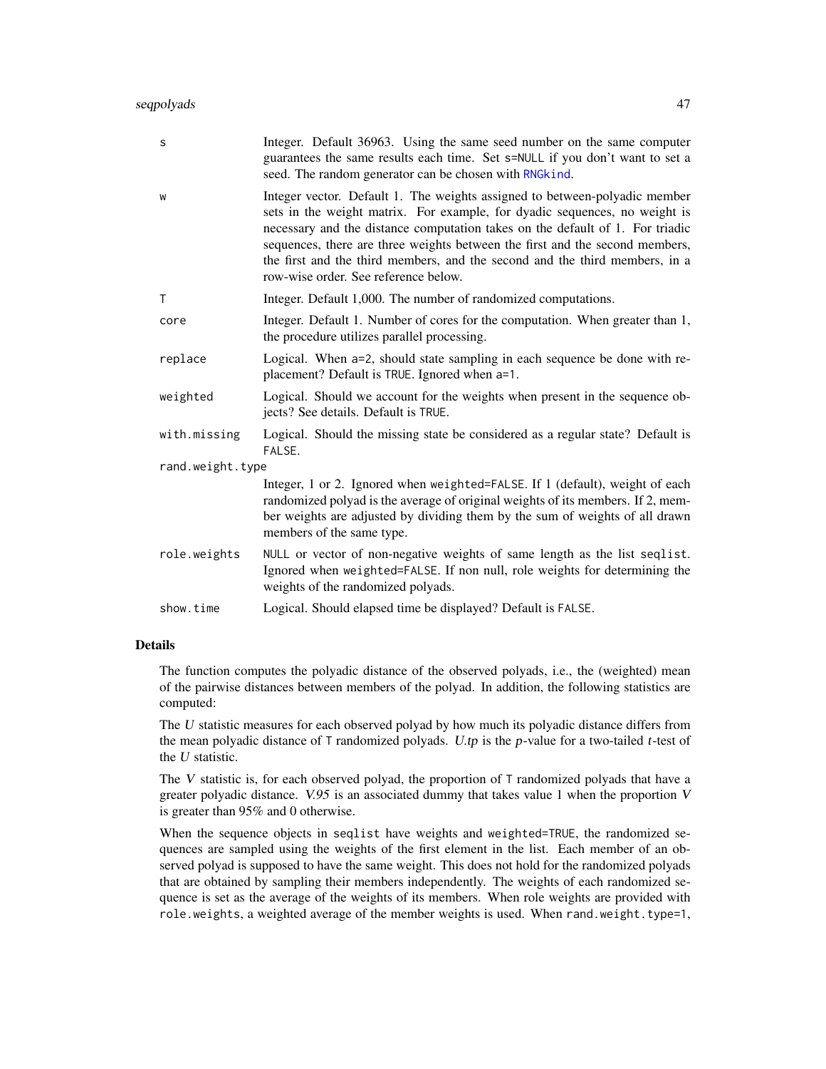| | |
|---|---|
| `s` | Integer. Default 36963. Using the same seed number on the same computer guarantees the same results each time. Set `s=NULL` if you don't want to set a seed. The random generator can be chosen with `RNGkind`. |
| `w` | Integer vector. Default 1. The weights assigned to between-polyadic member sets in the weight matrix. For example, for dyadic sequences, no weight is necessary and the distance computation takes on the default of 1. For triadic sequences, there are three weights between the first and the second members, the first and the third members, and the second and the third members, in a row-wise order. See reference below. |
| `T` | Integer. Default 1,000. The number of randomized computations. |
| `core` | Integer. Default 1. Number of cores for the computation. When greater than 1, the procedure utilizes parallel processing. |
| `replace` | Logical. When `a=2`, should state sampling in each sequence be done with replacement? Default is `TRUE`. Ignored when `a=1`. |
| `weighted` | Logical. Should we account for the weights when present in the sequence objects? See details. Default is `TRUE`. |
| `with.missing` | Logical. Should the missing state be considered as a regular state? Default is `FALSE`. |
| `rand.weight.type` | Integer, 1 or 2. Ignored when `weighted=FALSE`. If 1 (default), weight of each randomized polyad is the average of original weights of its members. If 2, member weights are adjusted by dividing them by the sum of weights of all drawn members of the same type. |
| `role.weights` | `NULL` or vector of non-negative weights of same length as the list `seqlist`. Ignored when `weighted=FALSE`. If non null, role weights for determining the weights of the randomized polyads. |
| `show.time` | Logical. Should elapsed time be displayed? Default is `FALSE`. |

## Details

The function computes the polyadic distance of the observed polyads, i.e., the (weighted) mean of the pairwise distances between members of the polyad. In addition, the following statistics are computed:

The *U* statistic measures for each observed polyad by how much its polyadic distance differs from the mean polyadic distance of `T` randomized polyads. *U.tp* is the *p*-value for a two-tailed *t*-test of the *U* statistic.

The *V* statistic is, for each observed polyad, the proportion of `T` randomized polyads that have a greater polyadic distance. *V.95* is an associated dummy that takes value 1 when the proportion *V* is greater than 95% and 0 otherwise.

When the sequence objects in `seqlist` have weights and `weighted=TRUE`, the randomized sequences are sampled using the weights of the first element in the list. Each member of an observed polyad is supposed to have the same weight. This does not hold for the randomized polyads that are obtained by sampling their members independently. The weights of each randomized sequence is set as the average of the weights of its members. When role weights are provided with `role.weights`, a weighted average of the member weights is used. When `rand.weight.type=1`,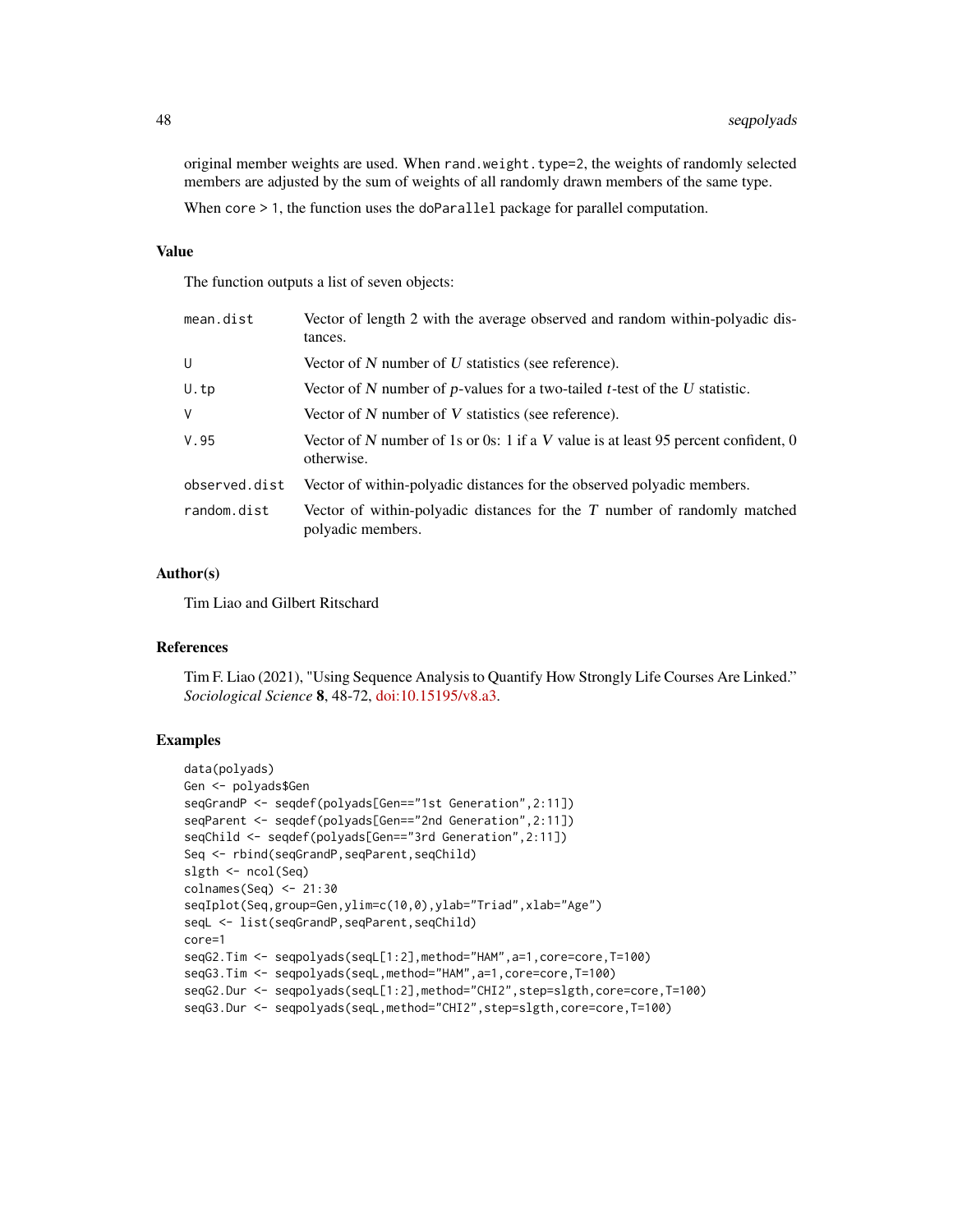original member weights are used. When `rand.weight.type=2`, the weights of randomly selected members are adjusted by the sum of weights of all randomly drawn members of the same type.

When `core > 1`, the function uses the `doParallel` package for parallel computation.

## Value

The function outputs a list of seven objects:

| | |
|---|---|
| `mean.dist` | Vector of length 2 with the average observed and random within-polyadic distances. |
| `U` | Vector of *N* number of *U* statistics (see reference). |
| `U.tp` | Vector of *N* number of *p*-values for a two-tailed *t*-test of the *U* statistic. |
| `V` | Vector of *N* number of *V* statistics (see reference). |
| `V.95` | Vector of *N* number of 1s or 0s: 1 if a *V* value is at least 95 percent confident, 0 otherwise. |
| `observed.dist` | Vector of within-polyadic distances for the observed polyadic members. |
| `random.dist` | Vector of within-polyadic distances for the *T* number of randomly matched polyadic members. |

## Author(s)

Tim Liao and Gilbert Ritschard

## References

Tim F. Liao (2021), "Using Sequence Analysis to Quantify How Strongly Life Courses Are Linked." *Sociological Science* **8**, 48-72, doi:10.15195/v8.a3.

## Examples

```
data(polyads)
Gen <- polyads$Gen
seqGrandP <- seqdef(polyads[Gen=="1st Generation",2:11])
seqParent <- seqdef(polyads[Gen=="2nd Generation",2:11])
seqChild <- seqdef(polyads[Gen=="3rd Generation",2:11])
Seq <- rbind(seqGrandP,seqParent,seqChild)
slgth <- ncol(Seq)
colnames(Seq) <- 21:30
seqIplot(Seq,group=Gen,ylim=c(10,0),ylab="Triad",xlab="Age")
seqL <- list(seqGrandP,seqParent,seqChild)
core=1
seqG2.Tim <- seqpolyads(seqL[1:2],method="HAM",a=1,core=core,T=100)
seqG3.Tim <- seqpolyads(seqL,method="HAM",a=1,core=core,T=100)
seqG2.Dur <- seqpolyads(seqL[1:2],method="CHI2",step=slgth,core=core,T=100)
seqG3.Dur <- seqpolyads(seqL,method="CHI2",step=slgth,core=core,T=100)
```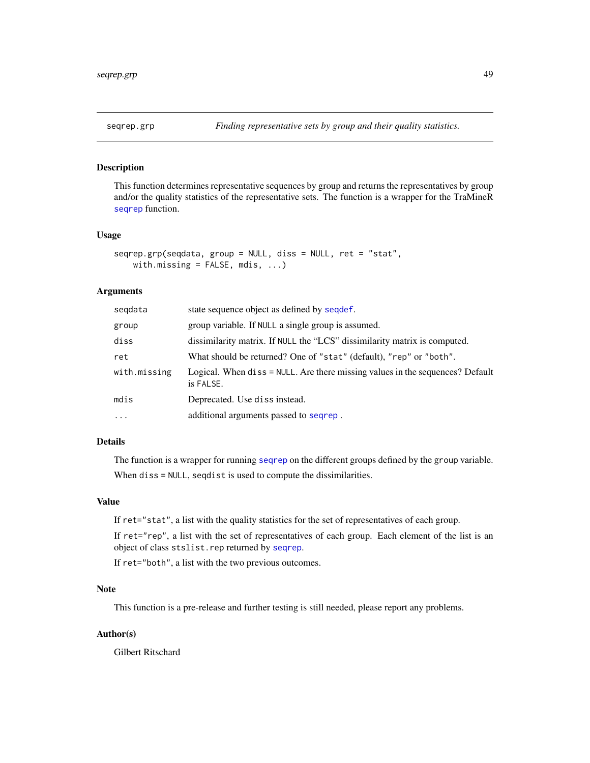## seqrep.grp — *Finding representative sets by group and their quality statistics.*

### Description

This function determines representative sequences by group and returns the representatives by group and/or the quality statistics of the representative sets. The function is a wrapper for the TraMineR `seqrep` function.

### Usage

```
seqrep.grp(seqdata, group = NULL, diss = NULL, ret = "stat",
    with.missing = FALSE, mdis, ...)
```

### Arguments

| | |
|---|---|
| `seqdata` | state sequence object as defined by `seqdef`. |
| `group` | group variable. If `NULL` a single group is assumed. |
| `diss` | dissimilarity matrix. If `NULL` the "LCS" dissimilarity matrix is computed. |
| `ret` | What should be returned? One of `"stat"` (default), `"rep"` or `"both"`. |
| `with.missing` | Logical. When `diss = NULL`. Are there missing values in the sequences? Default is `FALSE`. |
| `mdis` | Deprecated. Use `diss` instead. |
| `...` | additional arguments passed to `seqrep` . |

### Details

The function is a wrapper for running `seqrep` on the different groups defined by the `group` variable.

When `diss = NULL`, `seqdist` is used to compute the dissimilarities.

### Value

If `ret="stat"`, a list with the quality statistics for the set of representatives of each group.

If `ret="rep"`, a list with the set of representatives of each group. Each element of the list is an object of class `stslist.rep` returned by `seqrep`.

If `ret="both"`, a list with the two previous outcomes.

### Note

This function is a pre-release and further testing is still needed, please report any problems.

### Author(s)

Gilbert Ritschard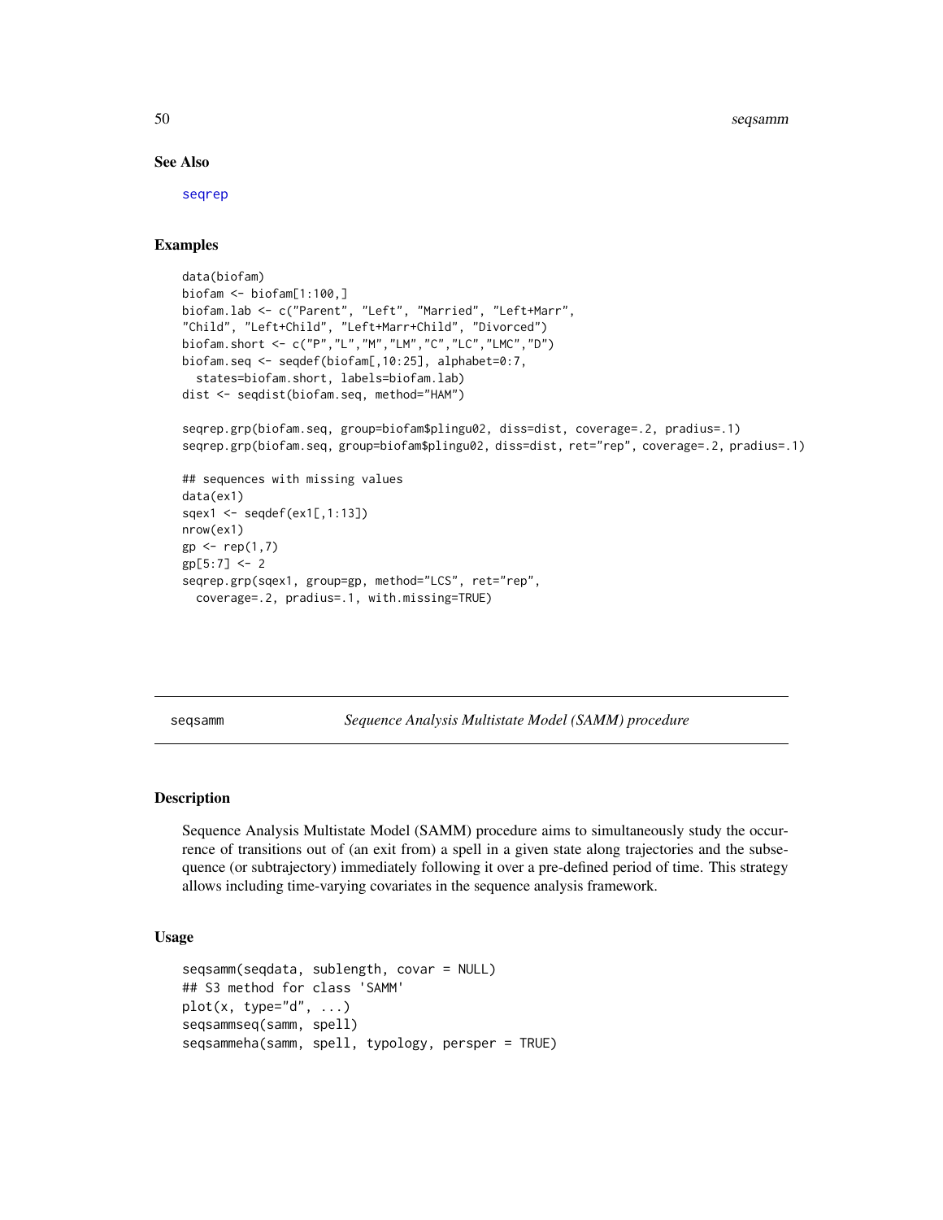## See Also

seqrep

## Examples

```
data(biofam)
biofam <- biofam[1:100,]
biofam.lab <- c("Parent", "Left", "Married", "Left+Marr",
"Child", "Left+Child", "Left+Marr+Child", "Divorced")
biofam.short <- c("P","L","M","LM","C","LC","LMC","D")
biofam.seq <- seqdef(biofam[,10:25], alphabet=0:7,
  states=biofam.short, labels=biofam.lab)
dist <- seqdist(biofam.seq, method="HAM")

seqrep.grp(biofam.seq, group=biofam$plingu02, diss=dist, coverage=.2, pradius=.1)
seqrep.grp(biofam.seq, group=biofam$plingu02, diss=dist, ret="rep", coverage=.2, pradius=.1)

## sequences with missing values
data(ex1)
sqex1 <- seqdef(ex1[,1:13])
nrow(ex1)
gp <- rep(1,7)
gp[5:7] <- 2
seqrep.grp(sqex1, group=gp, method="LCS", ret="rep",
  coverage=.2, pradius=.1, with.missing=TRUE)
```

---

# seqsamm — *Sequence Analysis Multistate Model (SAMM) procedure*

## Description

Sequence Analysis Multistate Model (SAMM) procedure aims to simultaneously study the occurrence of transitions out of (an exit from) a spell in a given state along trajectories and the subsequence (or subtrajectory) immediately following it over a pre-defined period of time. This strategy allows including time-varying covariates in the sequence analysis framework.

## Usage

```
seqsamm(seqdata, sublength, covar = NULL)
## S3 method for class 'SAMM'
plot(x, type="d", ...)
seqsammseq(samm, spell)
seqsammeha(samm, spell, typology, persper = TRUE)
```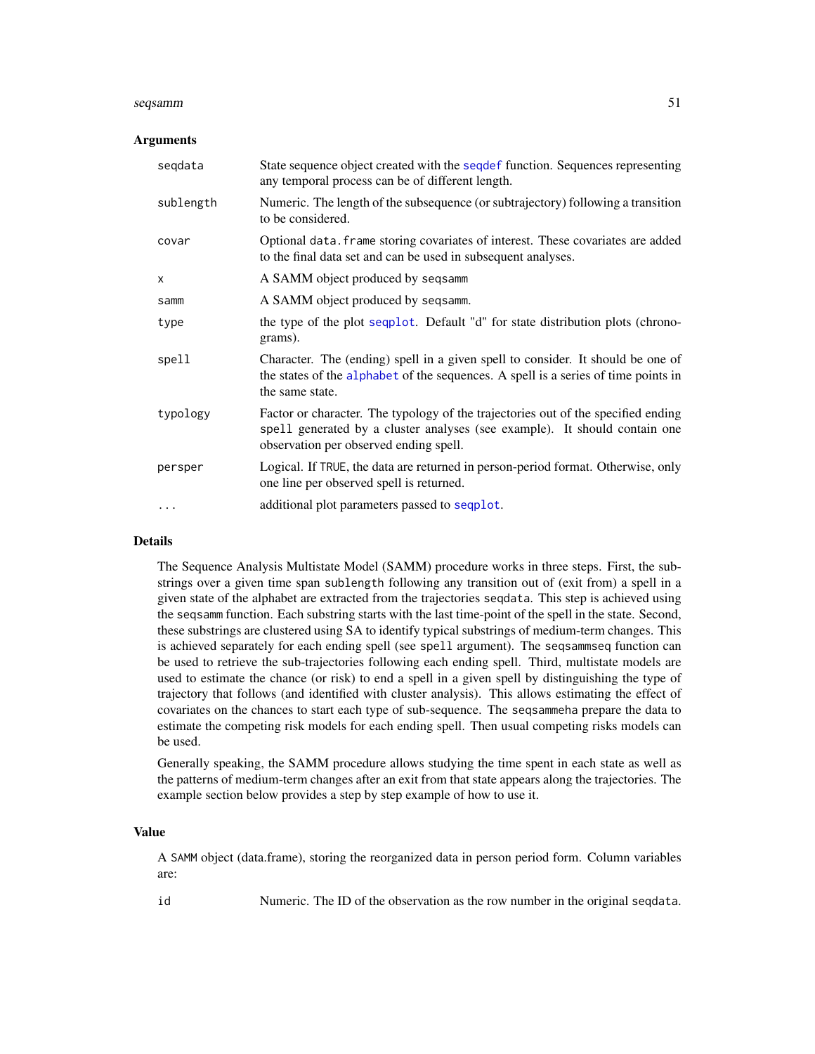### Arguments

| | |
|---|---|
| `seqdata` | State sequence object created with the `seqdef` function. Sequences representing any temporal process can be of different length. |
| `sublength` | Numeric. The length of the subsequence (or subtrajectory) following a transition to be considered. |
| `covar` | Optional `data.frame` storing covariates of interest. These covariates are added to the final data set and can be used in subsequent analyses. |
| `x` | A SAMM object produced by `seqsamm` |
| `samm` | A SAMM object produced by `seqsamm`. |
| `type` | the type of the plot `seqplot`. Default "d" for state distribution plots (chronograms). |
| `spell` | Character. The (ending) spell in a given spell to consider. It should be one of the states of the `alphabet` of the sequences. A spell is a series of time points in the same state. |
| `typology` | Factor or character. The typology of the trajectories out of the specified ending `spell` generated by a cluster analyses (see example). It should contain one observation per observed ending spell. |
| `persper` | Logical. If `TRUE`, the data are returned in person-period format. Otherwise, only one line per observed spell is returned. |
| `...` | additional plot parameters passed to `seqplot`. |

### Details

The Sequence Analysis Multistate Model (SAMM) procedure works in three steps. First, the substrings over a given time span `sublength` following any transition out of (exit from) a spell in a given state of the alphabet are extracted from the trajectories `seqdata`. This step is achieved using the `seqsamm` function. Each substring starts with the last time-point of the spell in the state. Second, these substrings are clustered using SA to identify typical substrings of medium-term changes. This is achieved separately for each ending spell (see `spell` argument). The `seqsammseq` function can be used to retrieve the sub-trajectories following each ending spell. Third, multistate models are used to estimate the chance (or risk) to end a spell in a given spell by distinguishing the type of trajectory that follows (and identified with cluster analysis). This allows estimating the effect of covariates on the chances to start each type of sub-sequence. The `seqsammeha` prepare the data to estimate the competing risk models for each ending spell. Then usual competing risks models can be used.

Generally speaking, the SAMM procedure allows studying the time spent in each state as well as the patterns of medium-term changes after an exit from that state appears along the trajectories. The example section below provides a step by step example of how to use it.

### Value

A `SAMM` object (data.frame), storing the reorganized data in person period form. Column variables are:

| | |
|---|---|
| `id` | Numeric. The ID of the observation as the row number in the original `seqdata`. |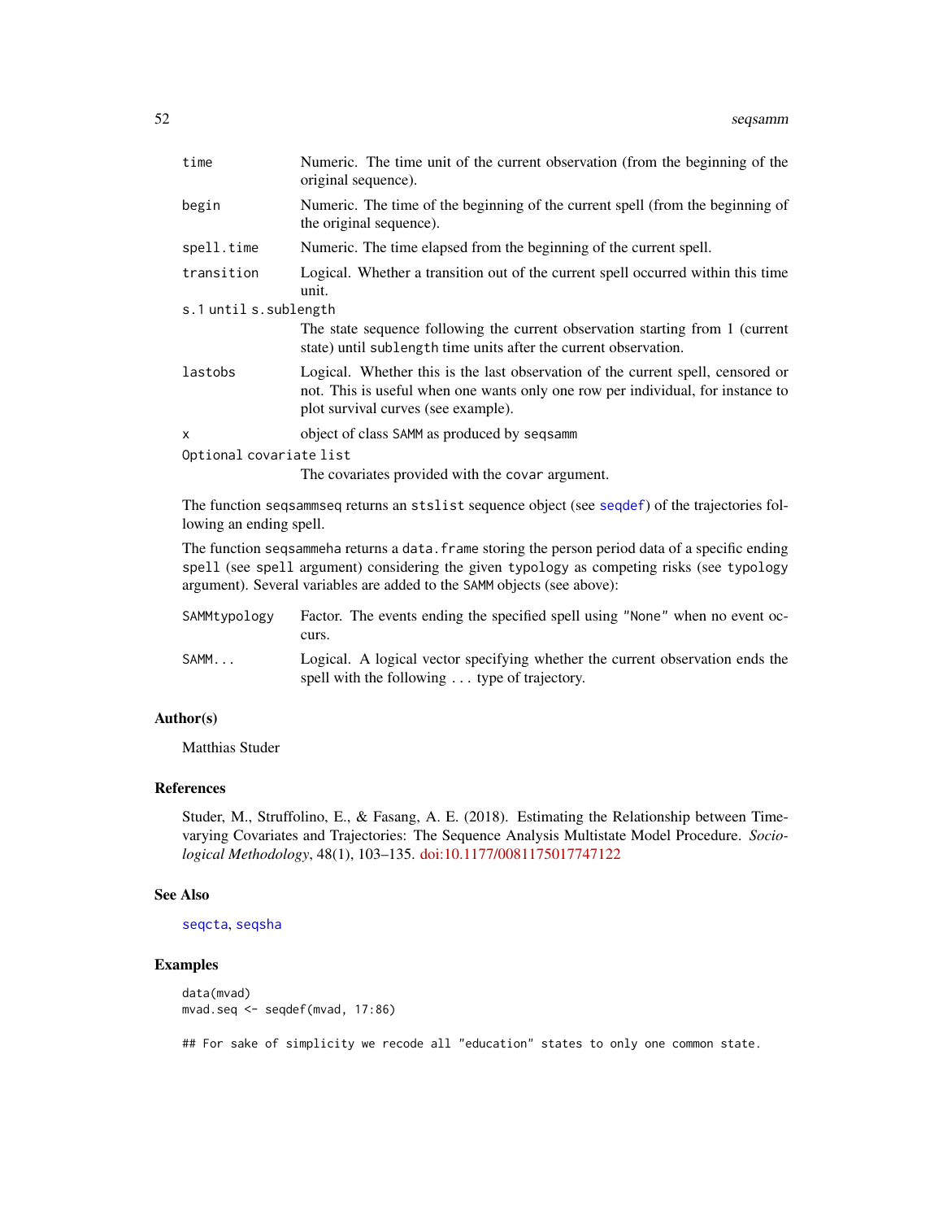| | |
|---|---|
| `time` | Numeric. The time unit of the current observation (from the beginning of the original sequence). |
| `begin` | Numeric. The time of the beginning of the current spell (from the beginning of the original sequence). |
| `spell.time` | Numeric. The time elapsed from the beginning of the current spell. |
| `transition` | Logical. Whether a transition out of the current spell occurred within this time unit. |
| `s.1` until `s.sublength` | The state sequence following the current observation starting from 1 (current state) until `sublength` time units after the current observation. |
| `lastobs` | Logical. Whether this is the last observation of the current spell, censored or not. This is useful when one wants only one row per individual, for instance to plot survival curves (see example). |
| `x` | object of class `SAMM` as produced by `seqsamm` |
| `Optional covariate list` | The covariates provided with the `covar` argument. |

The function `seqsammseq` returns an `stslist` sequence object (see `seqdef`) of the trajectories following an ending spell.

The function `seqsammeha` returns a `data.frame` storing the person period data of a specific ending `spell` (see `spell` argument) considering the given `typology` as competing risks (see `typology` argument). Several variables are added to the `SAMM` objects (see above):

| | |
|---|---|
| `SAMMtypology` | Factor. The events ending the specified spell using `"None"` when no event occurs. |
| `SAMM...` | Logical. A logical vector specifying whether the current observation ends the spell with the following ... type of trajectory. |

## Author(s)

Matthias Studer

## References

Studer, M., Struffolino, E., & Fasang, A. E. (2018). Estimating the Relationship between Time-varying Covariates and Trajectories: The Sequence Analysis Multistate Model Procedure. *Sociological Methodology*, 48(1), 103–135. doi:10.1177/0081175017747122

## See Also

`seqcta`, `seqsha`

## Examples

```
data(mvad)
mvad.seq <- seqdef(mvad, 17:86)

## For sake of simplicity we recode all "education" states to only one common state.
```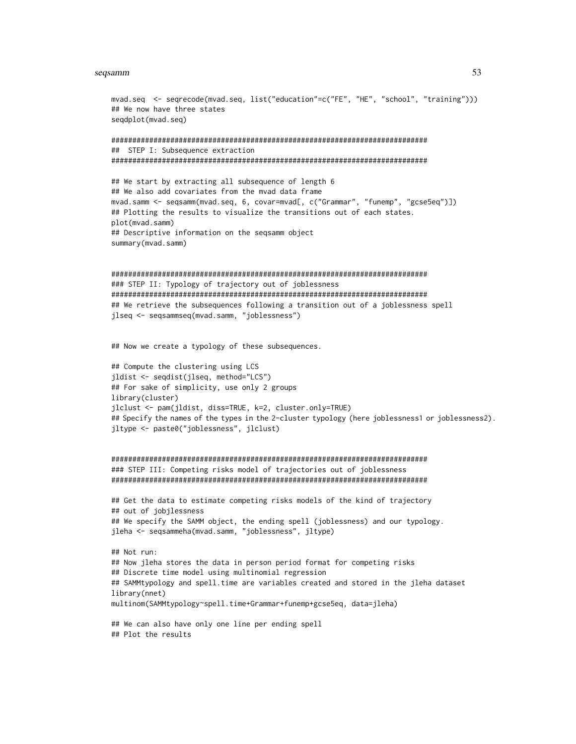```
mvad.seq  <- seqrecode(mvad.seq, list("education"=c("FE", "HE", "school", "training")))
## We now have three states
seqdplot(mvad.seq)

###########################################################################
##  STEP I: Subsequence extraction
###########################################################################

## We start by extracting all subsequence of length 6
## We also add covariates from the mvad data frame
mvad.samm <- seqsamm(mvad.seq, 6, covar=mvad[, c("Grammar", "funemp", "gcse5eq")])
## Plotting the results to visualize the transitions out of each states.
plot(mvad.samm)
## Descriptive information on the seqsamm object
summary(mvad.samm)


###########################################################################
### STEP II: Typology of trajectory out of joblessness
###########################################################################
## We retrieve the subsequences following a transition out of a joblessness spell
jlseq <- seqsammseq(mvad.samm, "joblessness")


## Now we create a typology of these subsequences.

## Compute the clustering using LCS
jldist <- seqdist(jlseq, method="LCS")
## For sake of simplicity, use only 2 groups
library(cluster)
jlclust <- pam(jldist, diss=TRUE, k=2, cluster.only=TRUE)
## Specify the names of the types in the 2-cluster typology (here joblessness1 or joblessness2).
jltype <- paste0("joblessness", jlclust)


###########################################################################
### STEP III: Competing risks model of trajectories out of joblessness
###########################################################################

## Get the data to estimate competing risks models of the kind of trajectory
## out of jobjlessness
## We specify the SAMM object, the ending spell (joblessness) and our typology.
jleha <- seqsammeha(mvad.samm, "joblessness", jltype)

## Not run:
## Now jleha stores the data in person period format for competing risks
## Discrete time model using multinomial regression
## SAMMtypology and spell.time are variables created and stored in the jleha dataset
library(nnet)
multinom(SAMMtypology~spell.time+Grammar+funemp+gcse5eq, data=jleha)

## We can also have only one line per ending spell
## Plot the results
```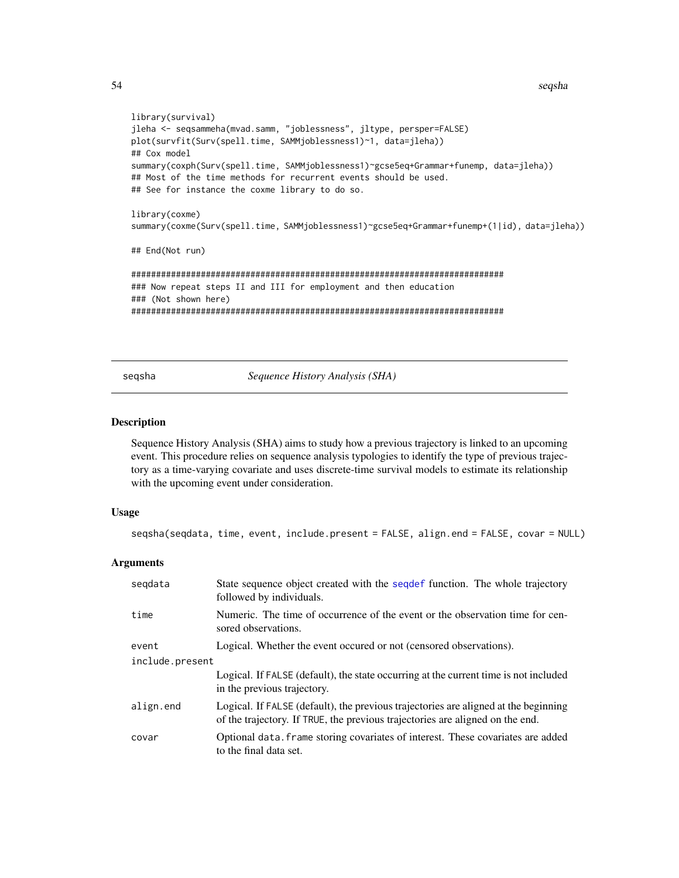```
library(survival)
jleha <- seqsammeha(mvad.samm, "joblessness", jltype, persper=FALSE)
plot(survfit(Surv(spell.time, SAMMjoblessness1)~1, data=jleha))
## Cox model
summary(coxph(Surv(spell.time, SAMMjoblessness1)~gcse5eq+Grammar+funemp, data=jleha))
## Most of the time methods for recurrent events should be used.
## See for instance the coxme library to do so.

library(coxme)
summary(coxme(Surv(spell.time, SAMMjoblessness1)~gcse5eq+Grammar+funemp+(1|id), data=jleha))

## End(Not run)

###########################################################################
### Now repeat steps II and III for employment and then education
### (Not shown here)
###########################################################################
```

---

## seqsha — *Sequence History Analysis (SHA)*

### Description

Sequence History Analysis (SHA) aims to study how a previous trajectory is linked to an upcoming event. This procedure relies on sequence analysis typologies to identify the type of previous trajectory as a time-varying covariate and uses discrete-time survival models to estimate its relationship with the upcoming event under consideration.

### Usage

```
seqsha(seqdata, time, event, include.present = FALSE, align.end = FALSE, covar = NULL)
```

### Arguments

| | |
|---|---|
| `seqdata` | State sequence object created with the `seqdef` function. The whole trajectory followed by individuals. |
| `time` | Numeric. The time of occurrence of the event or the observation time for censored observations. |
| `event` | Logical. Whether the event occured or not (censored observations). |
| `include.present` | Logical. If `FALSE` (default), the state occurring at the current time is not included in the previous trajectory. |
| `align.end` | Logical. If `FALSE` (default), the previous trajectories are aligned at the beginning of the trajectory. If `TRUE`, the previous trajectories are aligned on the end. |
| `covar` | Optional `data.frame` storing covariates of interest. These covariates are added to the final data set. |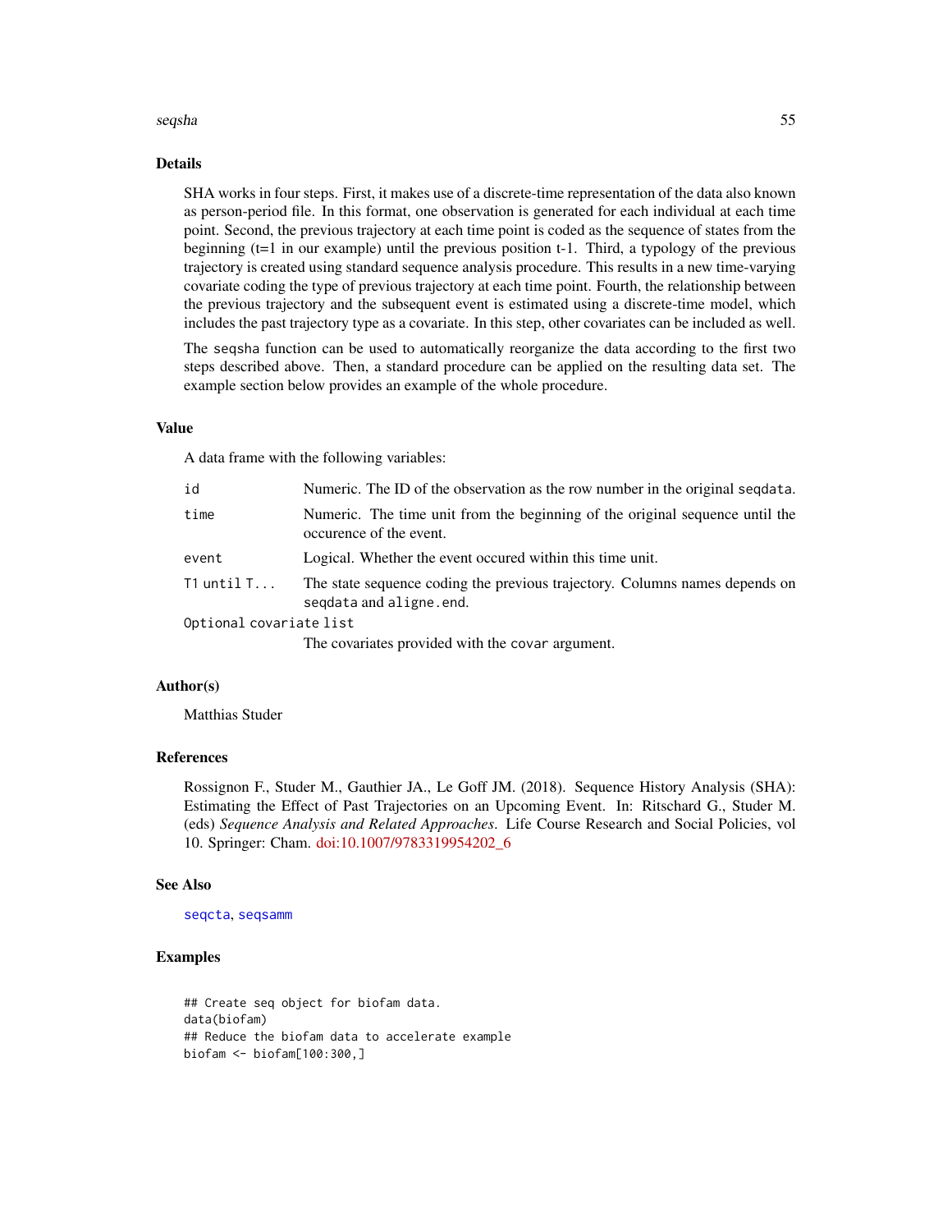## Details

SHA works in four steps. First, it makes use of a discrete-time representation of the data also known as person-period file. In this format, one observation is generated for each individual at each time point. Second, the previous trajectory at each time point is coded as the sequence of states from the beginning (t=1 in our example) until the previous position t-1. Third, a typology of the previous trajectory is created using standard sequence analysis procedure. This results in a new time-varying covariate coding the type of previous trajectory at each time point. Fourth, the relationship between the previous trajectory and the subsequent event is estimated using a discrete-time model, which includes the past trajectory type as a covariate. In this step, other covariates can be included as well.

The `seqsha` function can be used to automatically reorganize the data according to the first two steps described above. Then, a standard procedure can be applied on the resulting data set. The example section below provides an example of the whole procedure.

## Value

A data frame with the following variables:

| | |
|---|---|
| `id` | Numeric. The ID of the observation as the row number in the original `seqdata`. |
| `time` | Numeric. The time unit from the beginning of the original sequence until the occurence of the event. |
| `event` | Logical. Whether the event occured within this time unit. |
| `T1 until T...` | The state sequence coding the previous trajectory. Columns names depends on `seqdata` and `aligne.end`. |
| `Optional covariate list` | The covariates provided with the `covar` argument. |

## Author(s)

Matthias Studer

## References

Rossignon F., Studer M., Gauthier JA., Le Goff JM. (2018). Sequence History Analysis (SHA): Estimating the Effect of Past Trajectories on an Upcoming Event. In: Ritschard G., Studer M. (eds) *Sequence Analysis and Related Approaches*. Life Course Research and Social Policies, vol 10. Springer: Cham. doi:10.1007/9783319954202_6

## See Also

`seqcta`, `seqsamm`

## Examples

```
## Create seq object for biofam data.
data(biofam)
## Reduce the biofam data to accelerate example
biofam <- biofam[100:300,]
```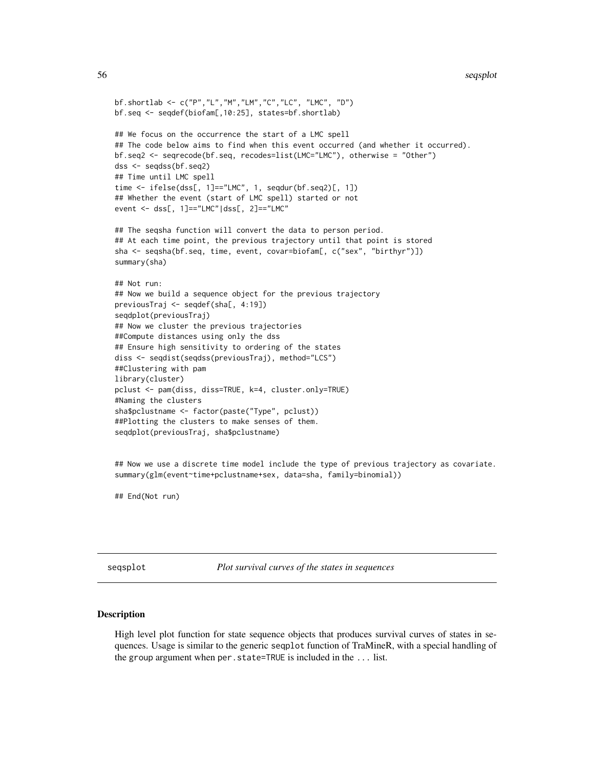```
bf.shortlab <- c("P","L","M","LM","C","LC", "LMC", "D")
bf.seq <- seqdef(biofam[,10:25], states=bf.shortlab)

## We focus on the occurrence the start of a LMC spell
## The code below aims to find when this event occurred (and whether it occurred).
bf.seq2 <- seqrecode(bf.seq, recodes=list(LMC="LMC"), otherwise = "Other")
dss <- seqdss(bf.seq2)
## Time until LMC spell
time <- ifelse(dss[, 1]=="LMC", 1, seqdur(bf.seq2)[, 1])
## Whether the event (start of LMC spell) started or not
event <- dss[, 1]=="LMC"|dss[, 2]=="LMC"

## The seqsha function will convert the data to person period.
## At each time point, the previous trajectory until that point is stored
sha <- seqsha(bf.seq, time, event, covar=biofam[, c("sex", "birthyr")])
summary(sha)

## Not run:
## Now we build a sequence object for the previous trajectory
previousTraj <- seqdef(sha[, 4:19])
seqdplot(previousTraj)
## Now we cluster the previous trajectories
##Compute distances using only the dss
## Ensure high sensitivity to ordering of the states
diss <- seqdist(seqdss(previousTraj), method="LCS")
##Clustering with pam
library(cluster)
pclust <- pam(diss, diss=TRUE, k=4, cluster.only=TRUE)
#Naming the clusters
sha$pclustname <- factor(paste("Type", pclust))
##Plotting the clusters to make senses of them.
seqdplot(previousTraj, sha$pclustname)


## Now we use a discrete time model include the type of previous trajectory as covariate.
summary(glm(event~time+pclustname+sex, data=sha, family=binomial))

## End(Not run)
```

## seqsplot — *Plot survival curves of the states in sequences*

### Description

High level plot function for state sequence objects that produces survival curves of states in sequences. Usage is similar to the generic `seqplot` function of TraMineR, with a special handling of the `group` argument when `per.state=TRUE` is included in the `...` list.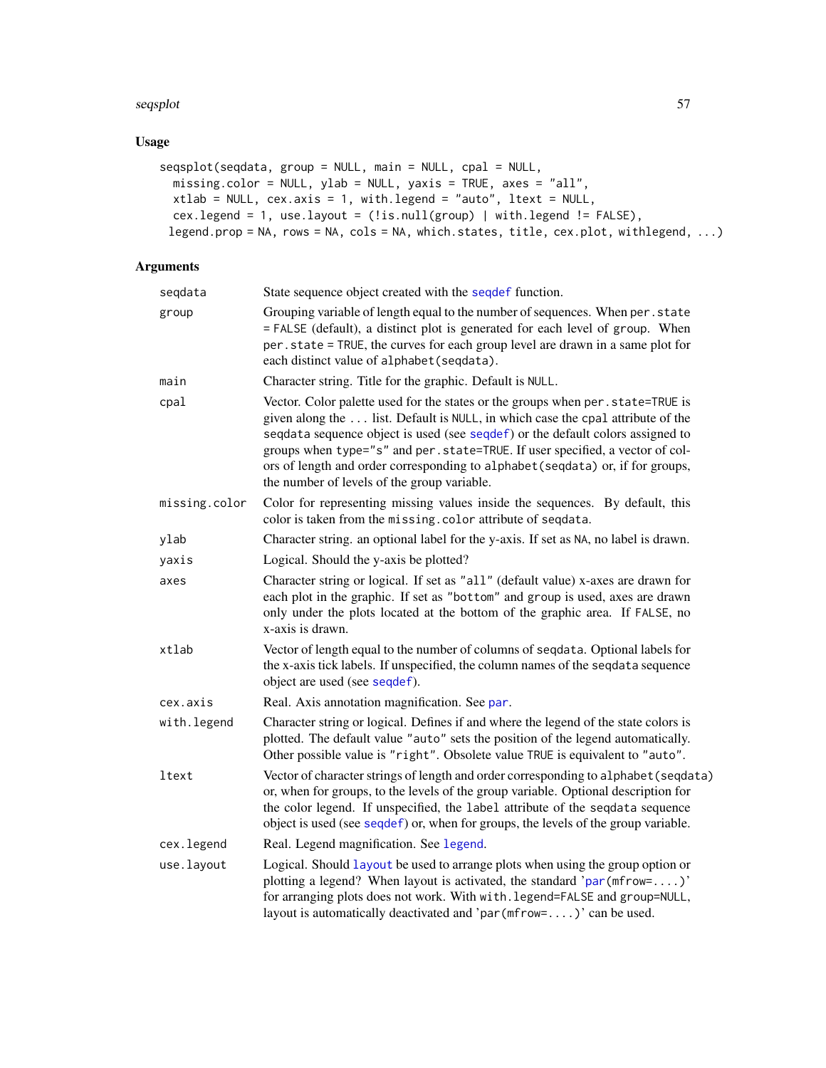## Usage

```
seqsplot(seqdata, group = NULL, main = NULL, cpal = NULL,
  missing.color = NULL, ylab = NULL, yaxis = TRUE, axes = "all",
  xtlab = NULL, cex.axis = 1, with.legend = "auto", ltext = NULL,
  cex.legend = 1, use.layout = (!is.null(group) | with.legend != FALSE),
 legend.prop = NA, rows = NA, cols = NA, which.states, title, cex.plot, withlegend, ...)
```

## Arguments

| | |
|---|---|
| `seqdata` | State sequence object created with the `seqdef` function. |
| `group` | Grouping variable of length equal to the number of sequences. When `per.state = FALSE` (default), a distinct plot is generated for each level of `group`. When `per.state = TRUE`, the curves for each group level are drawn in a same plot for each distinct value of `alphabet(seqdata)`. |
| `main` | Character string. Title for the graphic. Default is `NULL`. |
| `cpal` | Vector. Color palette used for the states or the groups when `per.state=TRUE` is given along the `...` list. Default is `NULL`, in which case the `cpal` attribute of the `seqdata` sequence object is used (see `seqdef`) or the default colors assigned to groups when `type="s"` and `per.state=TRUE`. If user specified, a vector of colors of length and order corresponding to `alphabet(seqdata)` or, if for groups, the number of levels of the group variable. |
| `missing.color` | Color for representing missing values inside the sequences. By default, this color is taken from the `missing.color` attribute of `seqdata`. |
| `ylab` | Character string. an optional label for the y-axis. If set as `NA`, no label is drawn. |
| `yaxis` | Logical. Should the y-axis be plotted? |
| `axes` | Character string or logical. If set as `"all"` (default value) x-axes are drawn for each plot in the graphic. If set as `"bottom"` and `group` is used, axes are drawn only under the plots located at the bottom of the graphic area. If `FALSE`, no x-axis is drawn. |
| `xtlab` | Vector of length equal to the number of columns of `seqdata`. Optional labels for the x-axis tick labels. If unspecified, the column names of the `seqdata` sequence object are used (see `seqdef`). |
| `cex.axis` | Real. Axis annotation magnification. See `par`. |
| `with.legend` | Character string or logical. Defines if and where the legend of the state colors is plotted. The default value `"auto"` sets the position of the legend automatically. Other possible value is `"right"`. Obsolete value `TRUE` is equivalent to `"auto"`. |
| `ltext` | Vector of character strings of length and order corresponding to `alphabet(seqdata)` or, when for groups, to the levels of the group variable. Optional description for the color legend. If unspecified, the `label` attribute of the `seqdata` sequence object is used (see `seqdef`) or, when for groups, the levels of the group variable. |
| `cex.legend` | Real. Legend magnification. See `legend`. |
| `use.layout` | Logical. Should `layout` be used to arrange plots when using the group option or plotting a legend? When layout is activated, the standard '`par(mfrow=....)`' for arranging plots does not work. With `with.legend=FALSE` and `group=NULL`, layout is automatically deactivated and '`par(mfrow=....)`' can be used. |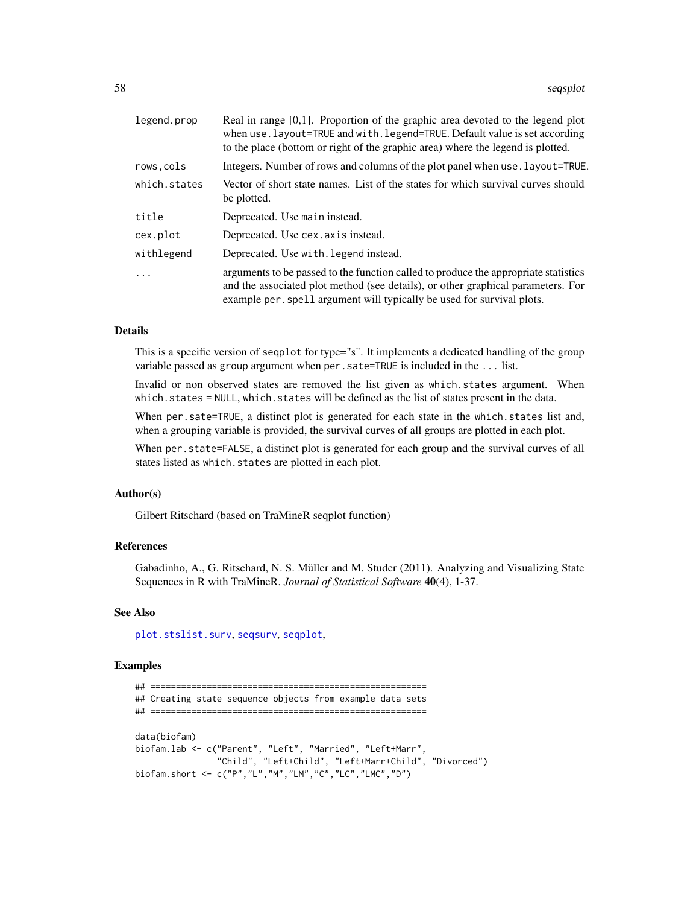| | |
|---|---|
| `legend.prop` | Real in range [0,1]. Proportion of the graphic area devoted to the legend plot when `use.layout=TRUE` and `with.legend=TRUE`. Default value is set according to the place (bottom or right of the graphic area) where the legend is plotted. |
| `rows,cols` | Integers. Number of rows and columns of the plot panel when `use.layout=TRUE`. |
| `which.states` | Vector of short state names. List of the states for which survival curves should be plotted. |
| `title` | Deprecated. Use `main` instead. |
| `cex.plot` | Deprecated. Use `cex.axis` instead. |
| `withlegend` | Deprecated. Use `with.legend` instead. |
| `...` | arguments to be passed to the function called to produce the appropriate statistics and the associated plot method (see details), or other graphical parameters. For example `per.spell` argument will typically be used for survival plots. |

## Details

This is a specific version of `seqplot` for type="s". It implements a dedicated handling of the group variable passed as `group` argument when `per.sate=TRUE` is included in the `...` list.

Invalid or non observed states are removed the list given as `which.states` argument. When `which.states = NULL`, `which.states` will be defined as the list of states present in the data.

When `per.sate=TRUE`, a distinct plot is generated for each state in the `which.states` list and, when a grouping variable is provided, the survival curves of all groups are plotted in each plot.

When `per.state=FALSE`, a distinct plot is generated for each group and the survival curves of all states listed as `which.states` are plotted in each plot.

## Author(s)

Gilbert Ritschard (based on TraMineR seqplot function)

## References

Gabadinho, A., G. Ritschard, N. S. Müller and M. Studer (2011). Analyzing and Visualizing State Sequences in R with TraMineR. *Journal of Statistical Software* **40**(4), 1-37.

## See Also

`plot.stslist.surv`, `seqsurv`, `seqplot`,

## Examples

```
## ====================================================
## Creating state sequence objects from example data sets
## ====================================================

data(biofam)
biofam.lab <- c("Parent", "Left", "Married", "Left+Marr",
                "Child", "Left+Child", "Left+Marr+Child", "Divorced")
biofam.short <- c("P","L","M","LM","C","LC","LMC","D")
```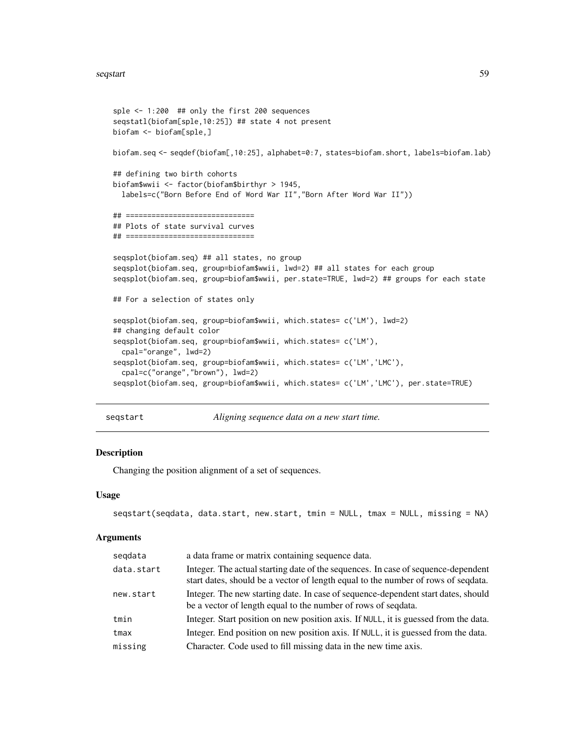```
sple <- 1:200  ## only the first 200 sequences
seqstatl(biofam[sple,10:25]) ## state 4 not present
biofam <- biofam[sple,]

biofam.seq <- seqdef(biofam[,10:25], alphabet=0:7, states=biofam.short, labels=biofam.lab)

## defining two birth cohorts
biofam$wwii <- factor(biofam$birthyr > 1945,
  labels=c("Born Before End of Word War II","Born After Word War II"))

## =============================
## Plots of state survival curves
## =============================

seqsplot(biofam.seq) ## all states, no group
seqsplot(biofam.seq, group=biofam$wwii, lwd=2) ## all states for each group
seqsplot(biofam.seq, group=biofam$wwii, per.state=TRUE, lwd=2) ## groups for each state

## For a selection of states only

seqsplot(biofam.seq, group=biofam$wwii, which.states= c('LM'), lwd=2)
## changing default color
seqsplot(biofam.seq, group=biofam$wwii, which.states= c('LM'),
  cpal="orange", lwd=2)
seqsplot(biofam.seq, group=biofam$wwii, which.states= c('LM','LMC'),
  cpal=c("orange","brown"), lwd=2)
seqsplot(biofam.seq, group=biofam$wwii, which.states= c('LM','LMC'), per.state=TRUE)
```

# seqstart — *Aligning sequence data on a new start time.*

## Description

Changing the position alignment of a set of sequences.

## Usage

```
seqstart(seqdata, data.start, new.start, tmin = NULL, tmax = NULL, missing = NA)
```

## Arguments

| | |
|---|---|
| `seqdata` | a data frame or matrix containing sequence data. |
| `data.start` | Integer. The actual starting date of the sequences. In case of sequence-dependent start dates, should be a vector of length equal to the number of rows of seqdata. |
| `new.start` | Integer. The new starting date. In case of sequence-dependent start dates, should be a vector of length equal to the number of rows of seqdata. |
| `tmin` | Integer. Start position on new position axis. If `NULL`, it is guessed from the data. |
| `tmax` | Integer. End position on new position axis. If `NULL`, it is guessed from the data. |
| `missing` | Character. Code used to fill missing data in the new time axis. |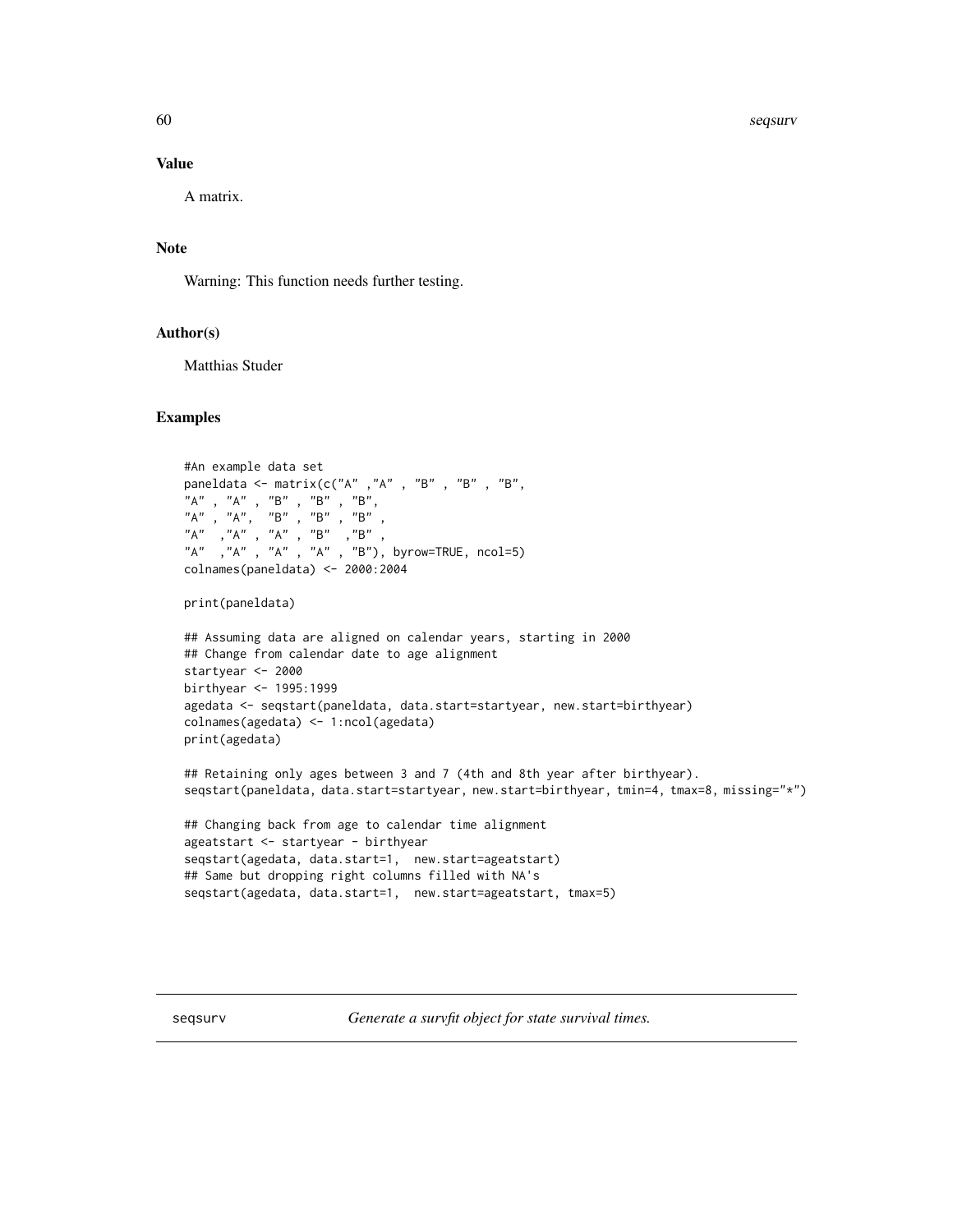## Value

A matrix.

## Note

Warning: This function needs further testing.

## Author(s)

Matthias Studer

## Examples

```
#An example data set
paneldata <- matrix(c("A" ,"A" , "B" , "B" , "B",
"A" , "A" , "B" , "B" , "B",
"A" , "A",  "B" , "B" , "B" ,
"A"  ,"A" , "A" , "B"  ,"B" ,
"A"  ,"A" , "A" , "A" , "B"), byrow=TRUE, ncol=5)
colnames(paneldata) <- 2000:2004

print(paneldata)

## Assuming data are aligned on calendar years, starting in 2000
## Change from calendar date to age alignment
startyear <- 2000
birthyear <- 1995:1999
agedata <- seqstart(paneldata, data.start=startyear, new.start=birthyear)
colnames(agedata) <- 1:ncol(agedata)
print(agedata)

## Retaining only ages between 3 and 7 (4th and 8th year after birthyear).
seqstart(paneldata, data.start=startyear, new.start=birthyear, tmin=4, tmax=8, missing="*")

## Changing back from age to calendar time alignment
ageatstart <- startyear - birthyear
seqstart(agedata, data.start=1,  new.start=ageatstart)
## Same but dropping right columns filled with NA's
seqstart(agedata, data.start=1,  new.start=ageatstart, tmax=5)
```

---

# seqsurv *Generate a survfit object for state survival times.*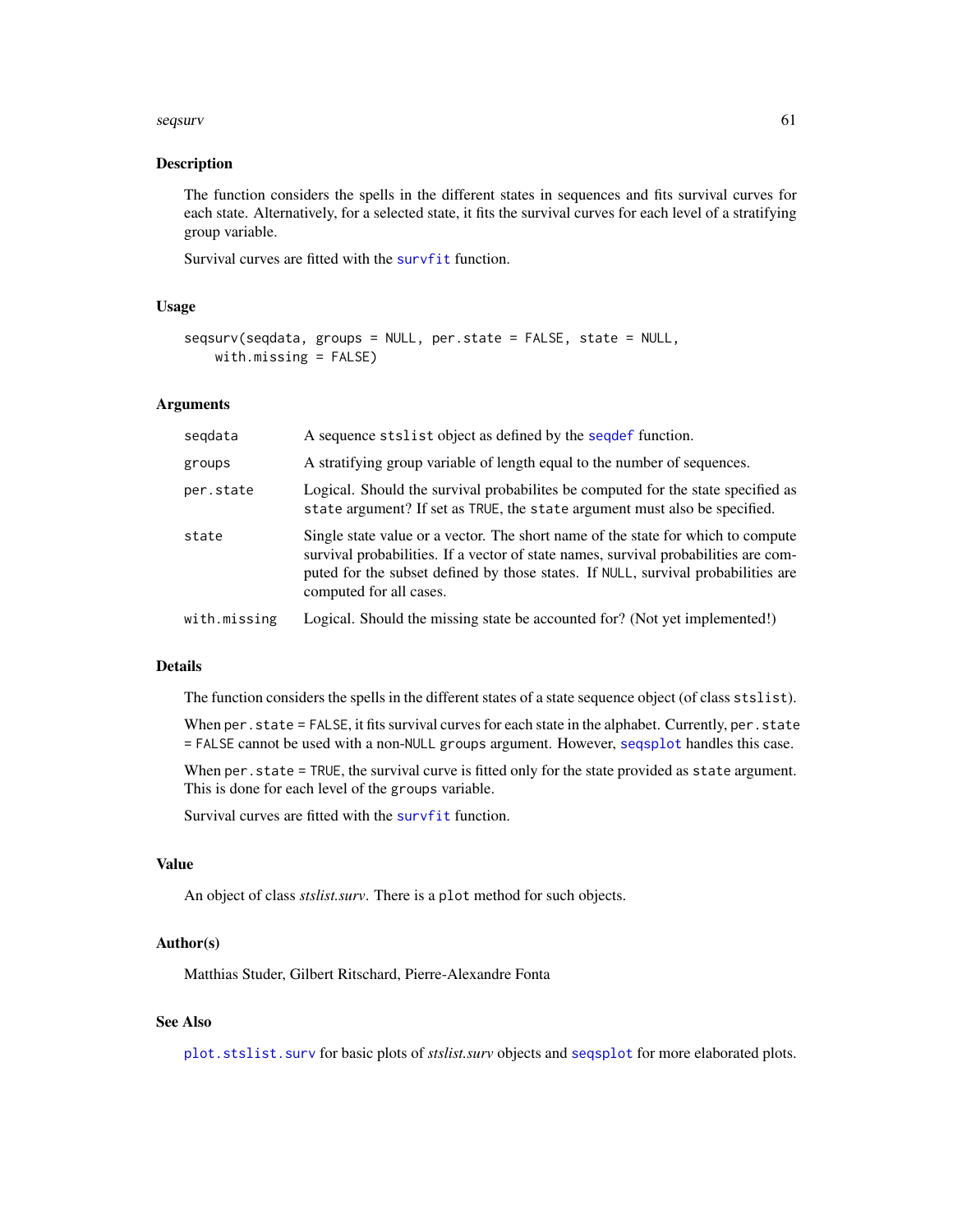## Description

The function considers the spells in the different states in sequences and fits survival curves for each state. Alternatively, for a selected state, it fits the survival curves for each level of a stratifying group variable.

Survival curves are fitted with the `survfit` function.

## Usage

```
seqsurv(seqdata, groups = NULL, per.state = FALSE, state = NULL,
    with.missing = FALSE)
```

## Arguments

| | |
|---|---|
| `seqdata` | A sequence `stslist` object as defined by the `seqdef` function. |
| `groups` | A stratifying group variable of length equal to the number of sequences. |
| `per.state` | Logical. Should the survival probabilites be computed for the state specified as `state` argument? If set as `TRUE`, the `state` argument must also be specified. |
| `state` | Single state value or a vector. The short name of the state for which to compute survival probabilities. If a vector of state names, survival probabilities are computed for the subset defined by those states. If `NULL`, survival probabilities are computed for all cases. |
| `with.missing` | Logical. Should the missing state be accounted for? (Not yet implemented!) |

## Details

The function considers the spells in the different states of a state sequence object (of class `stslist`).

When `per.state = FALSE`, it fits survival curves for each state in the alphabet. Currently, `per.state = FALSE` cannot be used with a non-`NULL` `groups` argument. However, `seqsplot` handles this case.

When `per.state = TRUE`, the survival curve is fitted only for the state provided as `state` argument. This is done for each level of the `groups` variable.

Survival curves are fitted with the `survfit` function.

## Value

An object of class *stslist.surv*. There is a `plot` method for such objects.

## Author(s)

Matthias Studer, Gilbert Ritschard, Pierre-Alexandre Fonta

## See Also

`plot.stslist.surv` for basic plots of *stslist.surv* objects and `seqsplot` for more elaborated plots.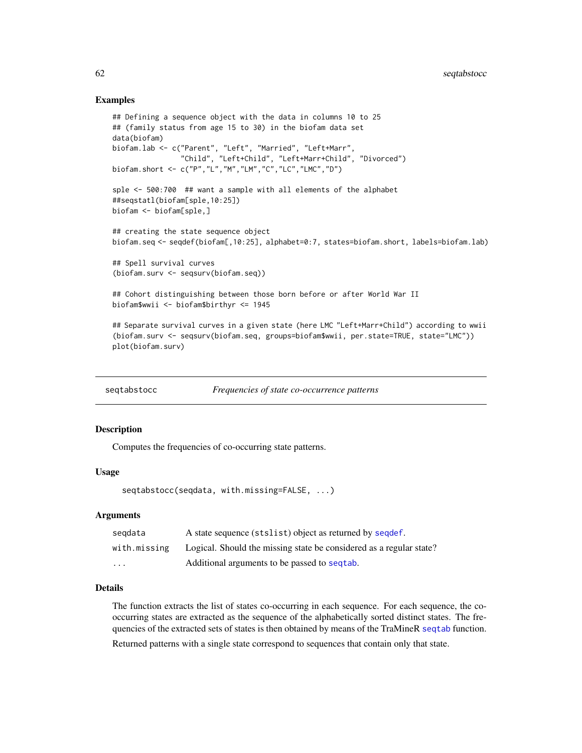### Examples

```
## Defining a sequence object with the data in columns 10 to 25
## (family status from age 15 to 30) in the biofam data set
data(biofam)
biofam.lab <- c("Parent", "Left", "Married", "Left+Marr",
                "Child", "Left+Child", "Left+Marr+Child", "Divorced")
biofam.short <- c("P","L","M","LM","C","LC","LMC","D")

sple <- 500:700  ## want a sample with all elements of the alphabet
##seqstatl(biofam[sple,10:25])
biofam <- biofam[sple,]

## creating the state sequence object
biofam.seq <- seqdef(biofam[,10:25], alphabet=0:7, states=biofam.short, labels=biofam.lab)

## Spell survival curves
(biofam.surv <- seqsurv(biofam.seq))

## Cohort distinguishing between those born before or after World War II
biofam$wwii <- biofam$birthyr <= 1945

## Separate survival curves in a given state (here LMC "Left+Marr+Child") according to wwii
(biofam.surv <- seqsurv(biofam.seq, groups=biofam$wwii, per.state=TRUE, state="LMC"))
plot(biofam.surv)
```

---

## seqtabstocc — *Frequencies of state co-occurrence patterns*

### Description

Computes the frequencies of co-occurring state patterns.

### Usage

```
seqtabstocc(seqdata, with.missing=FALSE, ...)
```

### Arguments

| | |
|---|---|
| `seqdata` | A state sequence (`stslist`) object as returned by `seqdef`. |
| `with.missing` | Logical. Should the missing state be considered as a regular state? |
| `...` | Additional arguments to be passed to `seqtab`. |

### Details

The function extracts the list of states co-occurring in each sequence. For each sequence, the co-occurring states are extracted as the sequence of the alphabetically sorted distinct states. The frequencies of the extracted sets of states is then obtained by means of the TraMineR `seqtab` function.

Returned patterns with a single state correspond to sequences that contain only that state.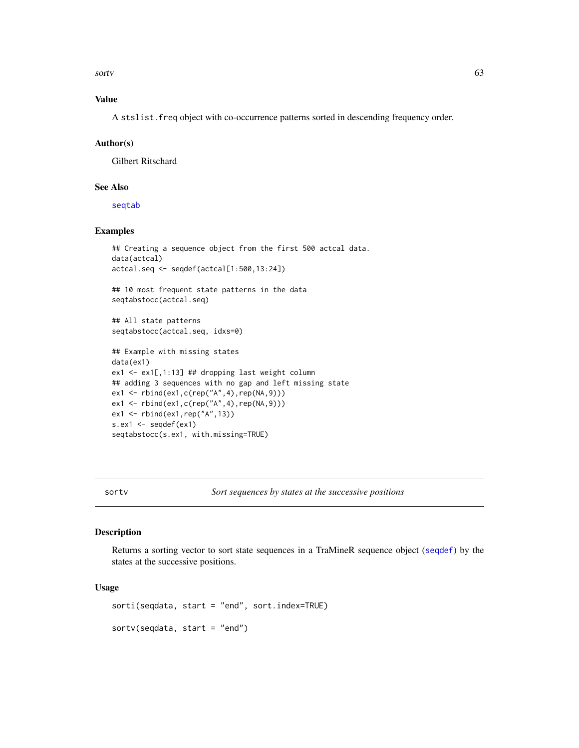### Value

A `stslist.freq` object with co-occurrence patterns sorted in descending frequency order.

### Author(s)

Gilbert Ritschard

### See Also

`seqtab`

### Examples

```
## Creating a sequence object from the first 500 actcal data.
data(actcal)
actcal.seq <- seqdef(actcal[1:500,13:24])

## 10 most frequent state patterns in the data
seqtabstocc(actcal.seq)

## All state patterns
seqtabstocc(actcal.seq, idxs=0)

## Example with missing states
data(ex1)
ex1 <- ex1[,1:13] ## dropping last weight column
## adding 3 sequences with no gap and left missing state
ex1 <- rbind(ex1,c(rep("A",4),rep(NA,9)))
ex1 <- rbind(ex1,c(rep("A",4),rep(NA,9)))
ex1 <- rbind(ex1,rep("A",13))
s.ex1 <- seqdef(ex1)
seqtabstocc(s.ex1, with.missing=TRUE)
```

---

## sortv — *Sort sequences by states at the successive positions*

### Description

Returns a sorting vector to sort state sequences in a TraMineR sequence object (`seqdef`) by the states at the successive positions.

### Usage

```
sorti(seqdata, start = "end", sort.index=TRUE)

sortv(seqdata, start = "end")
```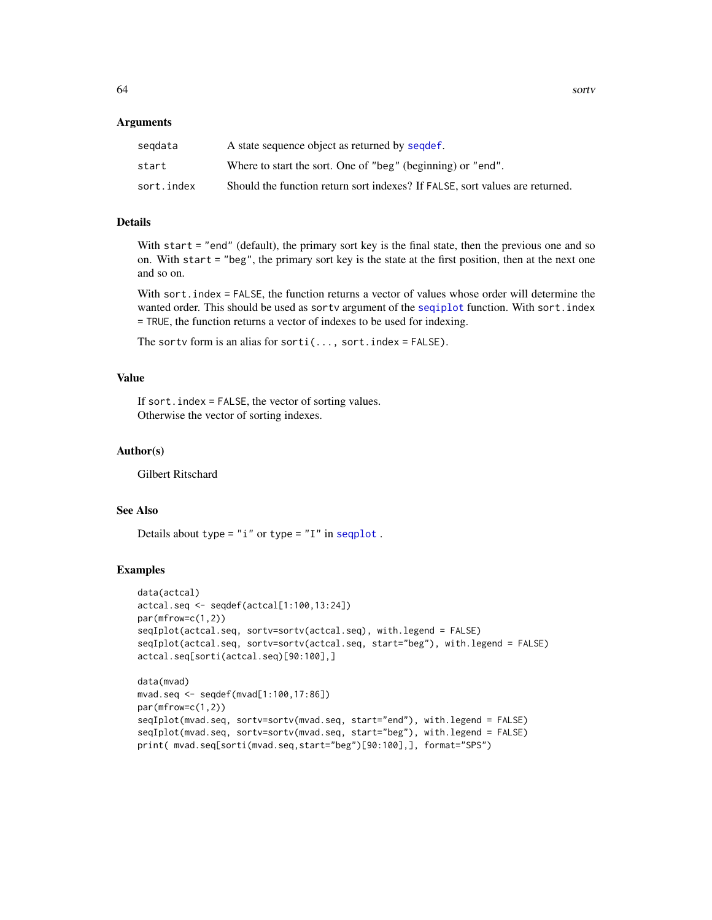### Arguments

| | |
|---|---|
| `seqdata` | A state sequence object as returned by `seqdef`. |
| `start` | Where to start the sort. One of `"beg"` (beginning) or `"end"`. |
| `sort.index` | Should the function return sort indexes? If `FALSE`, sort values are returned. |

### Details

With `start = "end"` (default), the primary sort key is the final state, then the previous one and so on. With `start = "beg"`, the primary sort key is the state at the first position, then at the next one and so on.

With `sort.index = FALSE`, the function returns a vector of values whose order will determine the wanted order. This should be used as `sortv` argument of the `seqiplot` function. With `sort.index = TRUE`, the function returns a vector of indexes to be used for indexing.

The `sortv` form is an alias for `sorti(..., sort.index = FALSE)`.

### Value

If `sort.index = FALSE`, the vector of sorting values.
Otherwise the vector of sorting indexes.

### Author(s)

Gilbert Ritschard

### See Also

Details about `type = "i"` or `type = "I"` in `seqplot` .

### Examples

```
data(actcal)
actcal.seq <- seqdef(actcal[1:100,13:24])
par(mfrow=c(1,2))
seqIplot(actcal.seq, sortv=sortv(actcal.seq), with.legend = FALSE)
seqIplot(actcal.seq, sortv=sortv(actcal.seq, start="beg"), with.legend = FALSE)
actcal.seq[sorti(actcal.seq)[90:100],]

data(mvad)
mvad.seq <- seqdef(mvad[1:100,17:86])
par(mfrow=c(1,2))
seqIplot(mvad.seq, sortv=sortv(mvad.seq, start="end"), with.legend = FALSE)
seqIplot(mvad.seq, sortv=sortv(mvad.seq, start="beg"), with.legend = FALSE)
print( mvad.seq[sorti(mvad.seq,start="beg")[90:100],], format="SPS")
```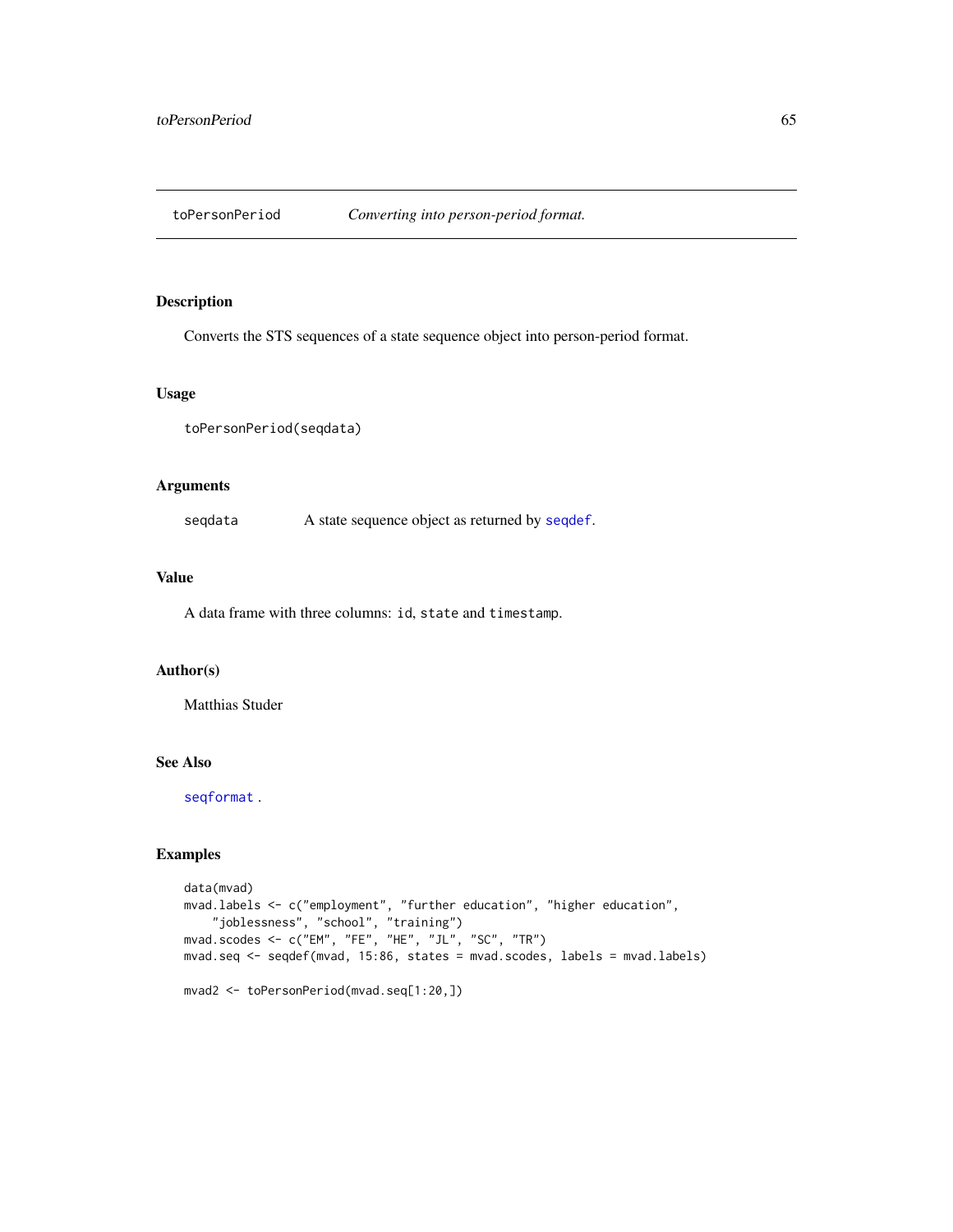## toPersonPeriod *Converting into person-period format.*

### Description

Converts the STS sequences of a state sequence object into person-period format.

### Usage

```
toPersonPeriod(seqdata)
```

### Arguments

| | |
|---|---|
| seqdata | A state sequence object as returned by seqdef. |

### Value

A data frame with three columns: id, state and timestamp.

### Author(s)

Matthias Studer

### See Also

seqformat.

### Examples

```
data(mvad)
mvad.labels <- c("employment", "further education", "higher education",
    "joblessness", "school", "training")
mvad.scodes <- c("EM", "FE", "HE", "JL", "SC", "TR")
mvad.seq <- seqdef(mvad, 15:86, states = mvad.scodes, labels = mvad.labels)

mvad2 <- toPersonPeriod(mvad.seq[1:20,])
```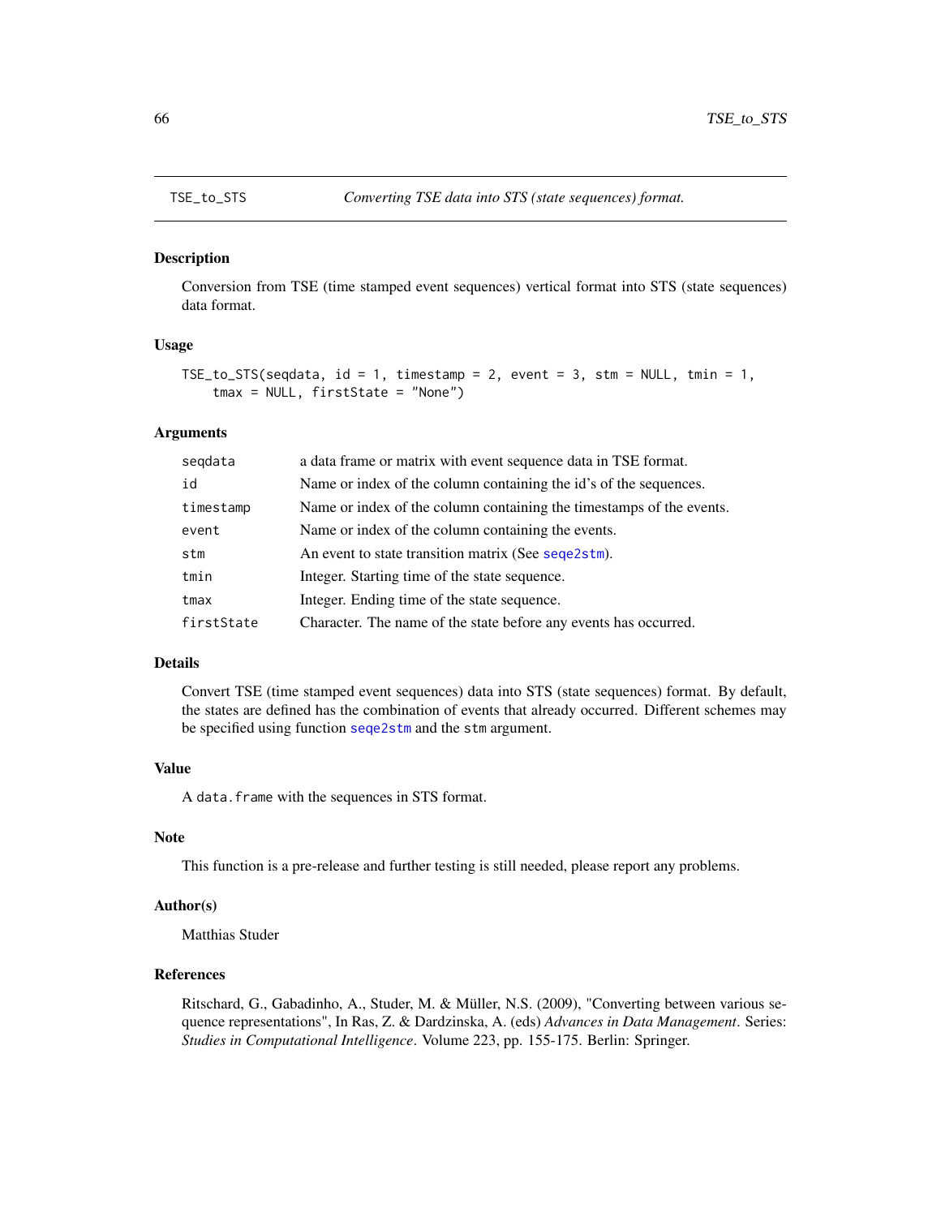TSE_to_STS *Converting TSE data into STS (state sequences) format.*

## Description

Conversion from TSE (time stamped event sequences) vertical format into STS (state sequences) data format.

## Usage

```
TSE_to_STS(seqdata, id = 1, timestamp = 2, event = 3, stm = NULL, tmin = 1,
    tmax = NULL, firstState = "None")
```

## Arguments

| | |
|---|---|
| seqdata | a data frame or matrix with event sequence data in TSE format. |
| id | Name or index of the column containing the id's of the sequences. |
| timestamp | Name or index of the column containing the timestamps of the events. |
| event | Name or index of the column containing the events. |
| stm | An event to state transition matrix (See seqe2stm). |
| tmin | Integer. Starting time of the state sequence. |
| tmax | Integer. Ending time of the state sequence. |
| firstState | Character. The name of the state before any events has occurred. |

## Details

Convert TSE (time stamped event sequences) data into STS (state sequences) format. By default, the states are defined has the combination of events that already occurred. Different schemes may be specified using function seqe2stm and the stm argument.

## Value

A data.frame with the sequences in STS format.

## Note

This function is a pre-release and further testing is still needed, please report any problems.

## Author(s)

Matthias Studer

## References

Ritschard, G., Gabadinho, A., Studer, M. & Müller, N.S. (2009), "Converting between various sequence representations", In Ras, Z. & Dardzinska, A. (eds) *Advances in Data Management*. Series: *Studies in Computational Intelligence*. Volume 223, pp. 155-175. Berlin: Springer.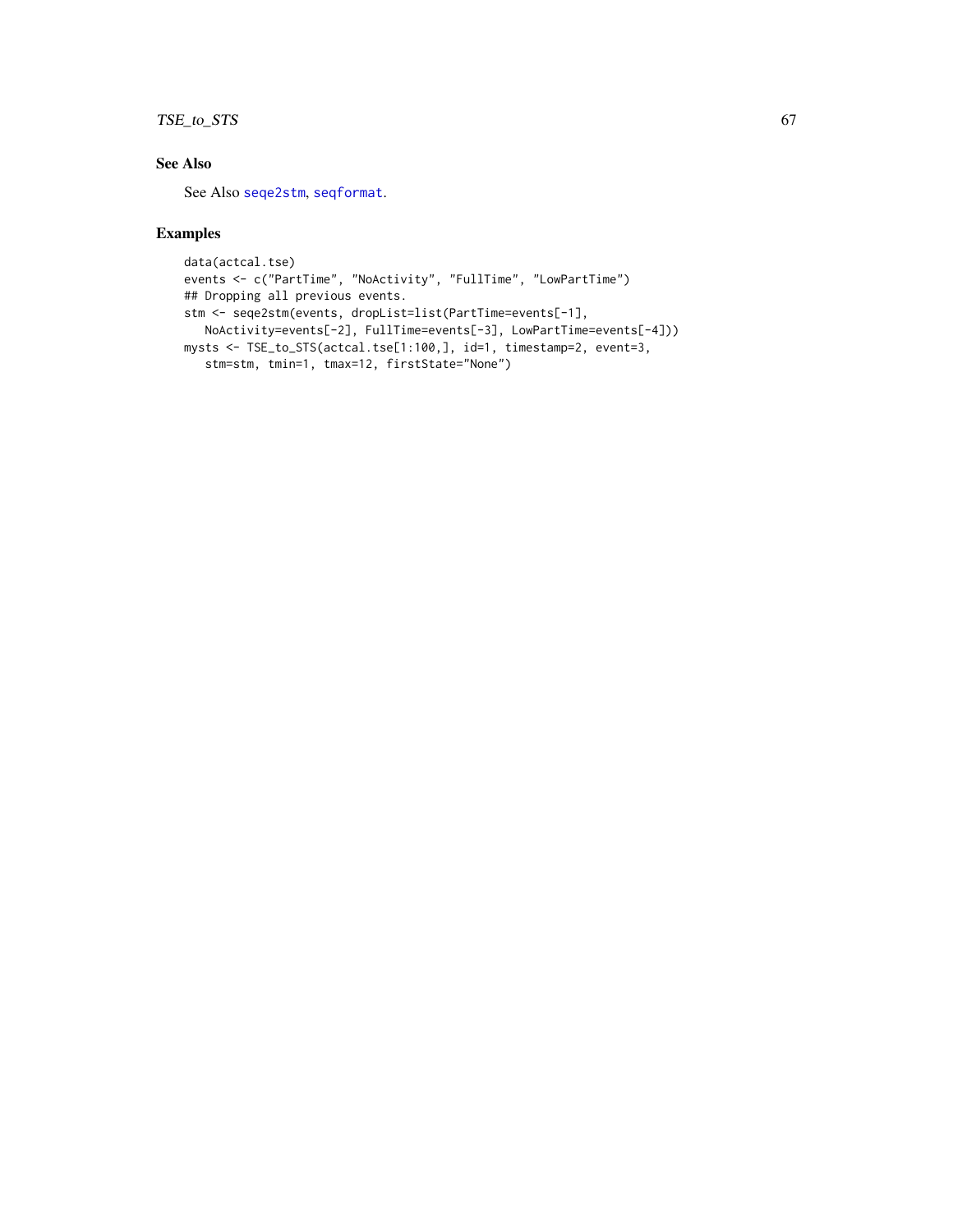## See Also

See Also `seqe2stm`, `seqformat`.

## Examples

```
data(actcal.tse)
events <- c("PartTime", "NoActivity", "FullTime", "LowPartTime")
## Dropping all previous events.
stm <- seqe2stm(events, dropList=list(PartTime=events[-1],
   NoActivity=events[-2], FullTime=events[-3], LowPartTime=events[-4]))
mysts <- TSE_to_STS(actcal.tse[1:100,], id=1, timestamp=2, event=3,
   stm=stm, tmin=1, tmax=12, firstState="None")
```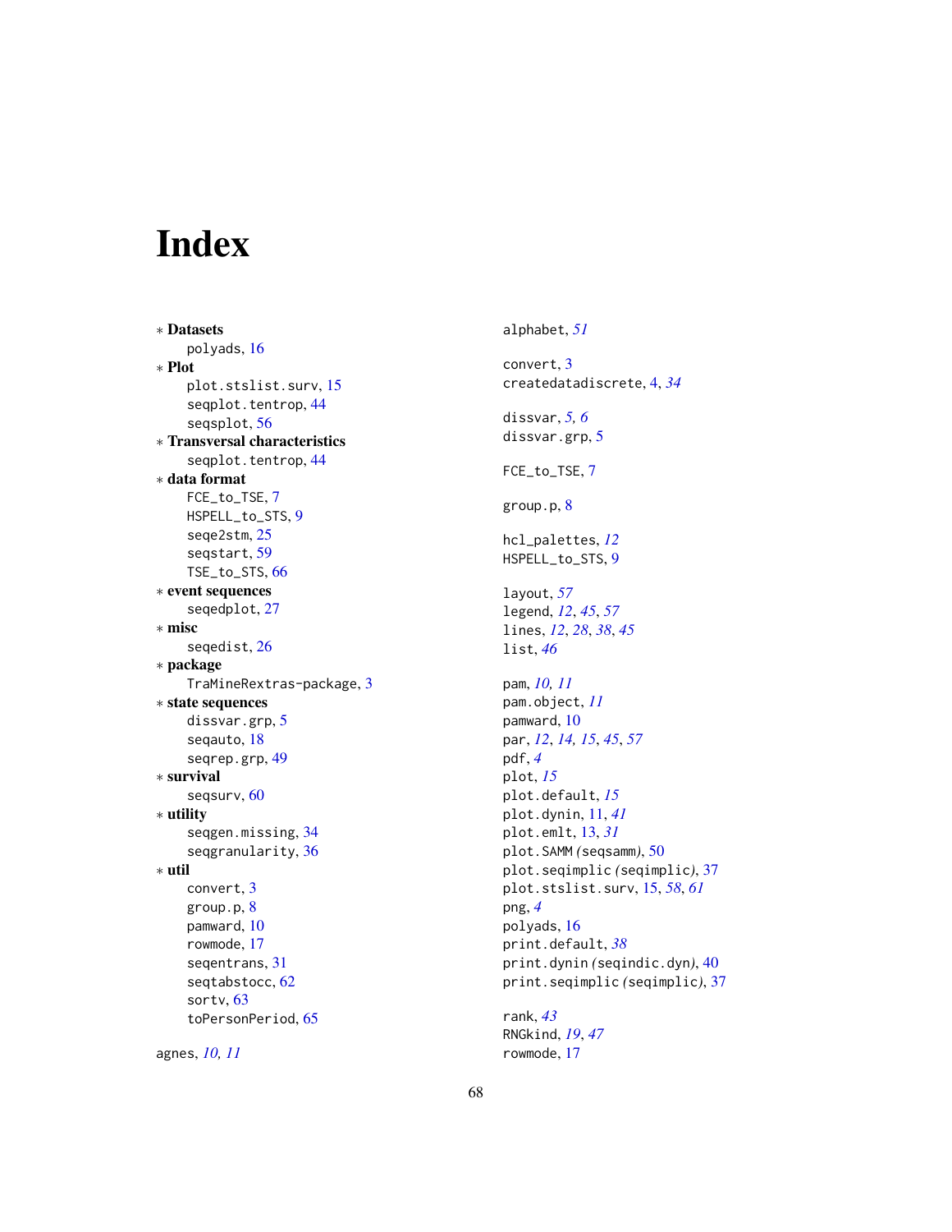# Index

∗ **Datasets**
  polyads, 16

∗ **Plot**
  plot.stslist.surv, 15
  seqplot.tentrop, 44
  seqsplot, 56

∗ **Transversal characteristics**
  seqplot.tentrop, 44

∗ **data format**
  FCE_to_TSE, 7
  HSPELL_to_STS, 9
  seqe2stm, 25
  seqstart, 59
  TSE_to_STS, 66

∗ **event sequences**
  seqedplot, 27

∗ **misc**
  seqedist, 26

∗ **package**
  TraMineRextras-package, 3

∗ **state sequences**
  dissvar.grp, 5
  seqauto, 18
  seqrep.grp, 49

∗ **survival**
  seqsurv, 60

∗ **utility**
  seqgen.missing, 34
  seqgranularity, 36

∗ **util**
  convert, 3
  group.p, 8
  pamward, 10
  rowmode, 17
  seqentrans, 31
  seqtabstocc, 62
  sortv, 63
  toPersonPeriod, 65

agnes, *10, 11*

alphabet, *51*

convert, 3
createdatadiscrete, 4, *34*

dissvar, *5, 6*
dissvar.grp, 5

FCE_to_TSE, 7

group.p, 8

hcl_palettes, *12*
HSPELL_to_STS, 9

layout, *57*
legend, *12*, *45*, *57*
lines, *12*, *28*, *38*, *45*
list, *46*

pam, *10, 11*
pam.object, *11*
pamward, 10
par, *12*, *14, 15*, *45*, *57*
pdf, *4*
plot, *15*
plot.default, *15*
plot.dynin, 11, *41*
plot.emlt, 13, *31*
plot.SAMM *(*seqsamm*)*, 50
plot.seqimplic *(*seqimplic*)*, 37
plot.stslist.surv, 15, *58*, *61*
png, *4*
polyads, 16
print.default, *38*
print.dynin *(*seqindic.dyn*)*, 40
print.seqimplic *(*seqimplic*)*, 37

rank, *43*
RNGkind, *19*, *47*
rowmode, 17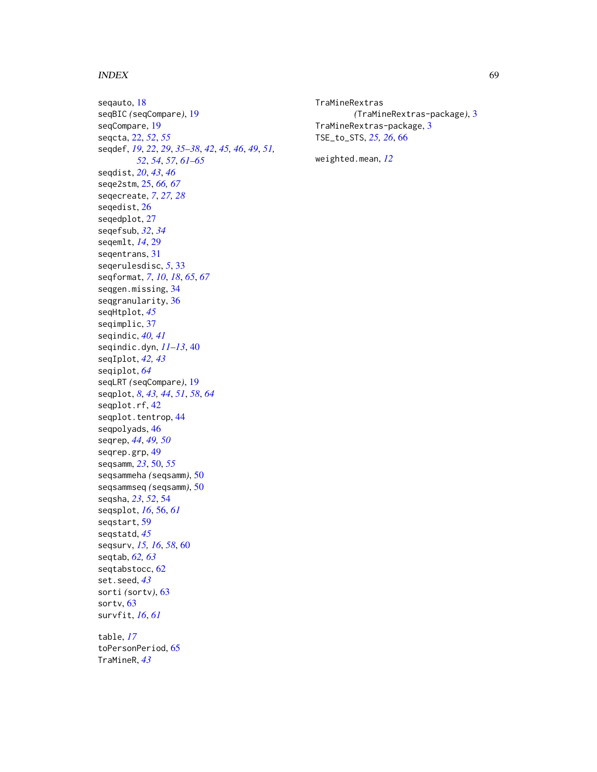seqauto, 18
seqBIC (seqCompare), 19
seqCompare, 19
seqcta, 22, 52, 55
seqdef, 19, 22, 29, 35–38, 42, 45, 46, 49, 51, 52, 54, 57, 61–65
seqdist, 20, 43, 46
seqe2stm, 25, 66, 67
seqecreate, 7, 27, 28
seqedist, 26
seqedplot, 27
seqefsub, 32, 34
seqemlt, 14, 29
seqentrans, 31
seqerulesdisc, 5, 33
seqformat, 7, 10, 18, 65, 67
seqgen.missing, 34
seqgranularity, 36
seqHtplot, 45
seqimplic, 37
seqindic, 40, 41
seqindic.dyn, 11–13, 40
seqIplot, 42, 43
seqiplot, 64
seqLRT (seqCompare), 19
seqplot, 8, 43, 44, 51, 58, 64
seqplot.rf, 42
seqplot.tentrop, 44
seqpolyads, 46
seqrep, 44, 49, 50
seqrep.grp, 49
seqsamm, 23, 50, 55
seqsammeha (seqsamm), 50
seqsammseq (seqsamm), 50
seqsha, 23, 52, 54
seqsplot, 16, 56, 61
seqstart, 59
seqstatd, 45
seqsurv, 15, 16, 58, 60
seqtab, 62, 63
seqtabstocc, 62
set.seed, 43
sorti (sortv), 63
sortv, 63
survfit, 16, 61

table, 17
toPersonPeriod, 65
TraMineR, 43
TraMineRextras (TraMineRextras-package), 3
TraMineRextras-package, 3
TSE_to_STS, 25, 26, 66

weighted.mean, 12